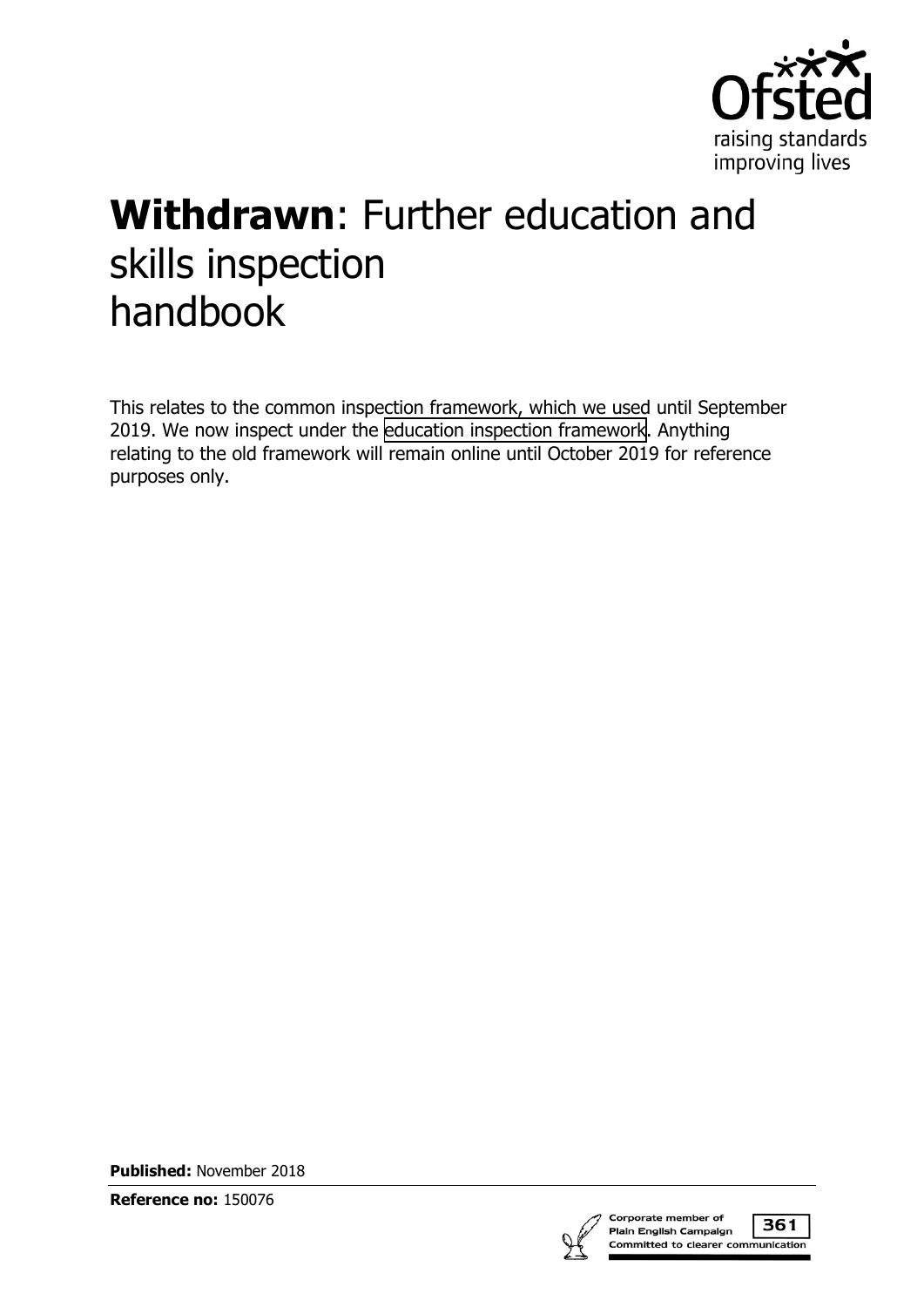# **Withdrawn**: Further education and skills inspection handbook

This relates to the common inspection framework, which we used until September 2019. We now inspect under the education inspection framework. Anything relating to the old framework will remain online until October 2019 for reference purposes only.

**Published:** November 2018

**Reference no:** 150076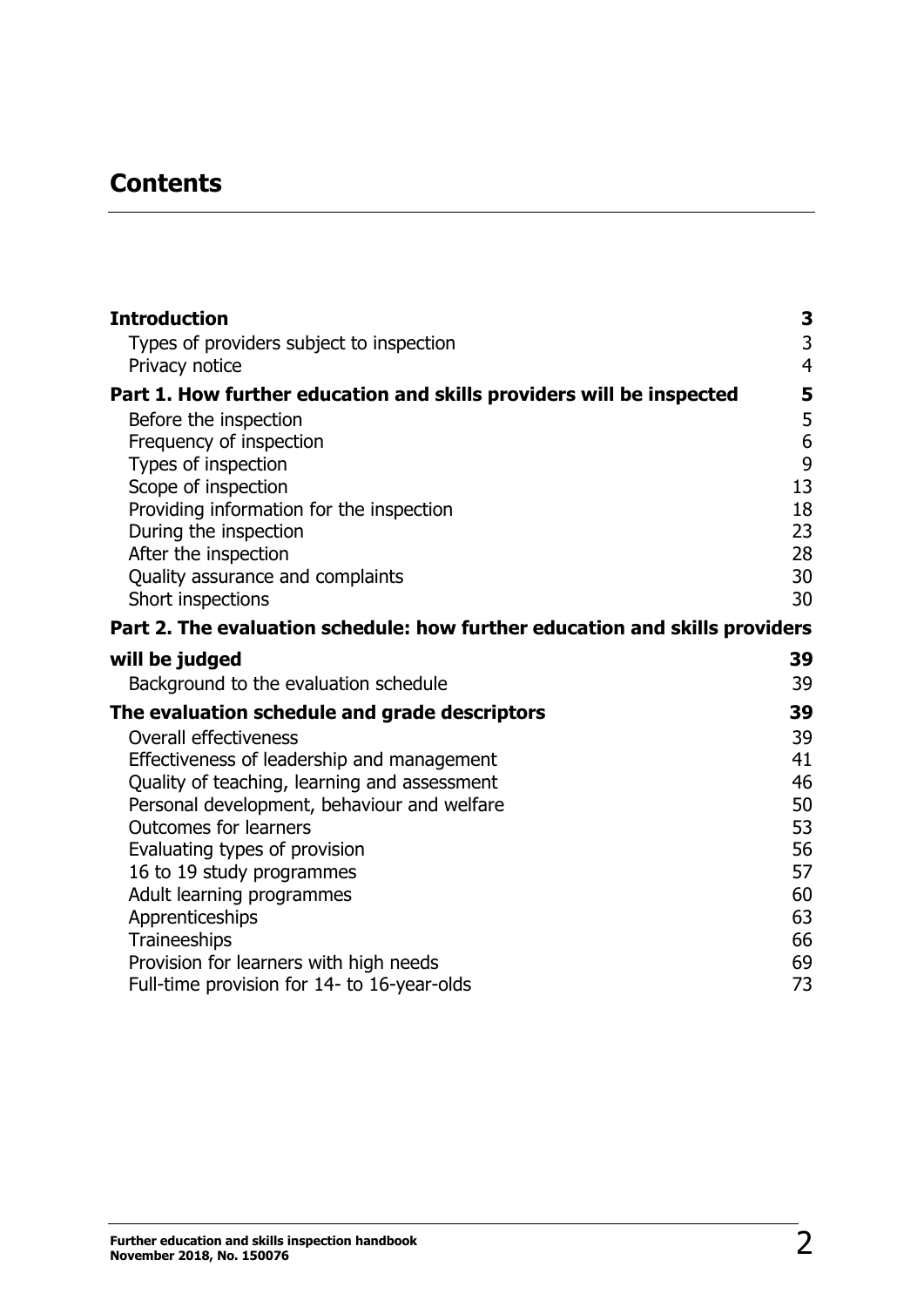## Contents

| | |
|---|---|
| **Introduction** | **3** |
| Types of providers subject to inspection | 3 |
| Privacy notice | 4 |
| **Part 1. How further education and skills providers will be inspected** | **5** |
| Before the inspection | 5 |
| Frequency of inspection | 6 |
| Types of inspection | 9 |
| Scope of inspection | 13 |
| Providing information for the inspection | 18 |
| During the inspection | 23 |
| After the inspection | 28 |
| Quality assurance and complaints | 30 |
| Short inspections | 30 |
| **Part 2. The evaluation schedule: how further education and skills providers will be judged** | **39** |
| Background to the evaluation schedule | 39 |
| **The evaluation schedule and grade descriptors** | **39** |
| Overall effectiveness | 39 |
| Effectiveness of leadership and management | 41 |
| Quality of teaching, learning and assessment | 46 |
| Personal development, behaviour and welfare | 50 |
| Outcomes for learners | 53 |
| Evaluating types of provision | 56 |
| 16 to 19 study programmes | 57 |
| Adult learning programmes | 60 |
| Apprenticeships | 63 |
| Traineeships | 66 |
| Provision for learners with high needs | 69 |
| Full-time provision for 14- to 16-year-olds | 73 |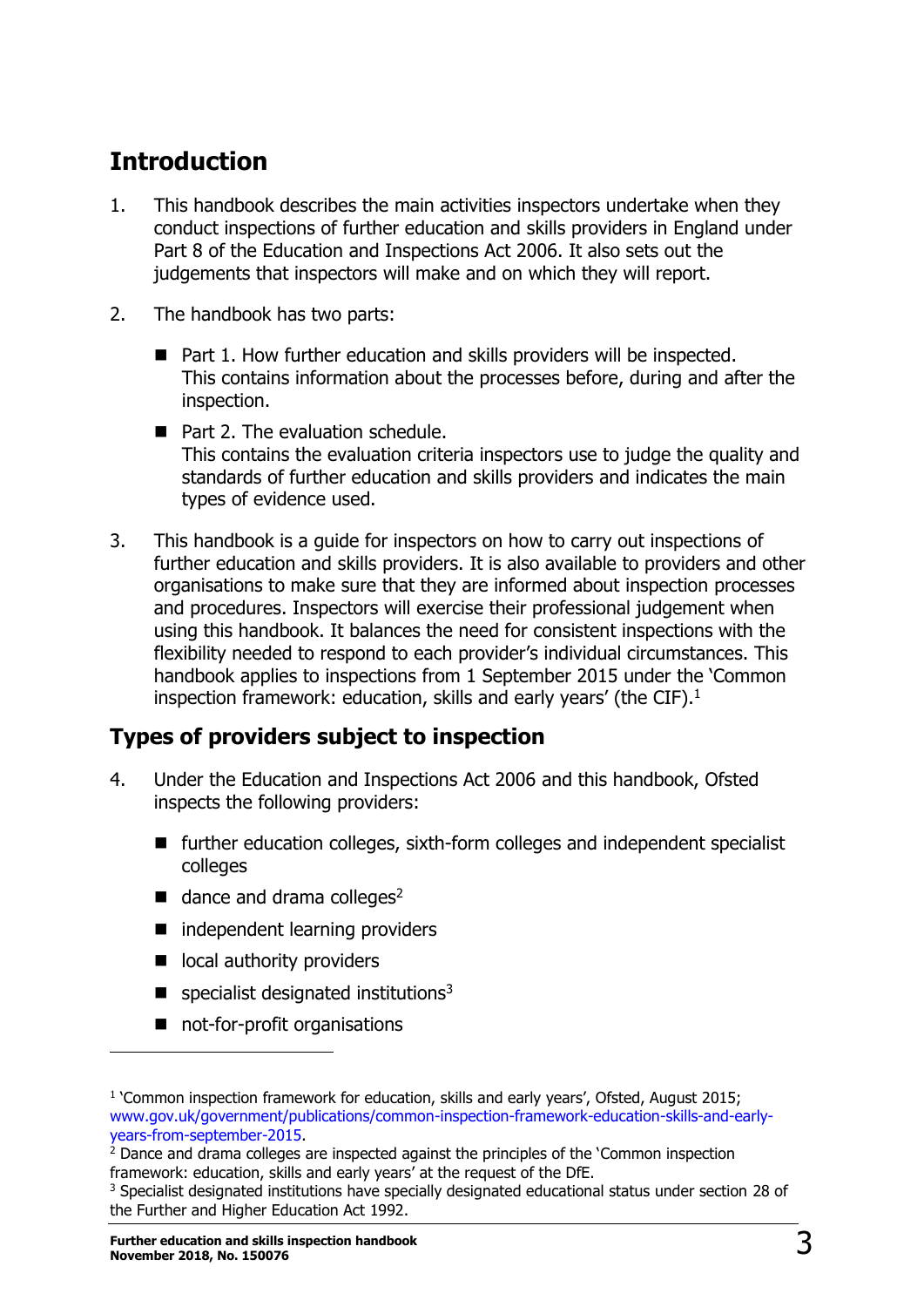## Introduction

1. This handbook describes the main activities inspectors undertake when they conduct inspections of further education and skills providers in England under Part 8 of the Education and Inspections Act 2006. It also sets out the judgements that inspectors will make and on which they will report.

2. The handbook has two parts:

   - Part 1. How further education and skills providers will be inspected. This contains information about the processes before, during and after the inspection.
   - Part 2. The evaluation schedule. This contains the evaluation criteria inspectors use to judge the quality and standards of further education and skills providers and indicates the main types of evidence used.

3. This handbook is a guide for inspectors on how to carry out inspections of further education and skills providers. It is also available to providers and other organisations to make sure that they are informed about inspection processes and procedures. Inspectors will exercise their professional judgement when using this handbook. It balances the need for consistent inspections with the flexibility needed to respond to each provider's individual circumstances. This handbook applies to inspections from 1 September 2015 under the 'Common inspection framework: education, skills and early years' (the CIF).[1]

### Types of providers subject to inspection

4. Under the Education and Inspections Act 2006 and this handbook, Ofsted inspects the following providers:

   - further education colleges, sixth-form colleges and independent specialist colleges
   - dance and drama colleges[2]
   - independent learning providers
   - local authority providers
   - specialist designated institutions[3]
   - not-for-profit organisations

---

[1] 'Common inspection framework for education, skills and early years', Ofsted, August 2015; www.gov.uk/government/publications/common-inspection-framework-education-skills-and-early-years-from-september-2015.

[2] Dance and drama colleges are inspected against the principles of the 'Common inspection framework: education, skills and early years' at the request of the DfE.

[3] Specialist designated institutions have specially designated educational status under section 28 of the Further and Higher Education Act 1992.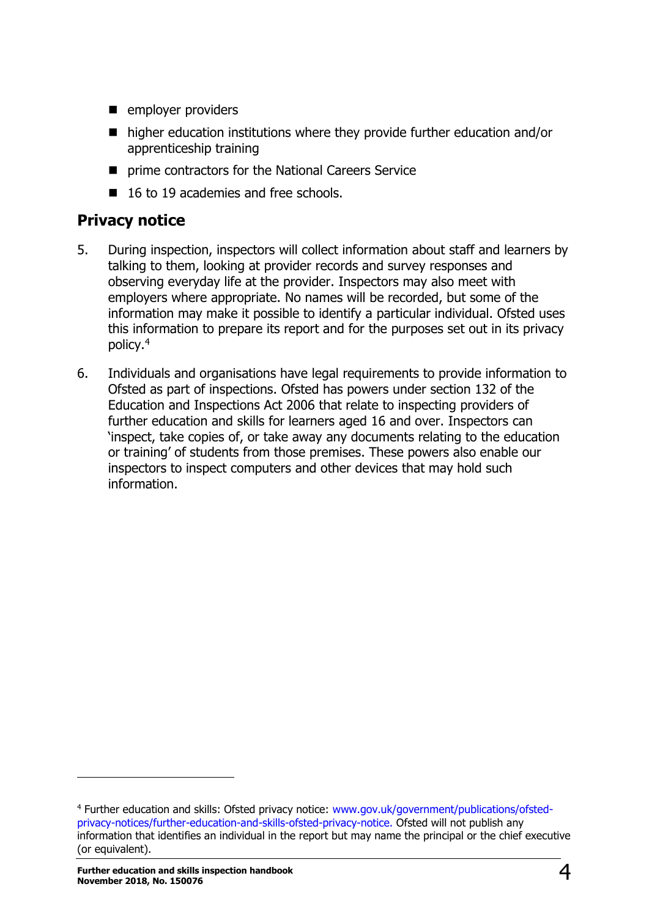- employer providers
- higher education institutions where they provide further education and/or apprenticeship training
- prime contractors for the National Careers Service
- 16 to 19 academies and free schools.

## Privacy notice

5. During inspection, inspectors will collect information about staff and learners by talking to them, looking at provider records and survey responses and observing everyday life at the provider. Inspectors may also meet with employers where appropriate. No names will be recorded, but some of the information may make it possible to identify a particular individual. Ofsted uses this information to prepare its report and for the purposes set out in its privacy policy.[4]

6. Individuals and organisations have legal requirements to provide information to Ofsted as part of inspections. Ofsted has powers under section 132 of the Education and Inspections Act 2006 that relate to inspecting providers of further education and skills for learners aged 16 and over. Inspectors can 'inspect, take copies of, or take away any documents relating to the education or training' of students from those premises. These powers also enable our inspectors to inspect computers and other devices that may hold such information.

---

[4] Further education and skills: Ofsted privacy notice: www.gov.uk/government/publications/ofsted-privacy-notices/further-education-and-skills-ofsted-privacy-notice. Ofsted will not publish any information that identifies an individual in the report but may name the principal or the chief executive (or equivalent).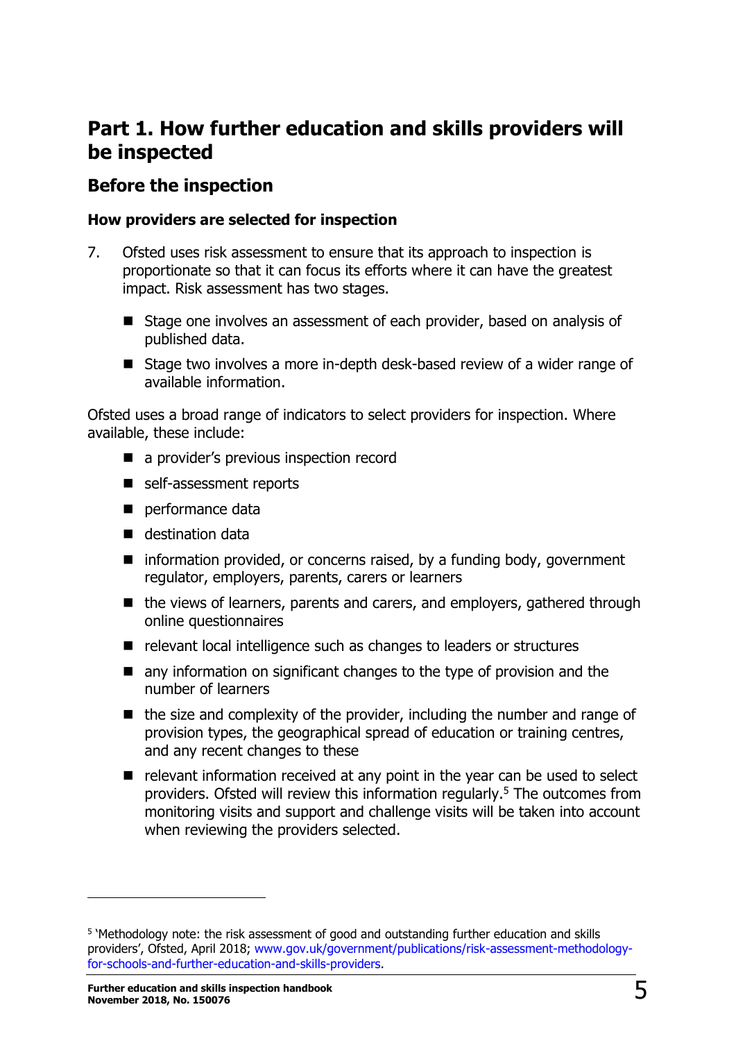# Part 1. How further education and skills providers will be inspected

## Before the inspection

### How providers are selected for inspection

7. Ofsted uses risk assessment to ensure that its approach to inspection is proportionate so that it can focus its efforts where it can have the greatest impact. Risk assessment has two stages.

   - Stage one involves an assessment of each provider, based on analysis of published data.
   - Stage two involves a more in-depth desk-based review of a wider range of available information.

Ofsted uses a broad range of indicators to select providers for inspection. Where available, these include:

- a provider's previous inspection record
- self-assessment reports
- performance data
- destination data
- information provided, or concerns raised, by a funding body, government regulator, employers, parents, carers or learners
- the views of learners, parents and carers, and employers, gathered through online questionnaires
- relevant local intelligence such as changes to leaders or structures
- any information on significant changes to the type of provision and the number of learners
- the size and complexity of the provider, including the number and range of provision types, the geographical spread of education or training centres, and any recent changes to these
- relevant information received at any point in the year can be used to select providers. Ofsted will review this information regularly.[5] The outcomes from monitoring visits and support and challenge visits will be taken into account when reviewing the providers selected.

---

[5] 'Methodology note: the risk assessment of good and outstanding further education and skills providers', Ofsted, April 2018; www.gov.uk/government/publications/risk-assessment-methodology-for-schools-and-further-education-and-skills-providers.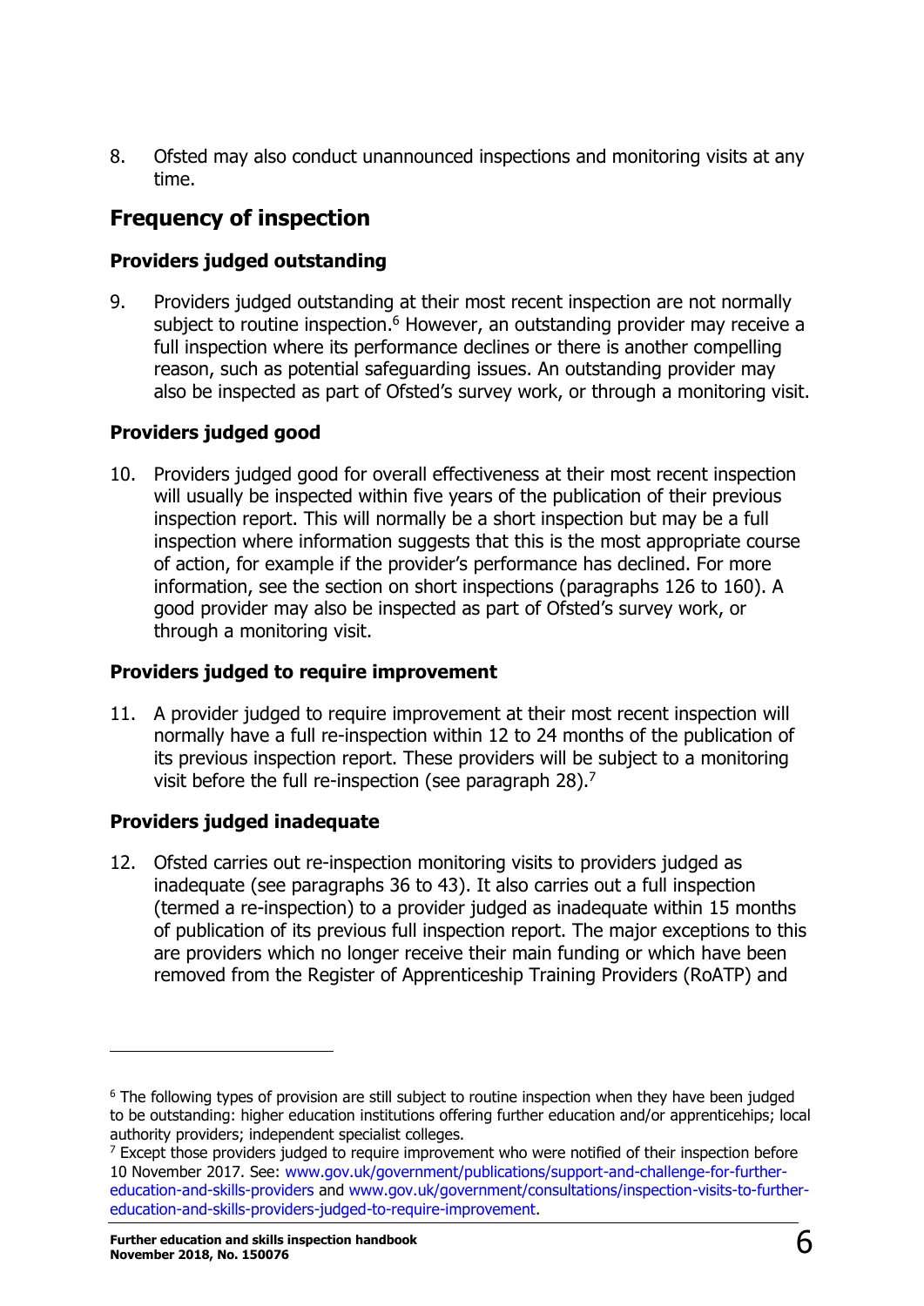8. Ofsted may also conduct unannounced inspections and monitoring visits at any time.

## Frequency of inspection

### Providers judged outstanding

9. Providers judged outstanding at their most recent inspection are not normally subject to routine inspection.[6] However, an outstanding provider may receive a full inspection where its performance declines or there is another compelling reason, such as potential safeguarding issues. An outstanding provider may also be inspected as part of Ofsted's survey work, or through a monitoring visit.

### Providers judged good

10. Providers judged good for overall effectiveness at their most recent inspection will usually be inspected within five years of the publication of their previous inspection report. This will normally be a short inspection but may be a full inspection where information suggests that this is the most appropriate course of action, for example if the provider's performance has declined. For more information, see the section on short inspections (paragraphs 126 to 160). A good provider may also be inspected as part of Ofsted's survey work, or through a monitoring visit.

### Providers judged to require improvement

11. A provider judged to require improvement at their most recent inspection will normally have a full re-inspection within 12 to 24 months of the publication of its previous inspection report. These providers will be subject to a monitoring visit before the full re-inspection (see paragraph 28).[7]

### Providers judged inadequate

12. Ofsted carries out re-inspection monitoring visits to providers judged as inadequate (see paragraphs 36 to 43). It also carries out a full inspection (termed a re-inspection) to a provider judged as inadequate within 15 months of publication of its previous full inspection report. The major exceptions to this are providers which no longer receive their main funding or which have been removed from the Register of Apprenticeship Training Providers (RoATP) and

---

[6] The following types of provision are still subject to routine inspection when they have been judged to be outstanding: higher education institutions offering further education and/or apprenticehips; local authority providers; independent specialist colleges.

[7] Except those providers judged to require improvement who were notified of their inspection before 10 November 2017. See: www.gov.uk/government/publications/support-and-challenge-for-further-education-and-skills-providers and www.gov.uk/government/consultations/inspection-visits-to-further-education-and-skills-providers-judged-to-require-improvement.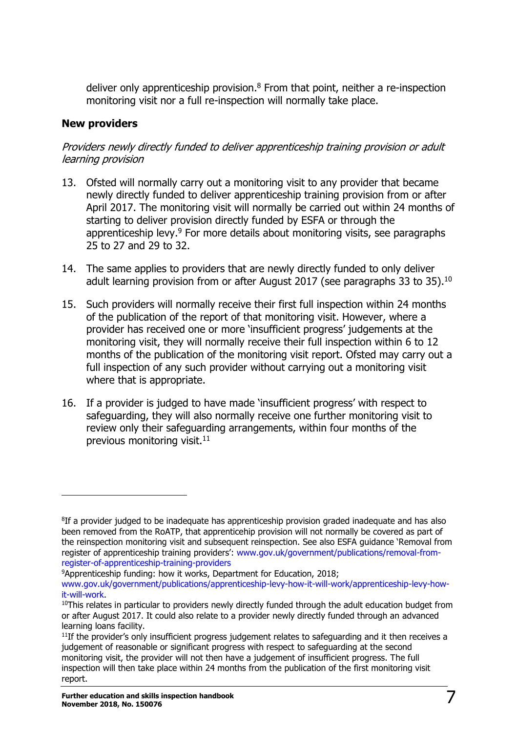deliver only apprenticeship provision.[8] From that point, neither a re-inspection monitoring visit nor a full re-inspection will normally take place.

**New providers**

*Providers newly directly funded to deliver apprenticeship training provision or adult learning provision*

13. Ofsted will normally carry out a monitoring visit to any provider that became newly directly funded to deliver apprenticeship training provision from or after April 2017. The monitoring visit will normally be carried out within 24 months of starting to deliver provision directly funded by ESFA or through the apprenticeship levy.[9] For more details about monitoring visits, see paragraphs 25 to 27 and 29 to 32.

14. The same applies to providers that are newly directly funded to only deliver adult learning provision from or after August 2017 (see paragraphs 33 to 35).[10]

15. Such providers will normally receive their first full inspection within 24 months of the publication of the report of that monitoring visit. However, where a provider has received one or more 'insufficient progress' judgements at the monitoring visit, they will normally receive their full inspection within 6 to 12 months of the publication of the monitoring visit report. Ofsted may carry out a full inspection of any such provider without carrying out a monitoring visit where that is appropriate.

16. If a provider is judged to have made 'insufficient progress' with respect to safeguarding, they will also normally receive one further monitoring visit to review only their safeguarding arrangements, within four months of the previous monitoring visit.[11]

---

[8] If a provider judged to be inadequate has apprenticeship provision graded inadequate and has also been removed from the RoATP, that apprenticehip provision will not normally be covered as part of the reinspection monitoring visit and subsequent reinspection. See also ESFA guidance 'Removal from register of apprenticeship training providers': www.gov.uk/government/publications/removal-from-register-of-apprenticeship-training-providers

[9] Apprenticeship funding: how it works, Department for Education, 2018; www.gov.uk/government/publications/apprenticeship-levy-how-it-will-work/apprenticeship-levy-how-it-will-work.

[10] This relates in particular to providers newly directly funded through the adult education budget from or after August 2017. It could also relate to a provider newly directly funded through an advanced learning loans facility.

[11] If the provider's only insufficient progress judgement relates to safeguarding and it then receives a judgement of reasonable or significant progress with respect to safeguarding at the second monitoring visit, the provider will not then have a judgement of insufficient progress. The full inspection will then take place within 24 months from the publication of the first monitoring visit report.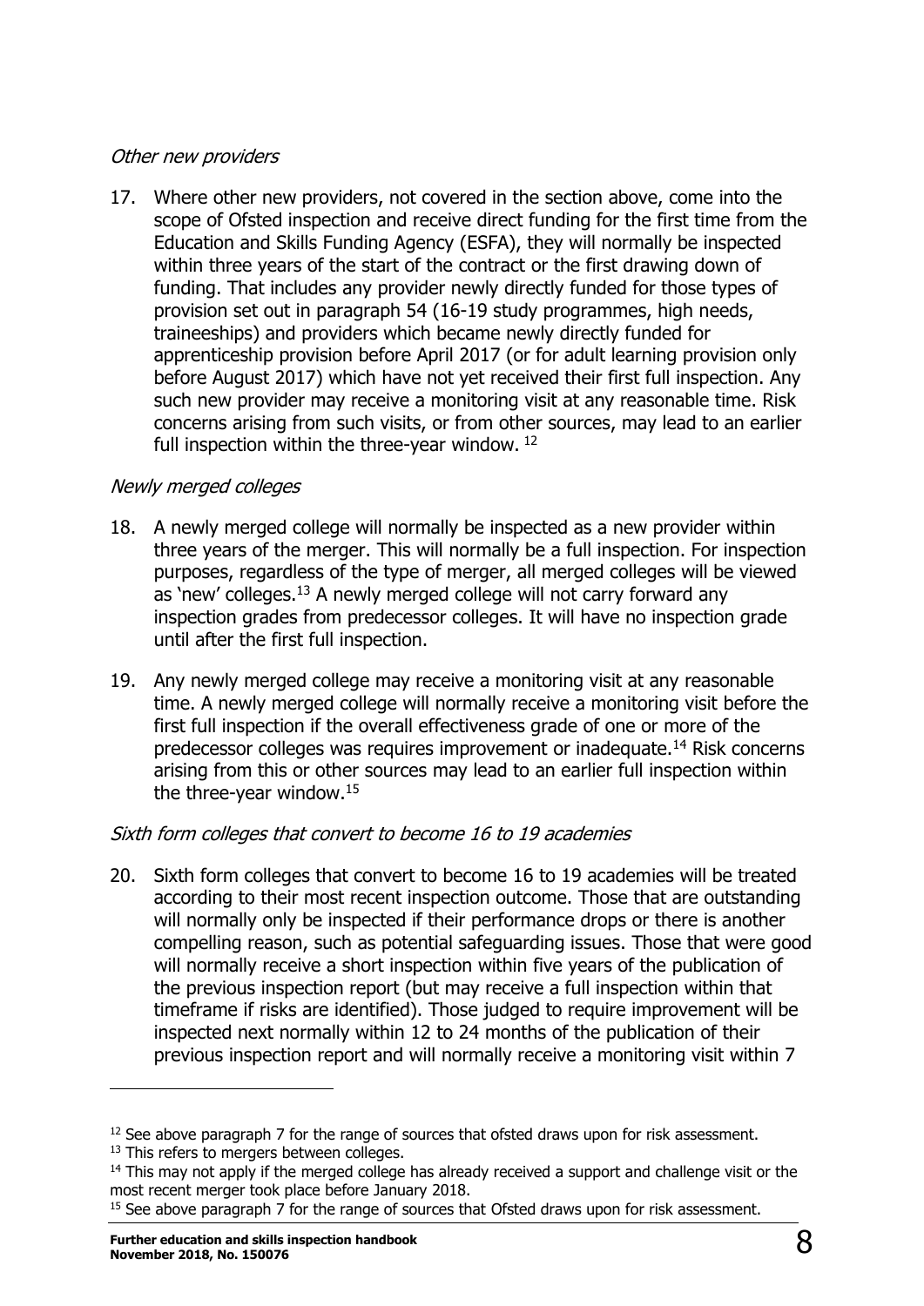*Other new providers*

17. Where other new providers, not covered in the section above, come into the scope of Ofsted inspection and receive direct funding for the first time from the Education and Skills Funding Agency (ESFA), they will normally be inspected within three years of the start of the contract or the first drawing down of funding. That includes any provider newly directly funded for those types of provision set out in paragraph 54 (16-19 study programmes, high needs, traineeships) and providers which became newly directly funded for apprenticeship provision before April 2017 (or for adult learning provision only before August 2017) which have not yet received their first full inspection. Any such new provider may receive a monitoring visit at any reasonable time. Risk concerns arising from such visits, or from other sources, may lead to an earlier full inspection within the three-year window. [12]

*Newly merged colleges*

18. A newly merged college will normally be inspected as a new provider within three years of the merger. This will normally be a full inspection. For inspection purposes, regardless of the type of merger, all merged colleges will be viewed as 'new' colleges.[13] A newly merged college will not carry forward any inspection grades from predecessor colleges. It will have no inspection grade until after the first full inspection.

19. Any newly merged college may receive a monitoring visit at any reasonable time. A newly merged college will normally receive a monitoring visit before the first full inspection if the overall effectiveness grade of one or more of the predecessor colleges was requires improvement or inadequate.[14] Risk concerns arising from this or other sources may lead to an earlier full inspection within the three-year window.[15]

*Sixth form colleges that convert to become 16 to 19 academies*

20. Sixth form colleges that convert to become 16 to 19 academies will be treated according to their most recent inspection outcome. Those that are outstanding will normally only be inspected if their performance drops or there is another compelling reason, such as potential safeguarding issues. Those that were good will normally receive a short inspection within five years of the publication of the previous inspection report (but may receive a full inspection within that timeframe if risks are identified). Those judged to require improvement will be inspected next normally within 12 to 24 months of the publication of their previous inspection report and will normally receive a monitoring visit within 7

---

[12] See above paragraph 7 for the range of sources that ofsted draws upon for risk assessment.

[13] This refers to mergers between colleges.

[14] This may not apply if the merged college has already received a support and challenge visit or the most recent merger took place before January 2018.

[15] See above paragraph 7 for the range of sources that Ofsted draws upon for risk assessment.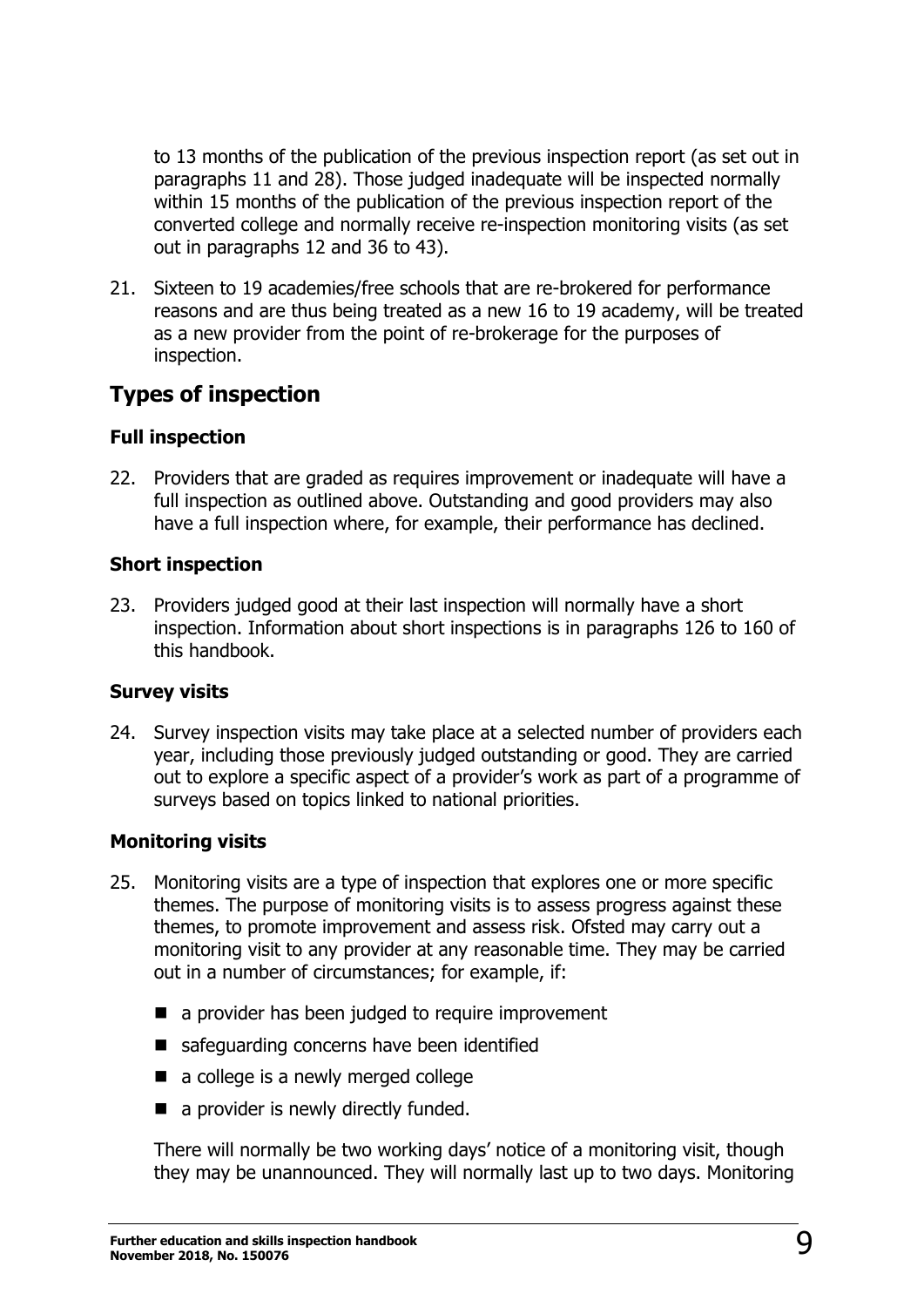to 13 months of the publication of the previous inspection report (as set out in paragraphs 11 and 28). Those judged inadequate will be inspected normally within 15 months of the publication of the previous inspection report of the converted college and normally receive re-inspection monitoring visits (as set out in paragraphs 12 and 36 to 43).

21. Sixteen to 19 academies/free schools that are re-brokered for performance reasons and are thus being treated as a new 16 to 19 academy, will be treated as a new provider from the point of re-brokerage for the purposes of inspection.

## Types of inspection

### Full inspection

22. Providers that are graded as requires improvement or inadequate will have a full inspection as outlined above. Outstanding and good providers may also have a full inspection where, for example, their performance has declined.

### Short inspection

23. Providers judged good at their last inspection will normally have a short inspection. Information about short inspections is in paragraphs 126 to 160 of this handbook.

### Survey visits

24. Survey inspection visits may take place at a selected number of providers each year, including those previously judged outstanding or good. They are carried out to explore a specific aspect of a provider's work as part of a programme of surveys based on topics linked to national priorities.

### Monitoring visits

25. Monitoring visits are a type of inspection that explores one or more specific themes. The purpose of monitoring visits is to assess progress against these themes, to promote improvement and assess risk. Ofsted may carry out a monitoring visit to any provider at any reasonable time. They may be carried out in a number of circumstances; for example, if:

    - a provider has been judged to require improvement
    - safeguarding concerns have been identified
    - a college is a newly merged college
    - a provider is newly directly funded.

    There will normally be two working days' notice of a monitoring visit, though they may be unannounced. They will normally last up to two days. Monitoring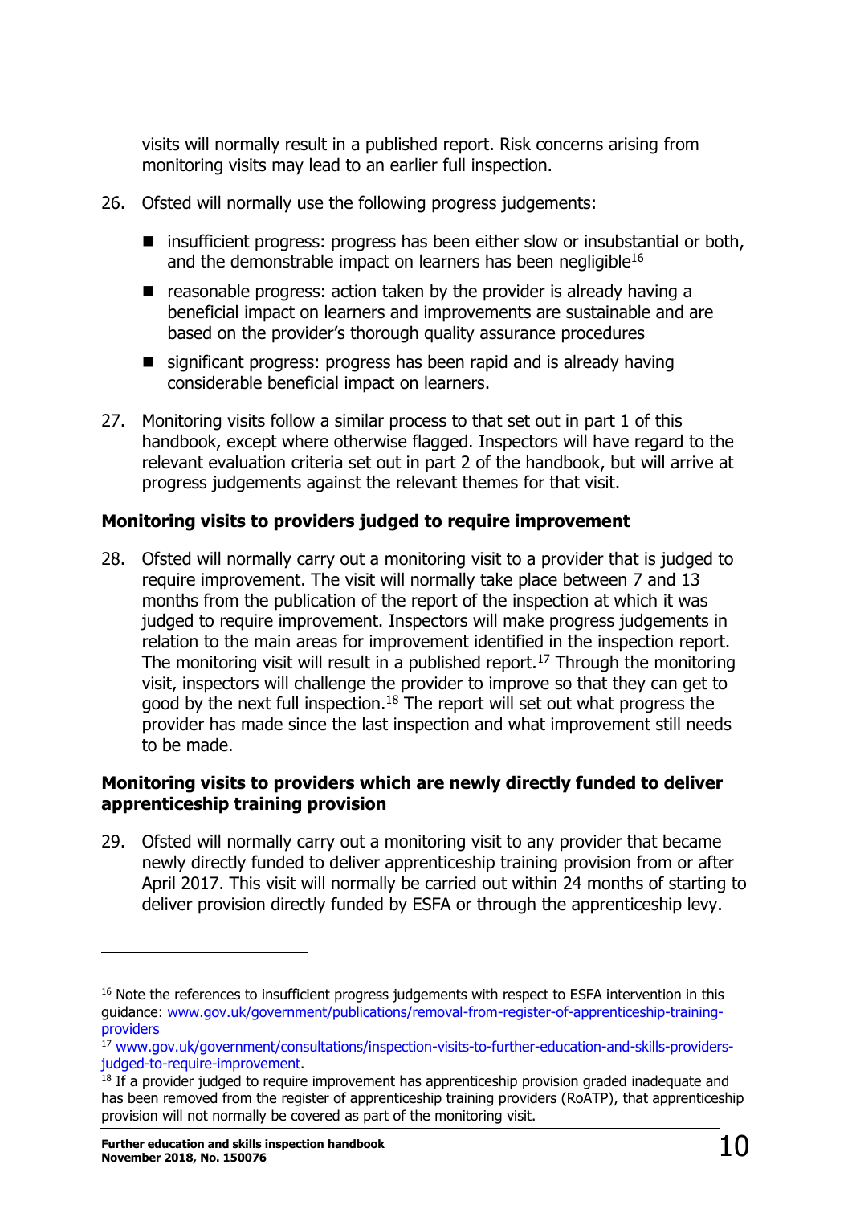visits will normally result in a published report. Risk concerns arising from monitoring visits may lead to an earlier full inspection.

26. Ofsted will normally use the following progress judgements:

    - insufficient progress: progress has been either slow or insubstantial or both, and the demonstrable impact on learners has been negligible[16]
    - reasonable progress: action taken by the provider is already having a beneficial impact on learners and improvements are sustainable and are based on the provider's thorough quality assurance procedures
    - significant progress: progress has been rapid and is already having considerable beneficial impact on learners.

27. Monitoring visits follow a similar process to that set out in part 1 of this handbook, except where otherwise flagged. Inspectors will have regard to the relevant evaluation criteria set out in part 2 of the handbook, but will arrive at progress judgements against the relevant themes for that visit.

**Monitoring visits to providers judged to require improvement**

28. Ofsted will normally carry out a monitoring visit to a provider that is judged to require improvement. The visit will normally take place between 7 and 13 months from the publication of the report of the inspection at which it was judged to require improvement. Inspectors will make progress judgements in relation to the main areas for improvement identified in the inspection report. The monitoring visit will result in a published report.[17] Through the monitoring visit, inspectors will challenge the provider to improve so that they can get to good by the next full inspection.[18] The report will set out what progress the provider has made since the last inspection and what improvement still needs to be made.

**Monitoring visits to providers which are newly directly funded to deliver apprenticeship training provision**

29. Ofsted will normally carry out a monitoring visit to any provider that became newly directly funded to deliver apprenticeship training provision from or after April 2017. This visit will normally be carried out within 24 months of starting to deliver provision directly funded by ESFA or through the apprenticeship levy.

---

[16] Note the references to insufficient progress judgements with respect to ESFA intervention in this guidance: www.gov.uk/government/publications/removal-from-register-of-apprenticeship-training-providers

[17] www.gov.uk/government/consultations/inspection-visits-to-further-education-and-skills-providers-judged-to-require-improvement.

[18] If a provider judged to require improvement has apprenticeship provision graded inadequate and has been removed from the register of apprenticeship training providers (RoATP), that apprenticeship provision will not normally be covered as part of the monitoring visit.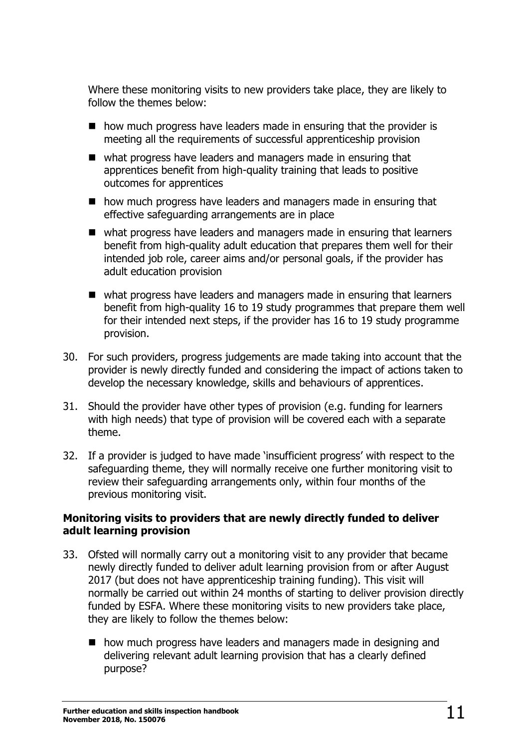Where these monitoring visits to new providers take place, they are likely to follow the themes below:

- how much progress have leaders made in ensuring that the provider is meeting all the requirements of successful apprenticeship provision
- what progress have leaders and managers made in ensuring that apprentices benefit from high-quality training that leads to positive outcomes for apprentices
- how much progress have leaders and managers made in ensuring that effective safeguarding arrangements are in place
- what progress have leaders and managers made in ensuring that learners benefit from high-quality adult education that prepares them well for their intended job role, career aims and/or personal goals, if the provider has adult education provision
- what progress have leaders and managers made in ensuring that learners benefit from high-quality 16 to 19 study programmes that prepare them well for their intended next steps, if the provider has 16 to 19 study programme provision.

30. For such providers, progress judgements are made taking into account that the provider is newly directly funded and considering the impact of actions taken to develop the necessary knowledge, skills and behaviours of apprentices.

31. Should the provider have other types of provision (e.g. funding for learners with high needs) that type of provision will be covered each with a separate theme.

32. If a provider is judged to have made 'insufficient progress' with respect to the safeguarding theme, they will normally receive one further monitoring visit to review their safeguarding arrangements only, within four months of the previous monitoring visit.

**Monitoring visits to providers that are newly directly funded to deliver adult learning provision**

33. Ofsted will normally carry out a monitoring visit to any provider that became newly directly funded to deliver adult learning provision from or after August 2017 (but does not have apprenticeship training funding). This visit will normally be carried out within 24 months of starting to deliver provision directly funded by ESFA. Where these monitoring visits to new providers take place, they are likely to follow the themes below:

    - how much progress have leaders and managers made in designing and delivering relevant adult learning provision that has a clearly defined purpose?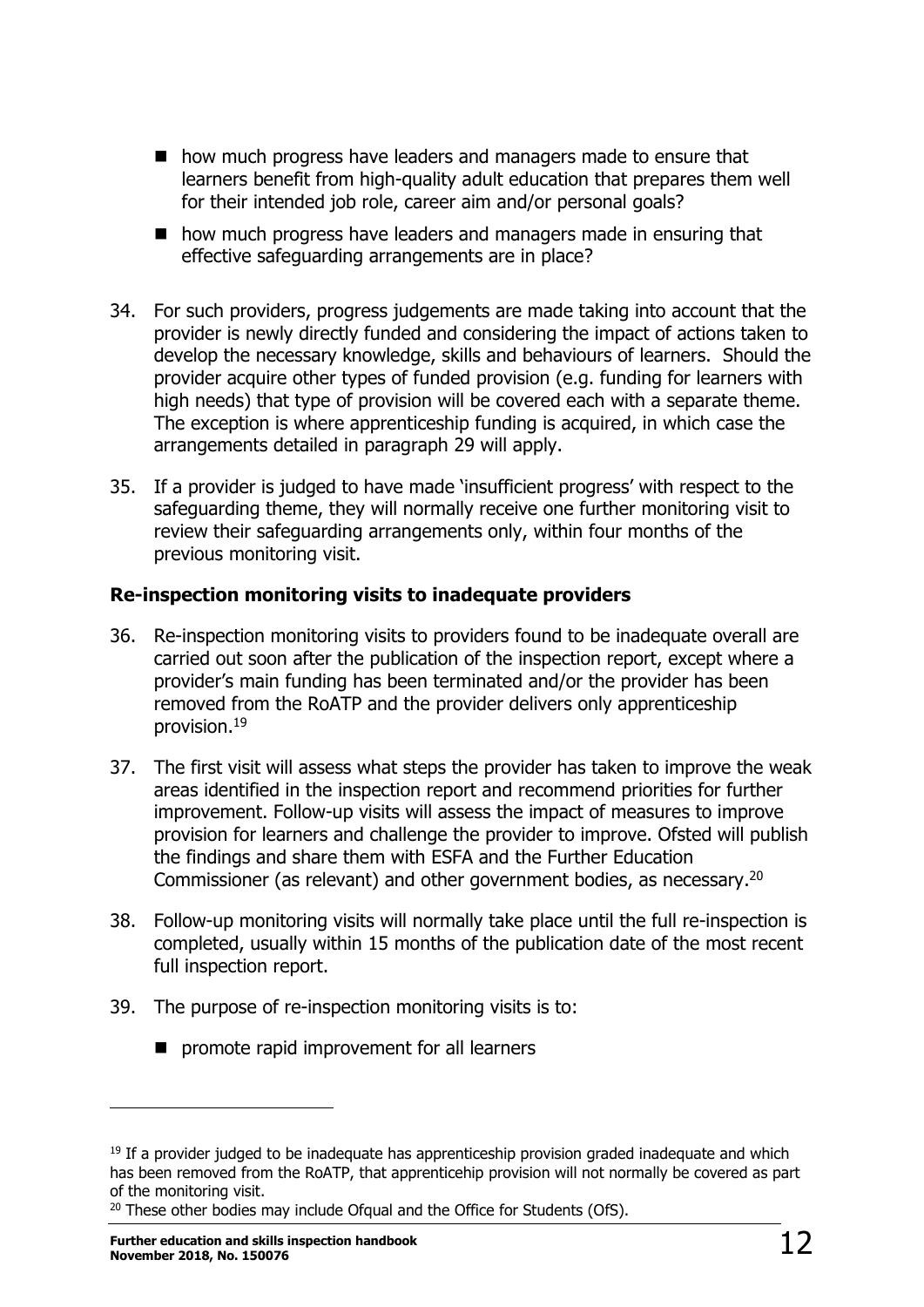- how much progress have leaders and managers made to ensure that learners benefit from high-quality adult education that prepares them well for their intended job role, career aim and/or personal goals?
- how much progress have leaders and managers made in ensuring that effective safeguarding arrangements are in place?

34. For such providers, progress judgements are made taking into account that the provider is newly directly funded and considering the impact of actions taken to develop the necessary knowledge, skills and behaviours of learners. Should the provider acquire other types of funded provision (e.g. funding for learners with high needs) that type of provision will be covered each with a separate theme. The exception is where apprenticeship funding is acquired, in which case the arrangements detailed in paragraph 29 will apply.

35. If a provider is judged to have made 'insufficient progress' with respect to the safeguarding theme, they will normally receive one further monitoring visit to review their safeguarding arrangements only, within four months of the previous monitoring visit.

### Re-inspection monitoring visits to inadequate providers

36. Re-inspection monitoring visits to providers found to be inadequate overall are carried out soon after the publication of the inspection report, except where a provider's main funding has been terminated and/or the provider has been removed from the RoATP and the provider delivers only apprenticeship provision.[19]

37. The first visit will assess what steps the provider has taken to improve the weak areas identified in the inspection report and recommend priorities for further improvement. Follow-up visits will assess the impact of measures to improve provision for learners and challenge the provider to improve. Ofsted will publish the findings and share them with ESFA and the Further Education Commissioner (as relevant) and other government bodies, as necessary.[20]

38. Follow-up monitoring visits will normally take place until the full re-inspection is completed, usually within 15 months of the publication date of the most recent full inspection report.

39. The purpose of re-inspection monitoring visits is to:

    - promote rapid improvement for all learners

---

[19] If a provider judged to be inadequate has apprenticeship provision graded inadequate and which has been removed from the RoATP, that apprenticehip provision will not normally be covered as part of the monitoring visit.

[20] These other bodies may include Ofqual and the Office for Students (OfS).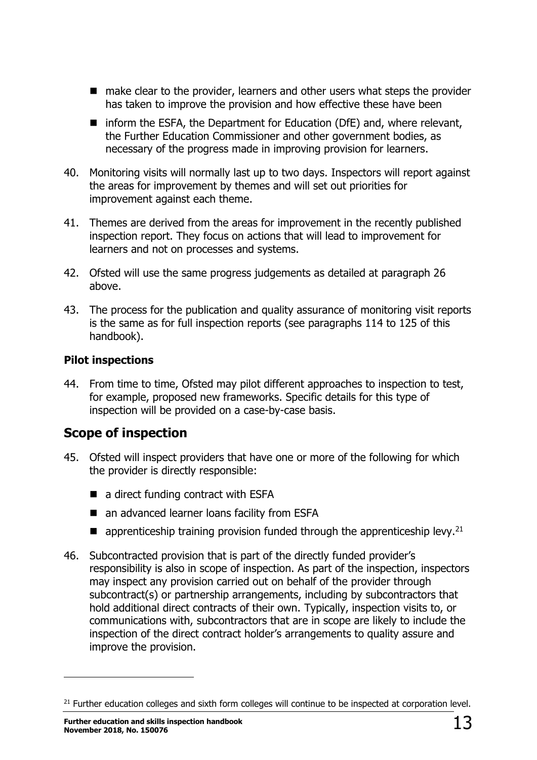- make clear to the provider, learners and other users what steps the provider has taken to improve the provision and how effective these have been
- inform the ESFA, the Department for Education (DfE) and, where relevant, the Further Education Commissioner and other government bodies, as necessary of the progress made in improving provision for learners.

40. Monitoring visits will normally last up to two days. Inspectors will report against the areas for improvement by themes and will set out priorities for improvement against each theme.

41. Themes are derived from the areas for improvement in the recently published inspection report. They focus on actions that will lead to improvement for learners and not on processes and systems.

42. Ofsted will use the same progress judgements as detailed at paragraph 26 above.

43. The process for the publication and quality assurance of monitoring visit reports is the same as for full inspection reports (see paragraphs 114 to 125 of this handbook).

### Pilot inspections

44. From time to time, Ofsted may pilot different approaches to inspection to test, for example, proposed new frameworks. Specific details for this type of inspection will be provided on a case-by-case basis.

## Scope of inspection

45. Ofsted will inspect providers that have one or more of the following for which the provider is directly responsible:

    - a direct funding contract with ESFA
    - an advanced learner loans facility from ESFA
    - apprenticeship training provision funded through the apprenticeship levy.[21]

46. Subcontracted provision that is part of the directly funded provider's responsibility is also in scope of inspection. As part of the inspection, inspectors may inspect any provision carried out on behalf of the provider through subcontract(s) or partnership arrangements, including by subcontractors that hold additional direct contracts of their own. Typically, inspection visits to, or communications with, subcontractors that are in scope are likely to include the inspection of the direct contract holder's arrangements to quality assure and improve the provision.

---

[21] Further education colleges and sixth form colleges will continue to be inspected at corporation level.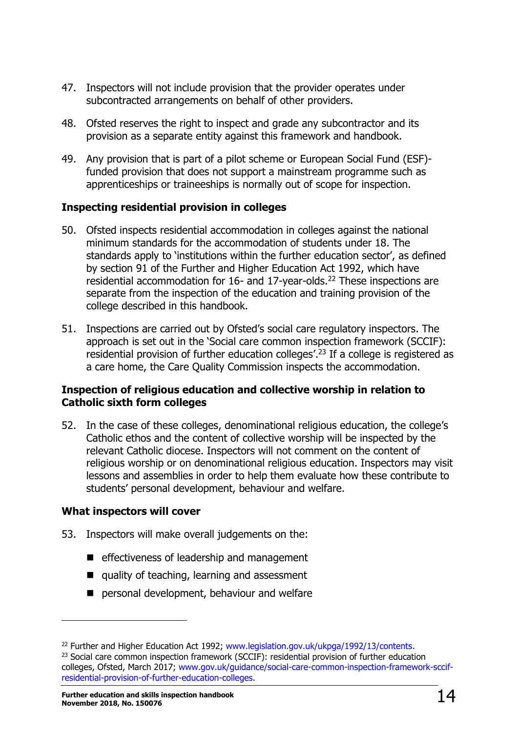47. Inspectors will not include provision that the provider operates under subcontracted arrangements on behalf of other providers.

48. Ofsted reserves the right to inspect and grade any subcontractor and its provision as a separate entity against this framework and handbook.

49. Any provision that is part of a pilot scheme or European Social Fund (ESF)-funded provision that does not support a mainstream programme such as apprenticeships or traineeships is normally out of scope for inspection.

### Inspecting residential provision in colleges

50. Ofsted inspects residential accommodation in colleges against the national minimum standards for the accommodation of students under 18. The standards apply to 'institutions within the further education sector', as defined by section 91 of the Further and Higher Education Act 1992, which have residential accommodation for 16- and 17-year-olds.[22] These inspections are separate from the inspection of the education and training provision of the college described in this handbook.

51. Inspections are carried out by Ofsted's social care regulatory inspectors. The approach is set out in the 'Social care common inspection framework (SCCIF): residential provision of further education colleges'.[23] If a college is registered as a care home, the Care Quality Commission inspects the accommodation.

### Inspection of religious education and collective worship in relation to Catholic sixth form colleges

52. In the case of these colleges, denominational religious education, the college's Catholic ethos and the content of collective worship will be inspected by the relevant Catholic diocese. Inspectors will not comment on the content of religious worship or on denominational religious education. Inspectors may visit lessons and assemblies in order to help them evaluate how these contribute to students' personal development, behaviour and welfare.

### What inspectors will cover

53. Inspectors will make overall judgements on the:

- effectiveness of leadership and management
- quality of teaching, learning and assessment
- personal development, behaviour and welfare

---

[22] Further and Higher Education Act 1992; www.legislation.gov.uk/ukpga/1992/13/contents.

[23] Social care common inspection framework (SCCIF): residential provision of further education colleges, Ofsted, March 2017; www.gov.uk/guidance/social-care-common-inspection-framework-sccif-residential-provision-of-further-education-colleges.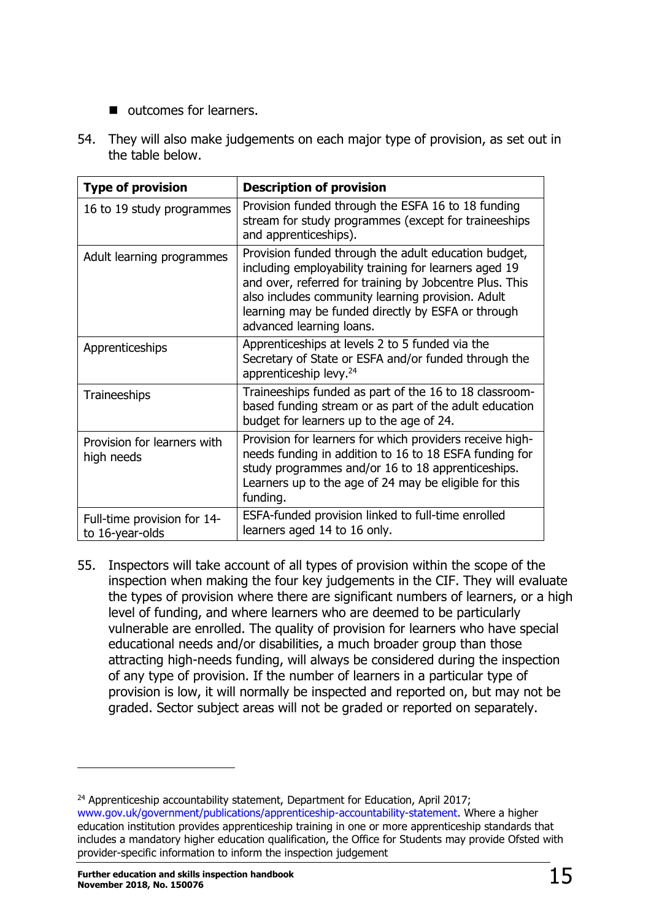- outcomes for learners.

54. They will also make judgements on each major type of provision, as set out in the table below.

| Type of provision | Description of provision |
| --- | --- |
| 16 to 19 study programmes | Provision funded through the ESFA 16 to 18 funding stream for study programmes (except for traineeships and apprenticeships). |
| Adult learning programmes | Provision funded through the adult education budget, including employability training for learners aged 19 and over, referred for training by Jobcentre Plus. This also includes community learning provision. Adult learning may be funded directly by ESFA or through advanced learning loans. |
| Apprenticeships | Apprenticeships at levels 2 to 5 funded via the Secretary of State or ESFA and/or funded through the apprenticeship levy.[24] |
| Traineeships | Traineeships funded as part of the 16 to 18 classroom-based funding stream or as part of the adult education budget for learners up to the age of 24. |
| Provision for learners with high needs | Provision for learners for which providers receive high-needs funding in addition to 16 to 18 ESFA funding for study programmes and/or 16 to 18 apprenticeships. Learners up to the age of 24 may be eligible for this funding. |
| Full-time provision for 14- to 16-year-olds | ESFA-funded provision linked to full-time enrolled learners aged 14 to 16 only. |

55. Inspectors will take account of all types of provision within the scope of the inspection when making the four key judgements in the CIF. They will evaluate the types of provision where there are significant numbers of learners, or a high level of funding, and where learners who are deemed to be particularly vulnerable are enrolled. The quality of provision for learners who have special educational needs and/or disabilities, a much broader group than those attracting high-needs funding, will always be considered during the inspection of any type of provision. If the number of learners in a particular type of provision is low, it will normally be inspected and reported on, but may not be graded. Sector subject areas will not be graded or reported on separately.

---

[24] Apprenticeship accountability statement, Department for Education, April 2017; www.gov.uk/government/publications/apprenticeship-accountability-statement. Where a higher education institution provides apprenticeship training in one or more apprenticeship standards that includes a mandatory higher education qualification, the Office for Students may provide Ofsted with provider-specific information to inform the inspection judgement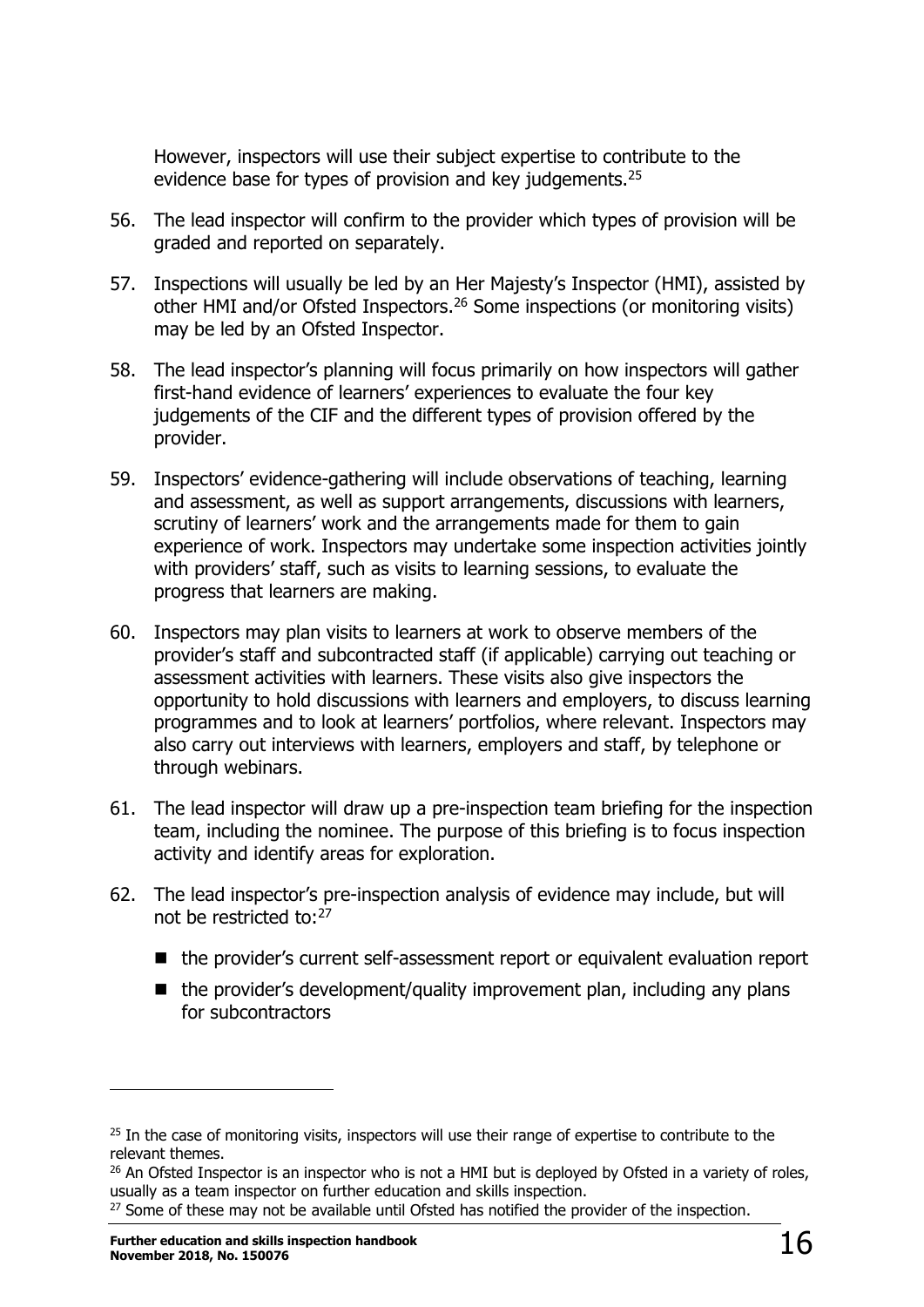However, inspectors will use their subject expertise to contribute to the evidence base for types of provision and key judgements.[25]

56. The lead inspector will confirm to the provider which types of provision will be graded and reported on separately.

57. Inspections will usually be led by an Her Majesty's Inspector (HMI), assisted by other HMI and/or Ofsted Inspectors.[26] Some inspections (or monitoring visits) may be led by an Ofsted Inspector.

58. The lead inspector's planning will focus primarily on how inspectors will gather first-hand evidence of learners' experiences to evaluate the four key judgements of the CIF and the different types of provision offered by the provider.

59. Inspectors' evidence-gathering will include observations of teaching, learning and assessment, as well as support arrangements, discussions with learners, scrutiny of learners' work and the arrangements made for them to gain experience of work. Inspectors may undertake some inspection activities jointly with providers' staff, such as visits to learning sessions, to evaluate the progress that learners are making.

60. Inspectors may plan visits to learners at work to observe members of the provider's staff and subcontracted staff (if applicable) carrying out teaching or assessment activities with learners. These visits also give inspectors the opportunity to hold discussions with learners and employers, to discuss learning programmes and to look at learners' portfolios, where relevant. Inspectors may also carry out interviews with learners, employers and staff, by telephone or through webinars.

61. The lead inspector will draw up a pre-inspection team briefing for the inspection team, including the nominee. The purpose of this briefing is to focus inspection activity and identify areas for exploration.

62. The lead inspector's pre-inspection analysis of evidence may include, but will not be restricted to:[27]

   - the provider's current self-assessment report or equivalent evaluation report
   - the provider's development/quality improvement plan, including any plans for subcontractors

---

[25] In the case of monitoring visits, inspectors will use their range of expertise to contribute to the relevant themes.

[26] An Ofsted Inspector is an inspector who is not a HMI but is deployed by Ofsted in a variety of roles, usually as a team inspector on further education and skills inspection.

[27] Some of these may not be available until Ofsted has notified the provider of the inspection.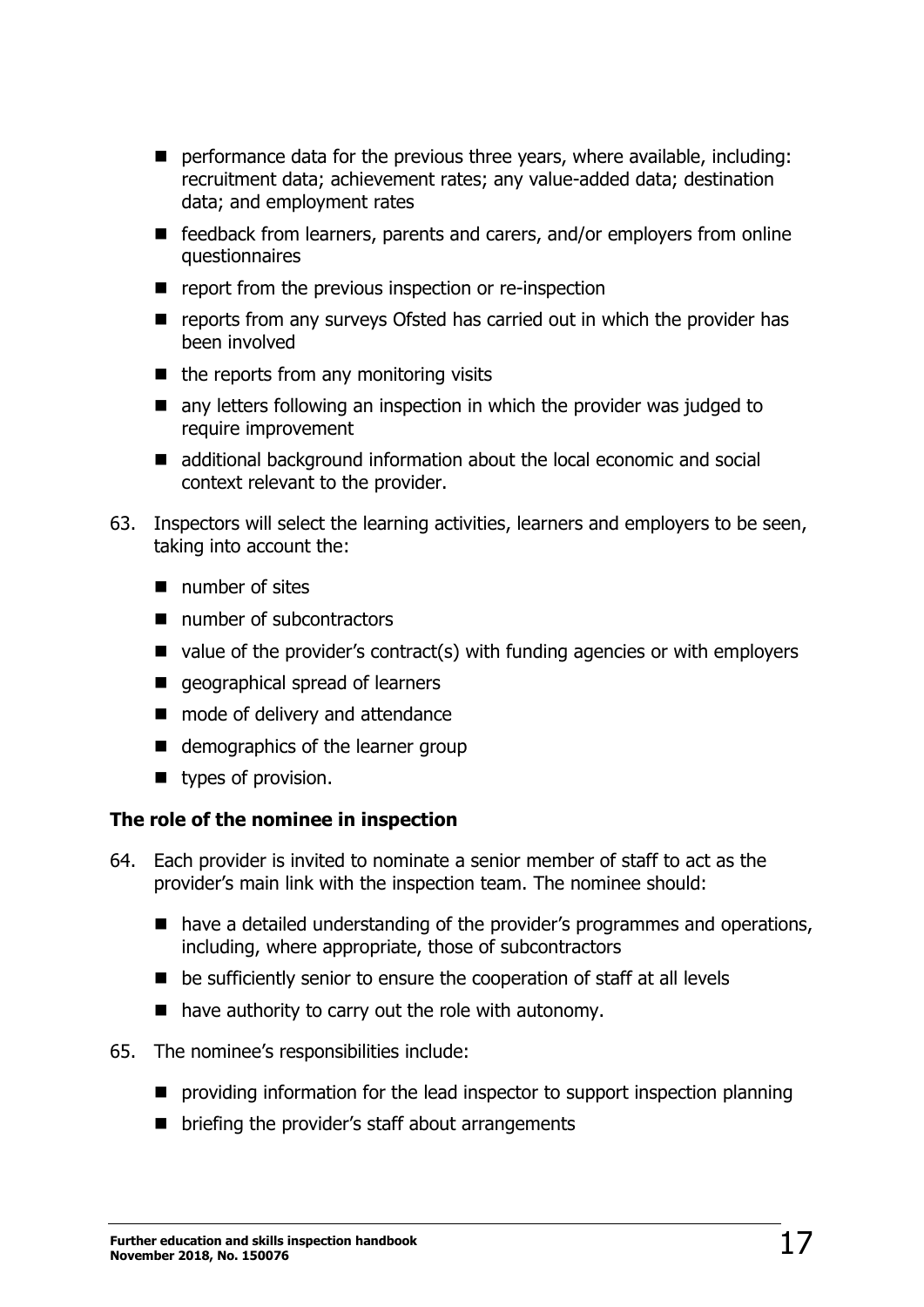- performance data for the previous three years, where available, including: recruitment data; achievement rates; any value-added data; destination data; and employment rates
- feedback from learners, parents and carers, and/or employers from online questionnaires
- report from the previous inspection or re-inspection
- reports from any surveys Ofsted has carried out in which the provider has been involved
- the reports from any monitoring visits
- any letters following an inspection in which the provider was judged to require improvement
- additional background information about the local economic and social context relevant to the provider.

63. Inspectors will select the learning activities, learners and employers to be seen, taking into account the:
    - number of sites
    - number of subcontractors
    - value of the provider's contract(s) with funding agencies or with employers
    - geographical spread of learners
    - mode of delivery and attendance
    - demographics of the learner group
    - types of provision.

### The role of the nominee in inspection

64. Each provider is invited to nominate a senior member of staff to act as the provider's main link with the inspection team. The nominee should:
    - have a detailed understanding of the provider's programmes and operations, including, where appropriate, those of subcontractors
    - be sufficiently senior to ensure the cooperation of staff at all levels
    - have authority to carry out the role with autonomy.

65. The nominee's responsibilities include:
    - providing information for the lead inspector to support inspection planning
    - briefing the provider's staff about arrangements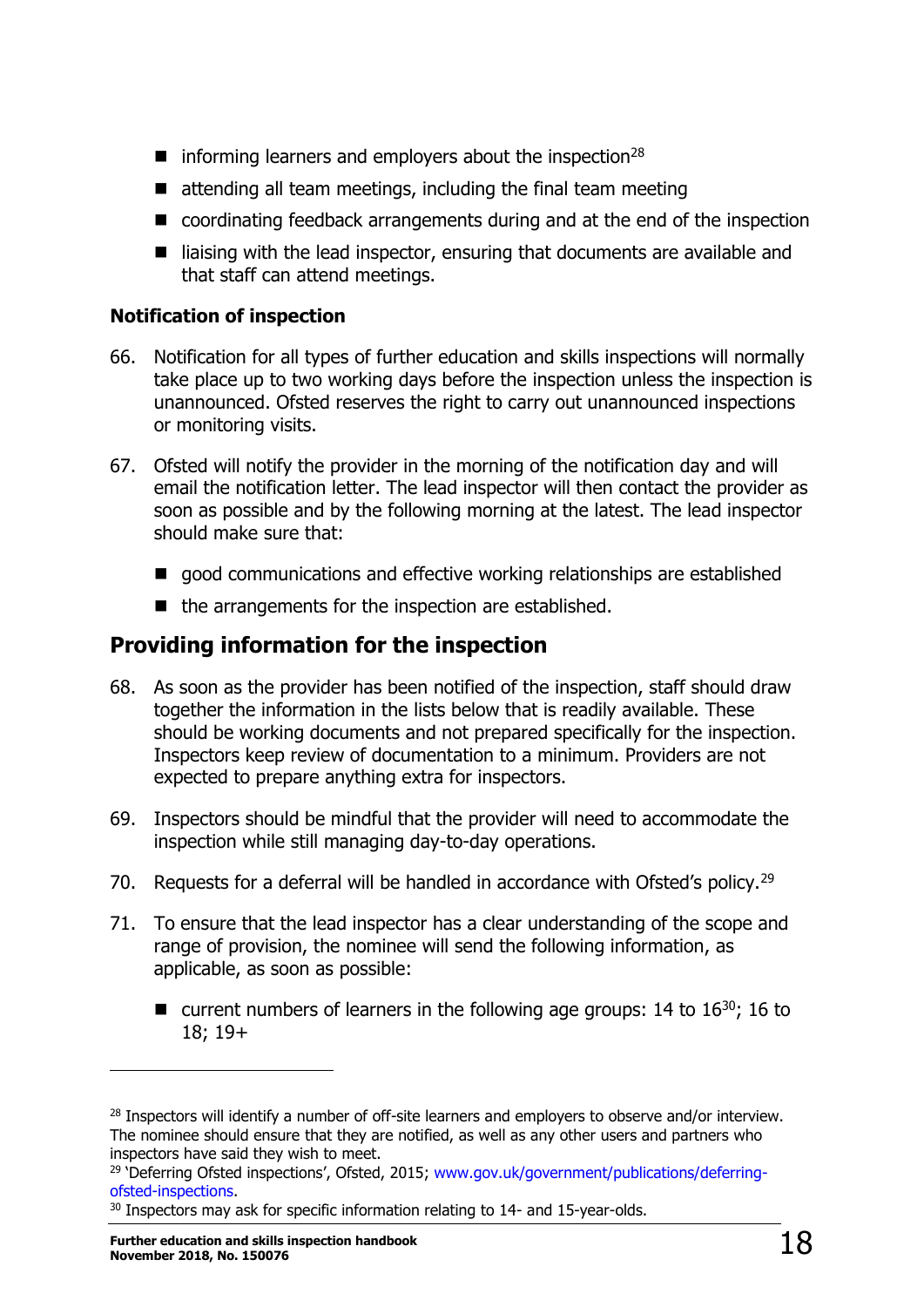- informing learners and employers about the inspection[28]
- attending all team meetings, including the final team meeting
- coordinating feedback arrangements during and at the end of the inspection
- liaising with the lead inspector, ensuring that documents are available and that staff can attend meetings.

**Notification of inspection**

66. Notification for all types of further education and skills inspections will normally take place up to two working days before the inspection unless the inspection is unannounced. Ofsted reserves the right to carry out unannounced inspections or monitoring visits.

67. Ofsted will notify the provider in the morning of the notification day and will email the notification letter. The lead inspector will then contact the provider as soon as possible and by the following morning at the latest. The lead inspector should make sure that:

    - good communications and effective working relationships are established
    - the arrangements for the inspection are established.

## Providing information for the inspection

68. As soon as the provider has been notified of the inspection, staff should draw together the information in the lists below that is readily available. These should be working documents and not prepared specifically for the inspection. Inspectors keep review of documentation to a minimum. Providers are not expected to prepare anything extra for inspectors.

69. Inspectors should be mindful that the provider will need to accommodate the inspection while still managing day-to-day operations.

70. Requests for a deferral will be handled in accordance with Ofsted's policy.[29]

71. To ensure that the lead inspector has a clear understanding of the scope and range of provision, the nominee will send the following information, as applicable, as soon as possible:

    - current numbers of learners in the following age groups: 14 to 16[30]; 16 to 18; 19+

---

[28] Inspectors will identify a number of off-site learners and employers to observe and/or interview. The nominee should ensure that they are notified, as well as any other users and partners who inspectors have said they wish to meet.

[29] 'Deferring Ofsted inspections', Ofsted, 2015; www.gov.uk/government/publications/deferring-ofsted-inspections.

[30] Inspectors may ask for specific information relating to 14- and 15-year-olds.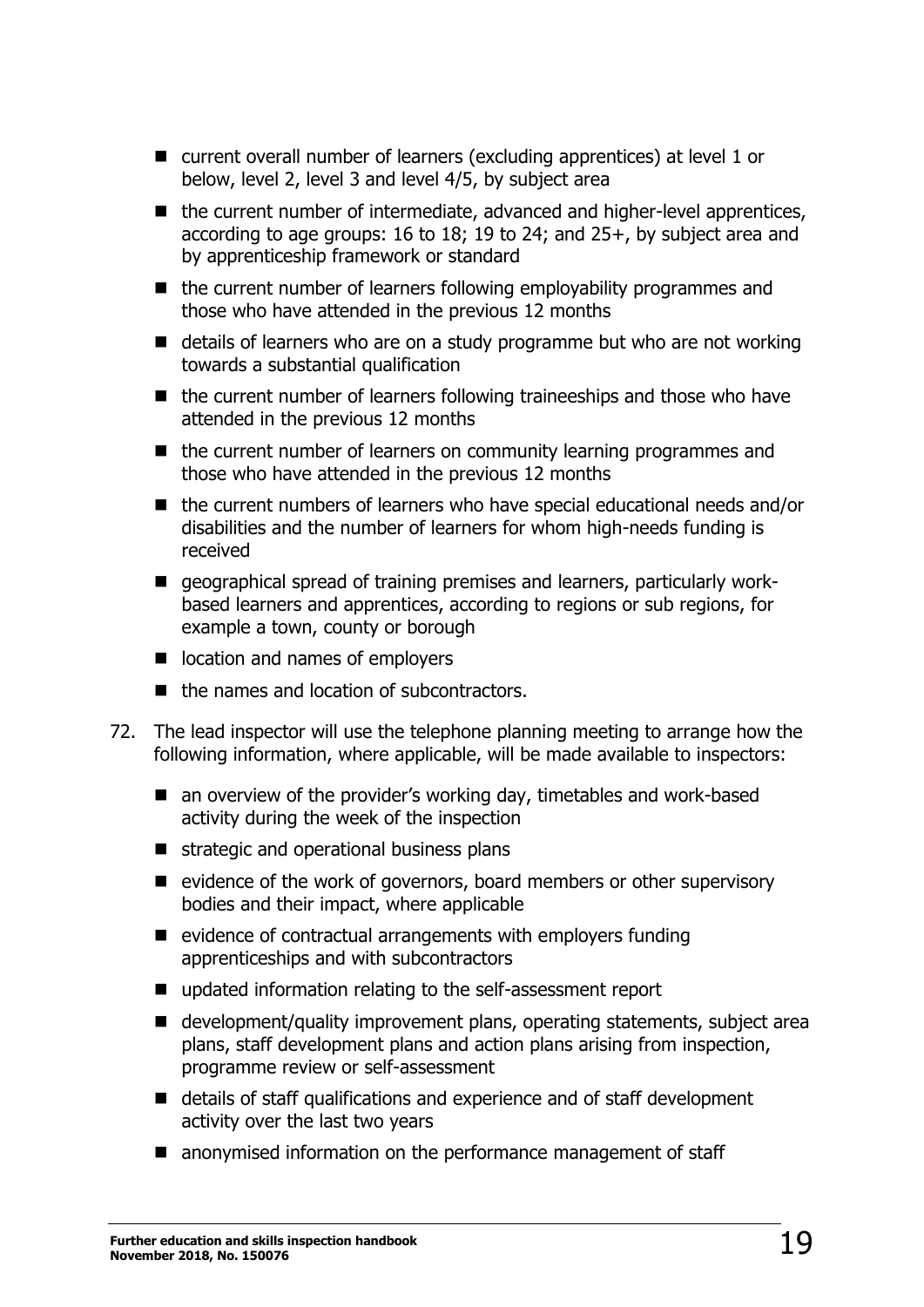- current overall number of learners (excluding apprentices) at level 1 or below, level 2, level 3 and level 4/5, by subject area
- the current number of intermediate, advanced and higher-level apprentices, according to age groups: 16 to 18; 19 to 24; and 25+, by subject area and by apprenticeship framework or standard
- the current number of learners following employability programmes and those who have attended in the previous 12 months
- details of learners who are on a study programme but who are not working towards a substantial qualification
- the current number of learners following traineeships and those who have attended in the previous 12 months
- the current number of learners on community learning programmes and those who have attended in the previous 12 months
- the current numbers of learners who have special educational needs and/or disabilities and the number of learners for whom high-needs funding is received
- geographical spread of training premises and learners, particularly work-based learners and apprentices, according to regions or sub regions, for example a town, county or borough
- location and names of employers
- the names and location of subcontractors.

72. The lead inspector will use the telephone planning meeting to arrange how the following information, where applicable, will be made available to inspectors:

    - an overview of the provider's working day, timetables and work-based activity during the week of the inspection
    - strategic and operational business plans
    - evidence of the work of governors, board members or other supervisory bodies and their impact, where applicable
    - evidence of contractual arrangements with employers funding apprenticeships and with subcontractors
    - updated information relating to the self-assessment report
    - development/quality improvement plans, operating statements, subject area plans, staff development plans and action plans arising from inspection, programme review or self-assessment
    - details of staff qualifications and experience and of staff development activity over the last two years
    - anonymised information on the performance management of staff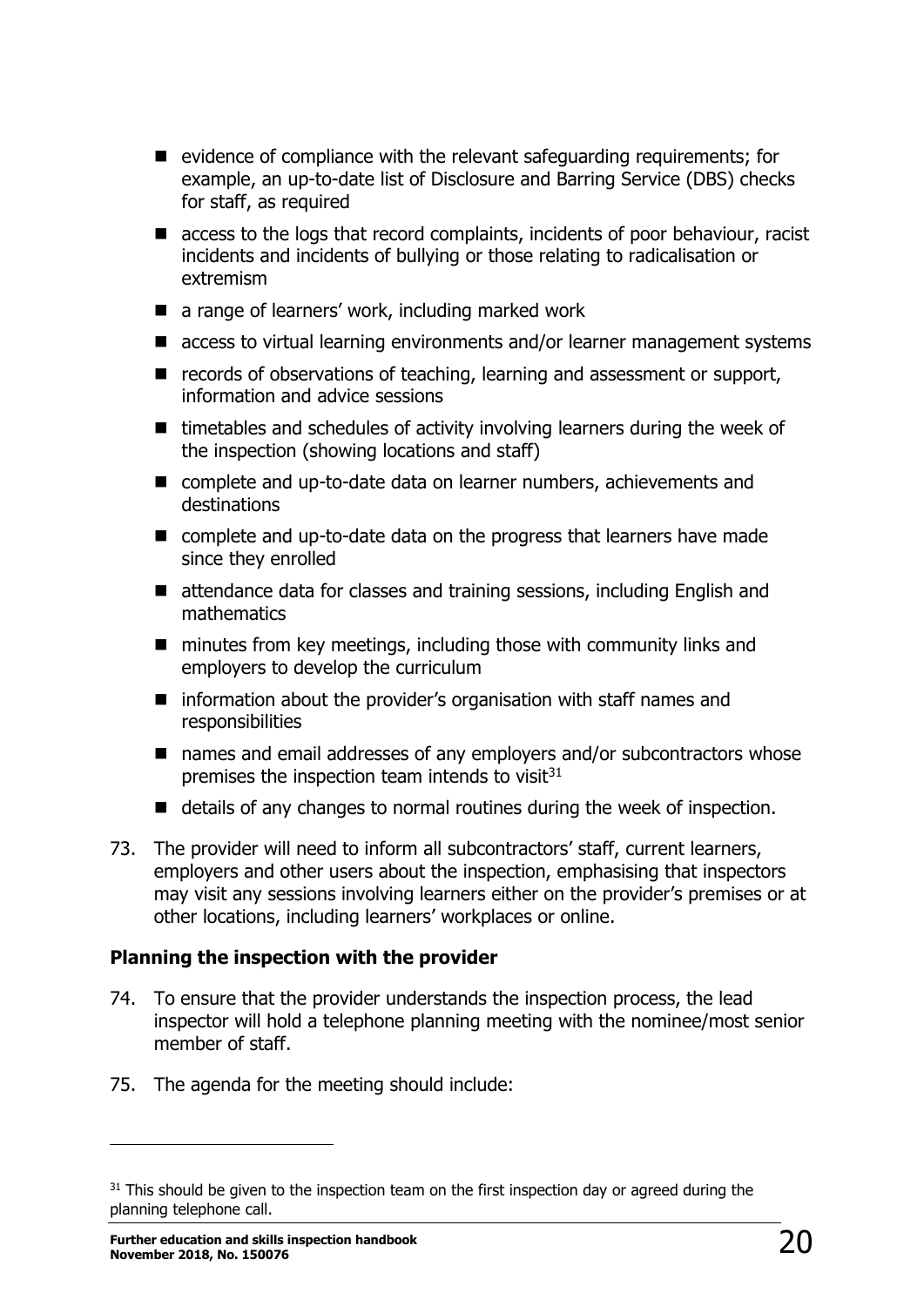- evidence of compliance with the relevant safeguarding requirements; for example, an up-to-date list of Disclosure and Barring Service (DBS) checks for staff, as required
- access to the logs that record complaints, incidents of poor behaviour, racist incidents and incidents of bullying or those relating to radicalisation or extremism
- a range of learners' work, including marked work
- access to virtual learning environments and/or learner management systems
- records of observations of teaching, learning and assessment or support, information and advice sessions
- timetables and schedules of activity involving learners during the week of the inspection (showing locations and staff)
- complete and up-to-date data on learner numbers, achievements and destinations
- complete and up-to-date data on the progress that learners have made since they enrolled
- attendance data for classes and training sessions, including English and mathematics
- minutes from key meetings, including those with community links and employers to develop the curriculum
- information about the provider's organisation with staff names and responsibilities
- names and email addresses of any employers and/or subcontractors whose premises the inspection team intends to visit[31]
- details of any changes to normal routines during the week of inspection.

73. The provider will need to inform all subcontractors' staff, current learners, employers and other users about the inspection, emphasising that inspectors may visit any sessions involving learners either on the provider's premises or at other locations, including learners' workplaces or online.

**Planning the inspection with the provider**

74. To ensure that the provider understands the inspection process, the lead inspector will hold a telephone planning meeting with the nominee/most senior member of staff.

75. The agenda for the meeting should include:

[31] This should be given to the inspection team on the first inspection day or agreed during the planning telephone call.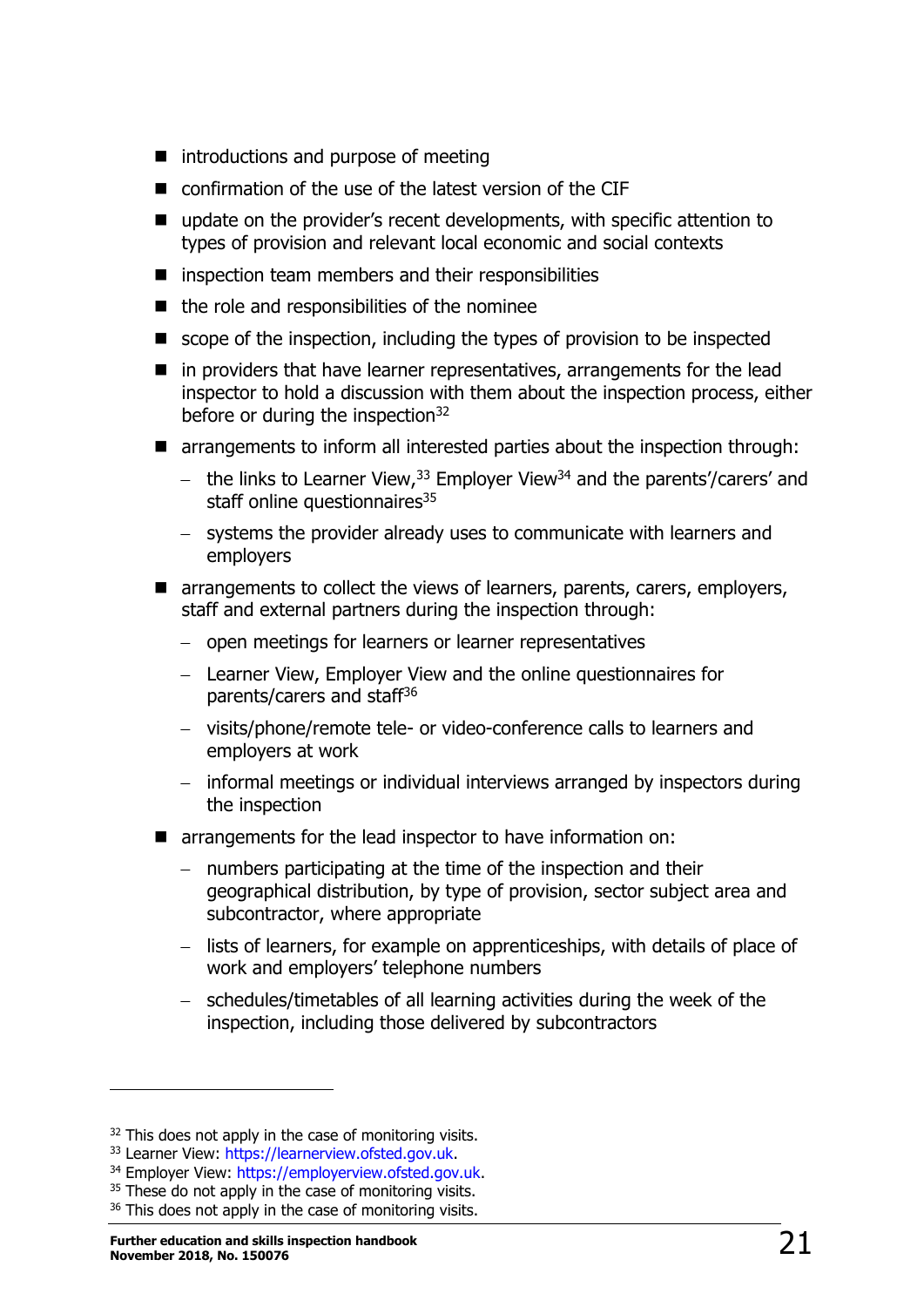- introductions and purpose of meeting
- confirmation of the use of the latest version of the CIF
- update on the provider's recent developments, with specific attention to types of provision and relevant local economic and social contexts
- inspection team members and their responsibilities
- the role and responsibilities of the nominee
- scope of the inspection, including the types of provision to be inspected
- in providers that have learner representatives, arrangements for the lead inspector to hold a discussion with them about the inspection process, either before or during the inspection[32]
- arrangements to inform all interested parties about the inspection through:
  - the links to Learner View,[33] Employer View[34] and the parents'/carers' and staff online questionnaires[35]
  - systems the provider already uses to communicate with learners and employers
- arrangements to collect the views of learners, parents, carers, employers, staff and external partners during the inspection through:
  - open meetings for learners or learner representatives
  - Learner View, Employer View and the online questionnaires for parents/carers and staff[36]
  - visits/phone/remote tele- or video-conference calls to learners and employers at work
  - informal meetings or individual interviews arranged by inspectors during the inspection
- arrangements for the lead inspector to have information on:
  - numbers participating at the time of the inspection and their geographical distribution, by type of provision, sector subject area and subcontractor, where appropriate
  - lists of learners, for example on apprenticeships, with details of place of work and employers' telephone numbers
  - schedules/timetables of all learning activities during the week of the inspection, including those delivered by subcontractors

---

[32] This does not apply in the case of monitoring visits.

[33] Learner View: https://learnerview.ofsted.gov.uk.

[34] Employer View: https://employerview.ofsted.gov.uk.

[35] These do not apply in the case of monitoring visits.

[36] This does not apply in the case of monitoring visits.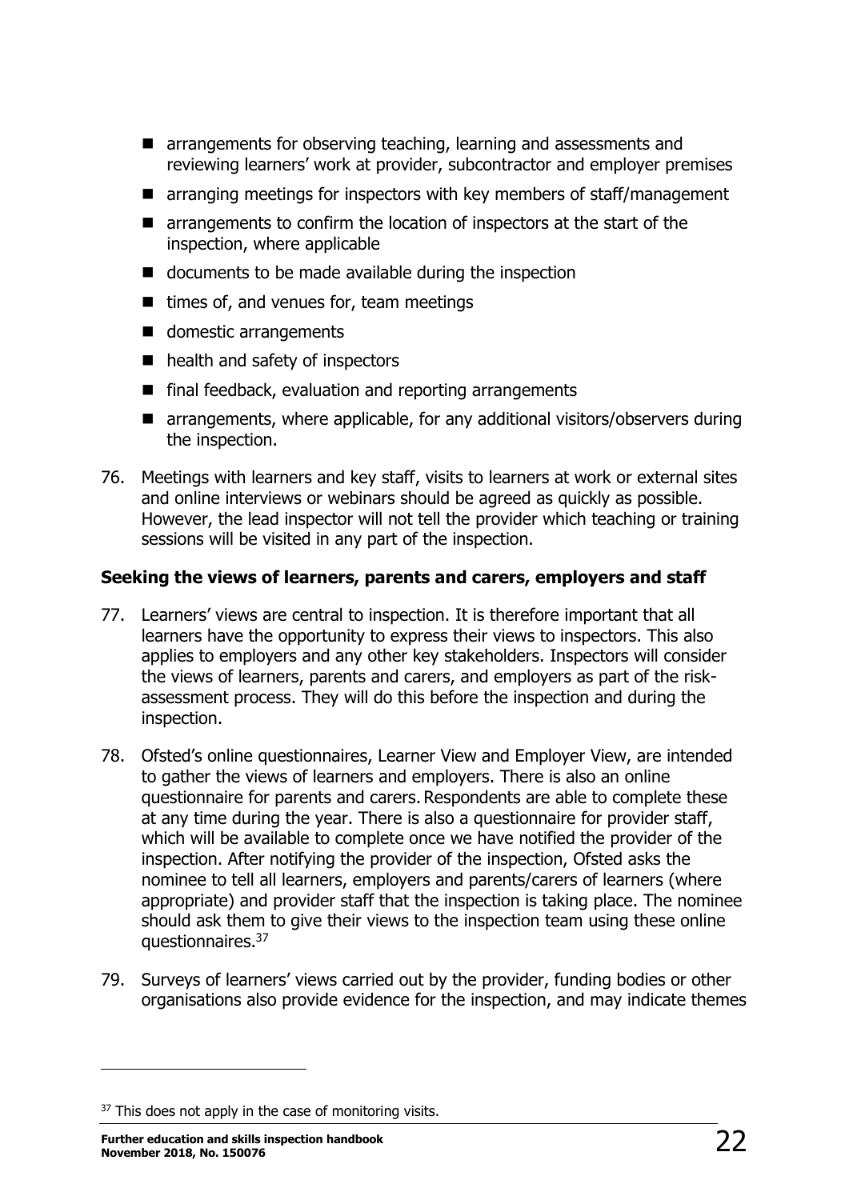- arrangements for observing teaching, learning and assessments and reviewing learners' work at provider, subcontractor and employer premises
- arranging meetings for inspectors with key members of staff/management
- arrangements to confirm the location of inspectors at the start of the inspection, where applicable
- documents to be made available during the inspection
- times of, and venues for, team meetings
- domestic arrangements
- health and safety of inspectors
- final feedback, evaluation and reporting arrangements
- arrangements, where applicable, for any additional visitors/observers during the inspection.

76. Meetings with learners and key staff, visits to learners at work or external sites and online interviews or webinars should be agreed as quickly as possible. However, the lead inspector will not tell the provider which teaching or training sessions will be visited in any part of the inspection.

### Seeking the views of learners, parents and carers, employers and staff

77. Learners' views are central to inspection. It is therefore important that all learners have the opportunity to express their views to inspectors. This also applies to employers and any other key stakeholders. Inspectors will consider the views of learners, parents and carers, and employers as part of the risk-assessment process. They will do this before the inspection and during the inspection.

78. Ofsted's online questionnaires, Learner View and Employer View, are intended to gather the views of learners and employers. There is also an online questionnaire for parents and carers. Respondents are able to complete these at any time during the year. There is also a questionnaire for provider staff, which will be available to complete once we have notified the provider of the inspection. After notifying the provider of the inspection, Ofsted asks the nominee to tell all learners, employers and parents/carers of learners (where appropriate) and provider staff that the inspection is taking place. The nominee should ask them to give their views to the inspection team using these online questionnaires.[37]

79. Surveys of learners' views carried out by the provider, funding bodies or other organisations also provide evidence for the inspection, and may indicate themes

[37] This does not apply in the case of monitoring visits.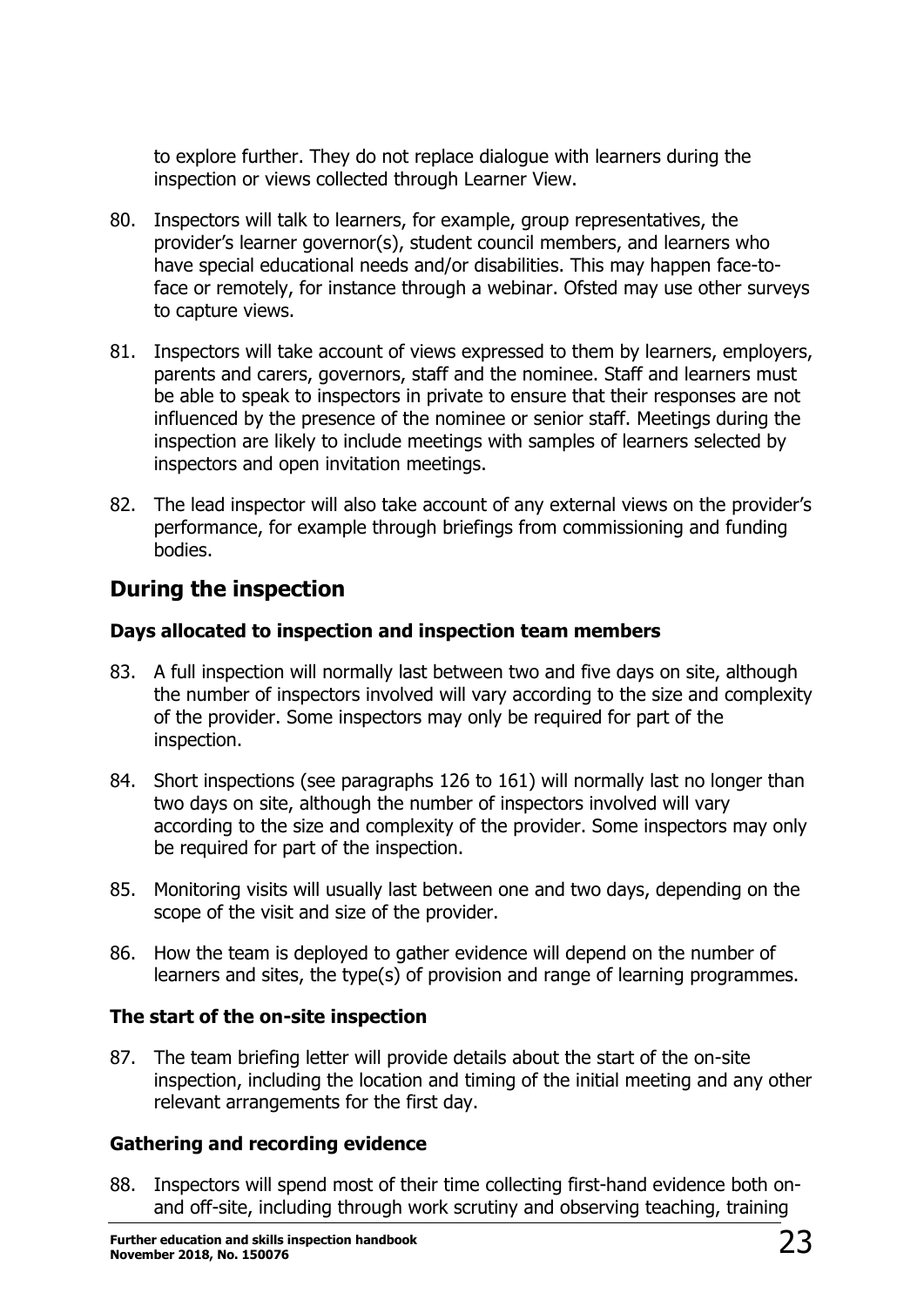to explore further. They do not replace dialogue with learners during the inspection or views collected through Learner View.

80. Inspectors will talk to learners, for example, group representatives, the provider's learner governor(s), student council members, and learners who have special educational needs and/or disabilities. This may happen face-to-face or remotely, for instance through a webinar. Ofsted may use other surveys to capture views.

81. Inspectors will take account of views expressed to them by learners, employers, parents and carers, governors, staff and the nominee. Staff and learners must be able to speak to inspectors in private to ensure that their responses are not influenced by the presence of the nominee or senior staff. Meetings during the inspection are likely to include meetings with samples of learners selected by inspectors and open invitation meetings.

82. The lead inspector will also take account of any external views on the provider's performance, for example through briefings from commissioning and funding bodies.

## During the inspection

### Days allocated to inspection and inspection team members

83. A full inspection will normally last between two and five days on site, although the number of inspectors involved will vary according to the size and complexity of the provider. Some inspectors may only be required for part of the inspection.

84. Short inspections (see paragraphs 126 to 161) will normally last no longer than two days on site, although the number of inspectors involved will vary according to the size and complexity of the provider. Some inspectors may only be required for part of the inspection.

85. Monitoring visits will usually last between one and two days, depending on the scope of the visit and size of the provider.

86. How the team is deployed to gather evidence will depend on the number of learners and sites, the type(s) of provision and range of learning programmes.

### The start of the on-site inspection

87. The team briefing letter will provide details about the start of the on-site inspection, including the location and timing of the initial meeting and any other relevant arrangements for the first day.

### Gathering and recording evidence

88. Inspectors will spend most of their time collecting first-hand evidence both on- and off-site, including through work scrutiny and observing teaching, training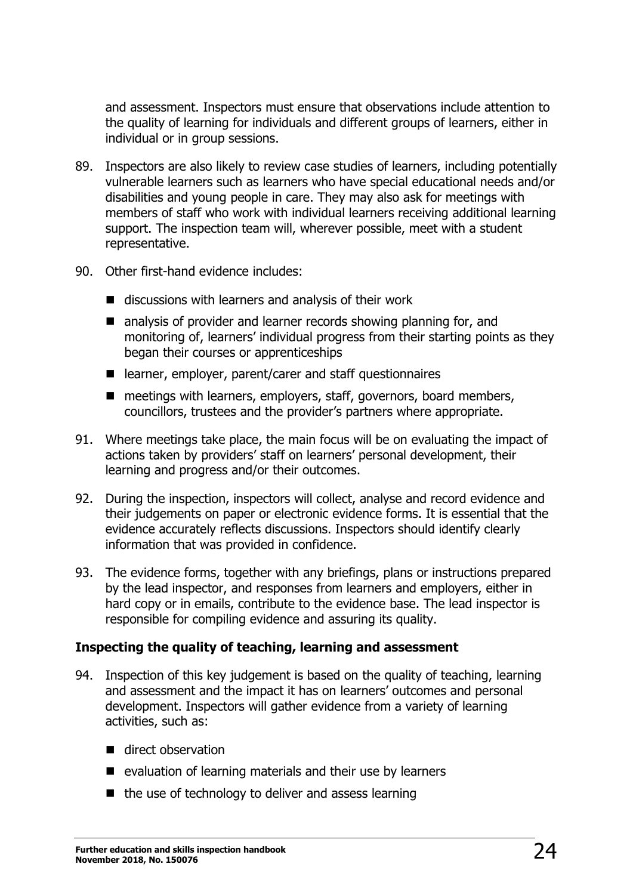and assessment. Inspectors must ensure that observations include attention to the quality of learning for individuals and different groups of learners, either in individual or in group sessions.

89. Inspectors are also likely to review case studies of learners, including potentially vulnerable learners such as learners who have special educational needs and/or disabilities and young people in care. They may also ask for meetings with members of staff who work with individual learners receiving additional learning support. The inspection team will, wherever possible, meet with a student representative.

90. Other first-hand evidence includes:

    - discussions with learners and analysis of their work
    - analysis of provider and learner records showing planning for, and monitoring of, learners' individual progress from their starting points as they began their courses or apprenticeships
    - learner, employer, parent/carer and staff questionnaires
    - meetings with learners, employers, staff, governors, board members, councillors, trustees and the provider's partners where appropriate.

91. Where meetings take place, the main focus will be on evaluating the impact of actions taken by providers' staff on learners' personal development, their learning and progress and/or their outcomes.

92. During the inspection, inspectors will collect, analyse and record evidence and their judgements on paper or electronic evidence forms. It is essential that the evidence accurately reflects discussions. Inspectors should identify clearly information that was provided in confidence.

93. The evidence forms, together with any briefings, plans or instructions prepared by the lead inspector, and responses from learners and employers, either in hard copy or in emails, contribute to the evidence base. The lead inspector is responsible for compiling evidence and assuring its quality.

### Inspecting the quality of teaching, learning and assessment

94. Inspection of this key judgement is based on the quality of teaching, learning and assessment and the impact it has on learners' outcomes and personal development. Inspectors will gather evidence from a variety of learning activities, such as:

    - direct observation
    - evaluation of learning materials and their use by learners
    - the use of technology to deliver and assess learning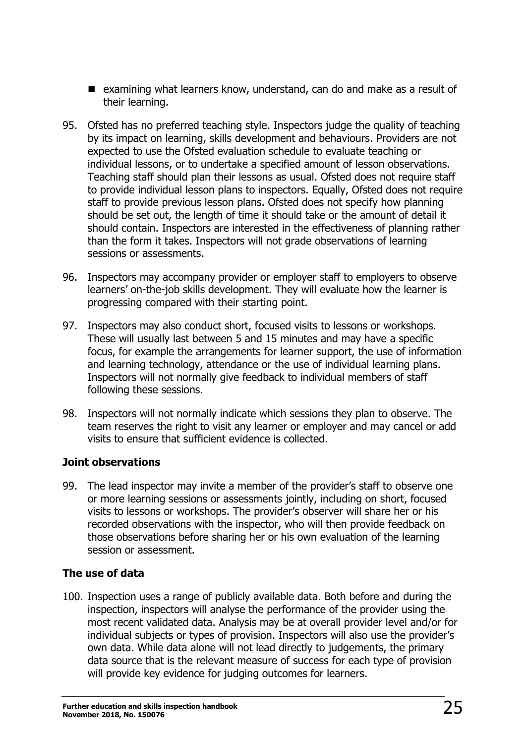- examining what learners know, understand, can do and make as a result of their learning.

95. Ofsted has no preferred teaching style. Inspectors judge the quality of teaching by its impact on learning, skills development and behaviours. Providers are not expected to use the Ofsted evaluation schedule to evaluate teaching or individual lessons, or to undertake a specified amount of lesson observations. Teaching staff should plan their lessons as usual. Ofsted does not require staff to provide individual lesson plans to inspectors. Equally, Ofsted does not require staff to provide previous lesson plans. Ofsted does not specify how planning should be set out, the length of time it should take or the amount of detail it should contain. Inspectors are interested in the effectiveness of planning rather than the form it takes. Inspectors will not grade observations of learning sessions or assessments.

96. Inspectors may accompany provider or employer staff to employers to observe learners' on-the-job skills development. They will evaluate how the learner is progressing compared with their starting point.

97. Inspectors may also conduct short, focused visits to lessons or workshops. These will usually last between 5 and 15 minutes and may have a specific focus, for example the arrangements for learner support, the use of information and learning technology, attendance or the use of individual learning plans. Inspectors will not normally give feedback to individual members of staff following these sessions.

98. Inspectors will not normally indicate which sessions they plan to observe. The team reserves the right to visit any learner or employer and may cancel or add visits to ensure that sufficient evidence is collected.

### Joint observations

99. The lead inspector may invite a member of the provider's staff to observe one or more learning sessions or assessments jointly, including on short, focused visits to lessons or workshops. The provider's observer will share her or his recorded observations with the inspector, who will then provide feedback on those observations before sharing her or his own evaluation of the learning session or assessment.

### The use of data

100. Inspection uses a range of publicly available data. Both before and during the inspection, inspectors will analyse the performance of the provider using the most recent validated data. Analysis may be at overall provider level and/or for individual subjects or types of provision. Inspectors will also use the provider's own data. While data alone will not lead directly to judgements, the primary data source that is the relevant measure of success for each type of provision will provide key evidence for judging outcomes for learners.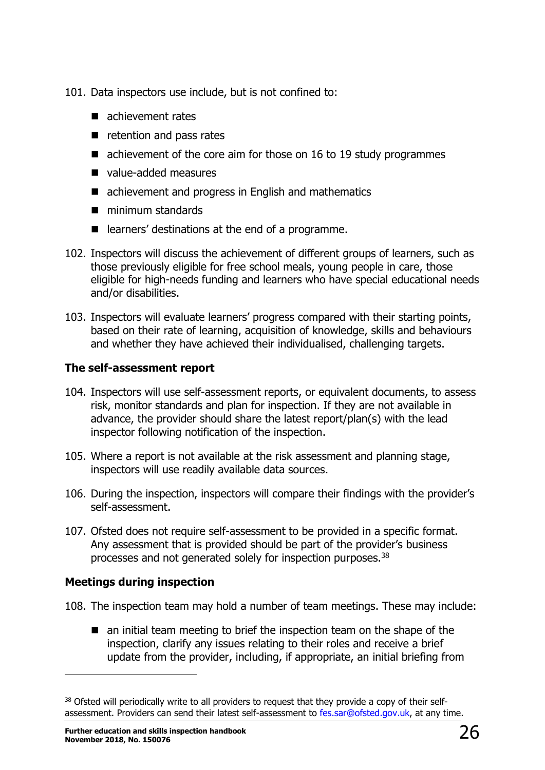101. Data inspectors use include, but is not confined to:

- achievement rates
- retention and pass rates
- achievement of the core aim for those on 16 to 19 study programmes
- value-added measures
- achievement and progress in English and mathematics
- minimum standards
- learners' destinations at the end of a programme.

102. Inspectors will discuss the achievement of different groups of learners, such as those previously eligible for free school meals, young people in care, those eligible for high-needs funding and learners who have special educational needs and/or disabilities.

103. Inspectors will evaluate learners' progress compared with their starting points, based on their rate of learning, acquisition of knowledge, skills and behaviours and whether they have achieved their individualised, challenging targets.

### The self-assessment report

104. Inspectors will use self-assessment reports, or equivalent documents, to assess risk, monitor standards and plan for inspection. If they are not available in advance, the provider should share the latest report/plan(s) with the lead inspector following notification of the inspection.

105. Where a report is not available at the risk assessment and planning stage, inspectors will use readily available data sources.

106. During the inspection, inspectors will compare their findings with the provider's self-assessment.

107. Ofsted does not require self-assessment to be provided in a specific format. Any assessment that is provided should be part of the provider's business processes and not generated solely for inspection purposes.[38]

### Meetings during inspection

108. The inspection team may hold a number of team meetings. These may include:

- an initial team meeting to brief the inspection team on the shape of the inspection, clarify any issues relating to their roles and receive a brief update from the provider, including, if appropriate, an initial briefing from

---

[38] Ofsted will periodically write to all providers to request that they provide a copy of their self-assessment. Providers can send their latest self-assessment to fes.sar@ofsted.gov.uk, at any time.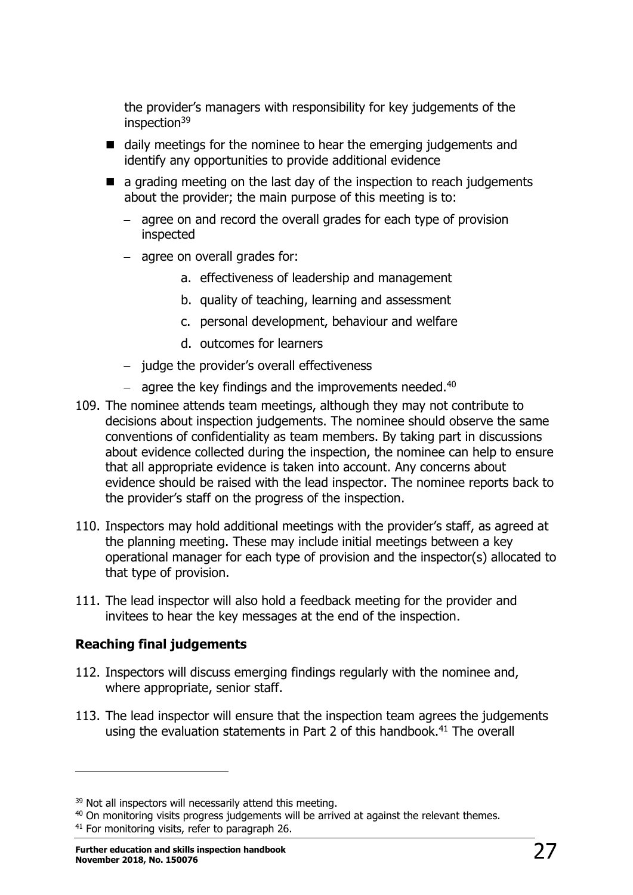the provider's managers with responsibility for key judgements of the inspection[39]

- daily meetings for the nominee to hear the emerging judgements and identify any opportunities to provide additional evidence
- a grading meeting on the last day of the inspection to reach judgements about the provider; the main purpose of this meeting is to:
  - agree on and record the overall grades for each type of provision inspected
  - agree on overall grades for:
    a. effectiveness of leadership and management
    b. quality of teaching, learning and assessment
    c. personal development, behaviour and welfare
    d. outcomes for learners
  - judge the provider's overall effectiveness
  - agree the key findings and the improvements needed.[40]

109. The nominee attends team meetings, although they may not contribute to decisions about inspection judgements. The nominee should observe the same conventions of confidentiality as team members. By taking part in discussions about evidence collected during the inspection, the nominee can help to ensure that all appropriate evidence is taken into account. Any concerns about evidence should be raised with the lead inspector. The nominee reports back to the provider's staff on the progress of the inspection.

110. Inspectors may hold additional meetings with the provider's staff, as agreed at the planning meeting. These may include initial meetings between a key operational manager for each type of provision and the inspector(s) allocated to that type of provision.

111. The lead inspector will also hold a feedback meeting for the provider and invitees to hear the key messages at the end of the inspection.

**Reaching final judgements**

112. Inspectors will discuss emerging findings regularly with the nominee and, where appropriate, senior staff.

113. The lead inspector will ensure that the inspection team agrees the judgements using the evaluation statements in Part 2 of this handbook.[41] The overall

---

[39] Not all inspectors will necessarily attend this meeting.

[40] On monitoring visits progress judgements will be arrived at against the relevant themes.

[41] For monitoring visits, refer to paragraph 26.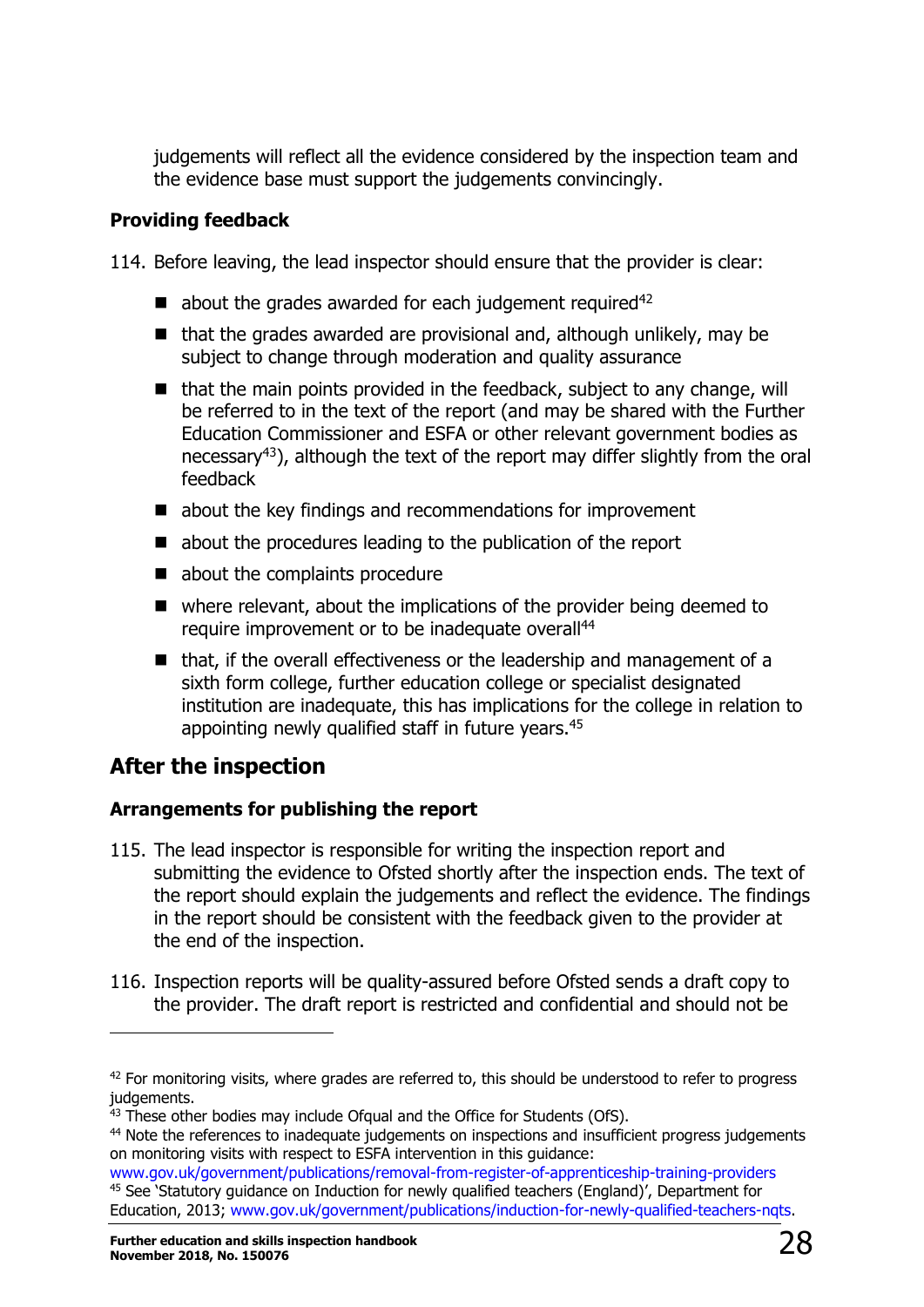judgements will reflect all the evidence considered by the inspection team and the evidence base must support the judgements convincingly.

### Providing feedback

114. Before leaving, the lead inspector should ensure that the provider is clear:

- about the grades awarded for each judgement required[42]
- that the grades awarded are provisional and, although unlikely, may be subject to change through moderation and quality assurance
- that the main points provided in the feedback, subject to any change, will be referred to in the text of the report (and may be shared with the Further Education Commissioner and ESFA or other relevant government bodies as necessary[43]), although the text of the report may differ slightly from the oral feedback
- about the key findings and recommendations for improvement
- about the procedures leading to the publication of the report
- about the complaints procedure
- where relevant, about the implications of the provider being deemed to require improvement or to be inadequate overall[44]
- that, if the overall effectiveness or the leadership and management of a sixth form college, further education college or specialist designated institution are inadequate, this has implications for the college in relation to appointing newly qualified staff in future years.[45]

## After the inspection

### Arrangements for publishing the report

115. The lead inspector is responsible for writing the inspection report and submitting the evidence to Ofsted shortly after the inspection ends. The text of the report should explain the judgements and reflect the evidence. The findings in the report should be consistent with the feedback given to the provider at the end of the inspection.

116. Inspection reports will be quality-assured before Ofsted sends a draft copy to the provider. The draft report is restricted and confidential and should not be

---

[42] For monitoring visits, where grades are referred to, this should be understood to refer to progress judgements.

[43] These other bodies may include Ofqual and the Office for Students (OfS).

[44] Note the references to inadequate judgements on inspections and insufficient progress judgements on monitoring visits with respect to ESFA intervention in this guidance: www.gov.uk/government/publications/removal-from-register-of-apprenticeship-training-providers

[45] See 'Statutory guidance on Induction for newly qualified teachers (England)', Department for Education, 2013; www.gov.uk/government/publications/induction-for-newly-qualified-teachers-nqts.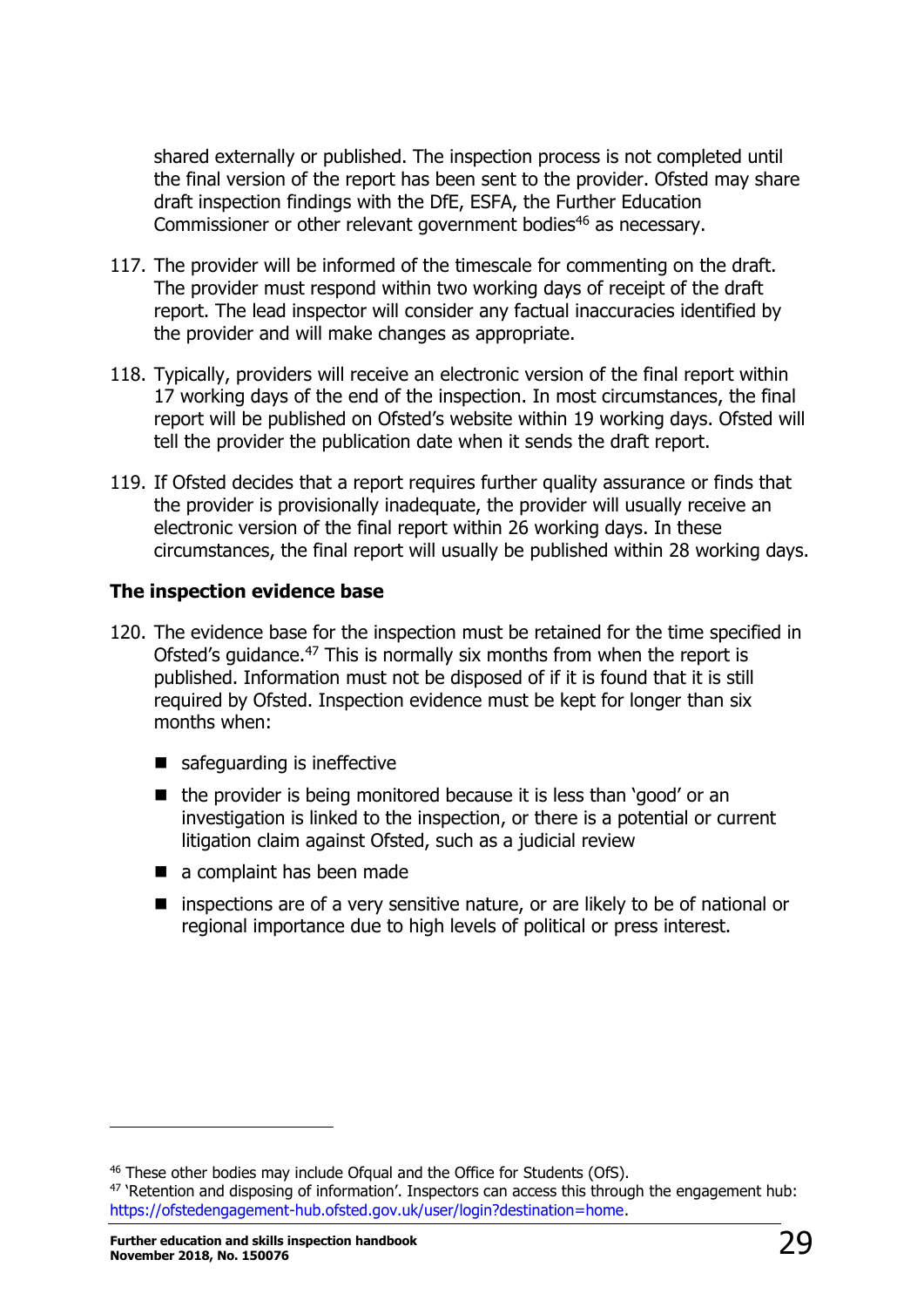shared externally or published. The inspection process is not completed until the final version of the report has been sent to the provider. Ofsted may share draft inspection findings with the DfE, ESFA, the Further Education Commissioner or other relevant government bodies[46] as necessary.

117. The provider will be informed of the timescale for commenting on the draft. The provider must respond within two working days of receipt of the draft report. The lead inspector will consider any factual inaccuracies identified by the provider and will make changes as appropriate.

118. Typically, providers will receive an electronic version of the final report within 17 working days of the end of the inspection. In most circumstances, the final report will be published on Ofsted's website within 19 working days. Ofsted will tell the provider the publication date when it sends the draft report.

119. If Ofsted decides that a report requires further quality assurance or finds that the provider is provisionally inadequate, the provider will usually receive an electronic version of the final report within 26 working days. In these circumstances, the final report will usually be published within 28 working days.

### The inspection evidence base

120. The evidence base for the inspection must be retained for the time specified in Ofsted's guidance.[47] This is normally six months from when the report is published. Information must not be disposed of if it is found that it is still required by Ofsted. Inspection evidence must be kept for longer than six months when:

- safeguarding is ineffective
- the provider is being monitored because it is less than 'good' or an investigation is linked to the inspection, or there is a potential or current litigation claim against Ofsted, such as a judicial review
- a complaint has been made
- inspections are of a very sensitive nature, or are likely to be of national or regional importance due to high levels of political or press interest.

---

[46] These other bodies may include Ofqual and the Office for Students (OfS).

[47] 'Retention and disposing of information'. Inspectors can access this through the engagement hub: https://ofstedengagement-hub.ofsted.gov.uk/user/login?destination=home.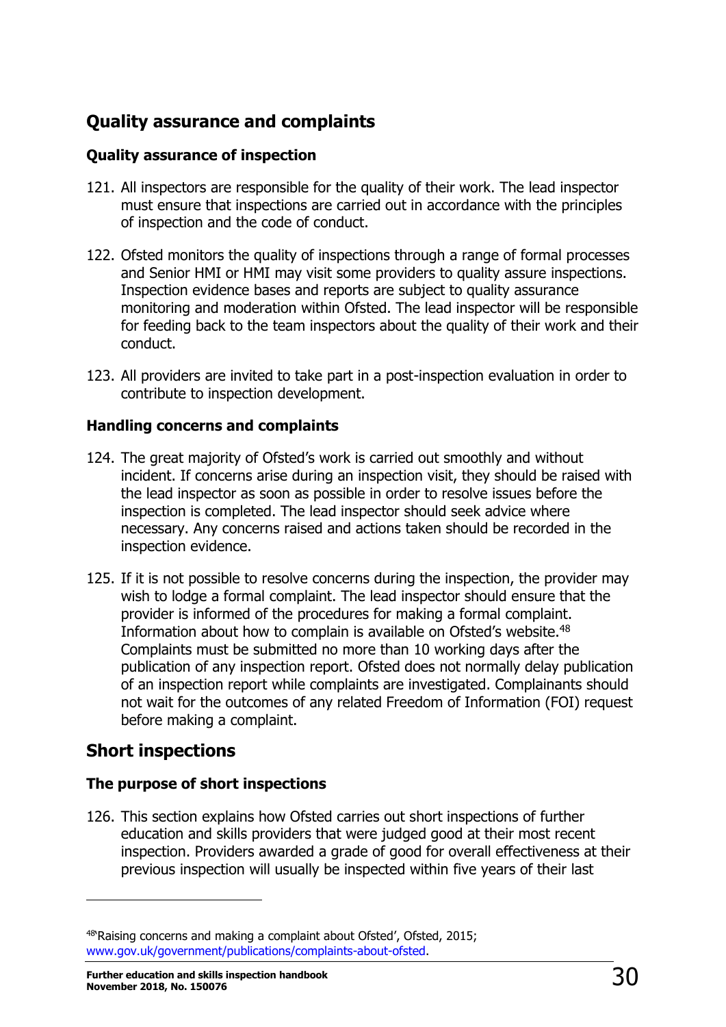## Quality assurance and complaints

### Quality assurance of inspection

121. All inspectors are responsible for the quality of their work. The lead inspector must ensure that inspections are carried out in accordance with the principles of inspection and the code of conduct.

122. Ofsted monitors the quality of inspections through a range of formal processes and Senior HMI or HMI may visit some providers to quality assure inspections. Inspection evidence bases and reports are subject to quality assurance monitoring and moderation within Ofsted. The lead inspector will be responsible for feeding back to the team inspectors about the quality of their work and their conduct.

123. All providers are invited to take part in a post-inspection evaluation in order to contribute to inspection development.

### Handling concerns and complaints

124. The great majority of Ofsted's work is carried out smoothly and without incident. If concerns arise during an inspection visit, they should be raised with the lead inspector as soon as possible in order to resolve issues before the inspection is completed. The lead inspector should seek advice where necessary. Any concerns raised and actions taken should be recorded in the inspection evidence.

125. If it is not possible to resolve concerns during the inspection, the provider may wish to lodge a formal complaint. The lead inspector should ensure that the provider is informed of the procedures for making a formal complaint. Information about how to complain is available on Ofsted's website.[48] Complaints must be submitted no more than 10 working days after the publication of any inspection report. Ofsted does not normally delay publication of an inspection report while complaints are investigated. Complainants should not wait for the outcomes of any related Freedom of Information (FOI) request before making a complaint.

## Short inspections

### The purpose of short inspections

126. This section explains how Ofsted carries out short inspections of further education and skills providers that were judged good at their most recent inspection. Providers awarded a grade of good for overall effectiveness at their previous inspection will usually be inspected within five years of their last

[48] 'Raising concerns and making a complaint about Ofsted', Ofsted, 2015; www.gov.uk/government/publications/complaints-about-ofsted.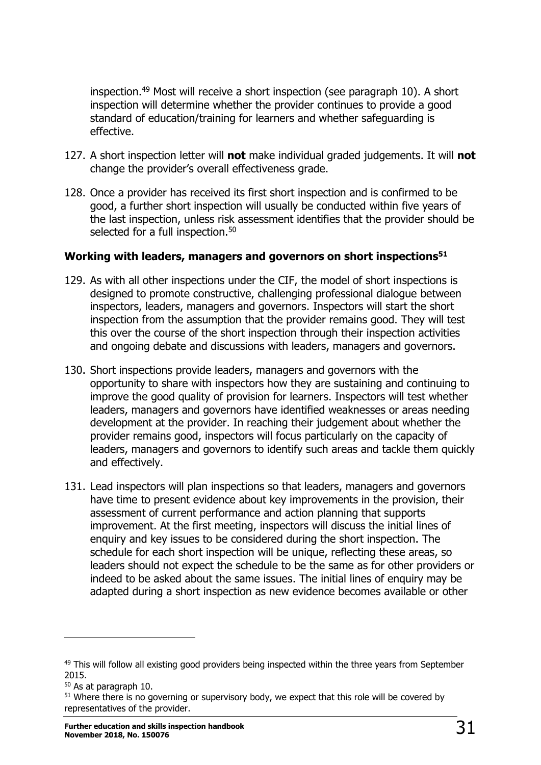inspection.[49] Most will receive a short inspection (see paragraph 10). A short inspection will determine whether the provider continues to provide a good standard of education/training for learners and whether safeguarding is effective.

127. A short inspection letter will **not** make individual graded judgements. It will **not** change the provider's overall effectiveness grade.

128. Once a provider has received its first short inspection and is confirmed to be good, a further short inspection will usually be conducted within five years of the last inspection, unless risk assessment identifies that the provider should be selected for a full inspection.[50]

**Working with leaders, managers and governors on short inspections[51]**

129. As with all other inspections under the CIF, the model of short inspections is designed to promote constructive, challenging professional dialogue between inspectors, leaders, managers and governors. Inspectors will start the short inspection from the assumption that the provider remains good. They will test this over the course of the short inspection through their inspection activities and ongoing debate and discussions with leaders, managers and governors.

130. Short inspections provide leaders, managers and governors with the opportunity to share with inspectors how they are sustaining and continuing to improve the good quality of provision for learners. Inspectors will test whether leaders, managers and governors have identified weaknesses or areas needing development at the provider. In reaching their judgement about whether the provider remains good, inspectors will focus particularly on the capacity of leaders, managers and governors to identify such areas and tackle them quickly and effectively.

131. Lead inspectors will plan inspections so that leaders, managers and governors have time to present evidence about key improvements in the provision, their assessment of current performance and action planning that supports improvement. At the first meeting, inspectors will discuss the initial lines of enquiry and key issues to be considered during the short inspection. The schedule for each short inspection will be unique, reflecting these areas, so leaders should not expect the schedule to be the same as for other providers or indeed to be asked about the same issues. The initial lines of enquiry may be adapted during a short inspection as new evidence becomes available or other

[49] This will follow all existing good providers being inspected within the three years from September 2015.

[50] As at paragraph 10.

[51] Where there is no governing or supervisory body, we expect that this role will be covered by representatives of the provider.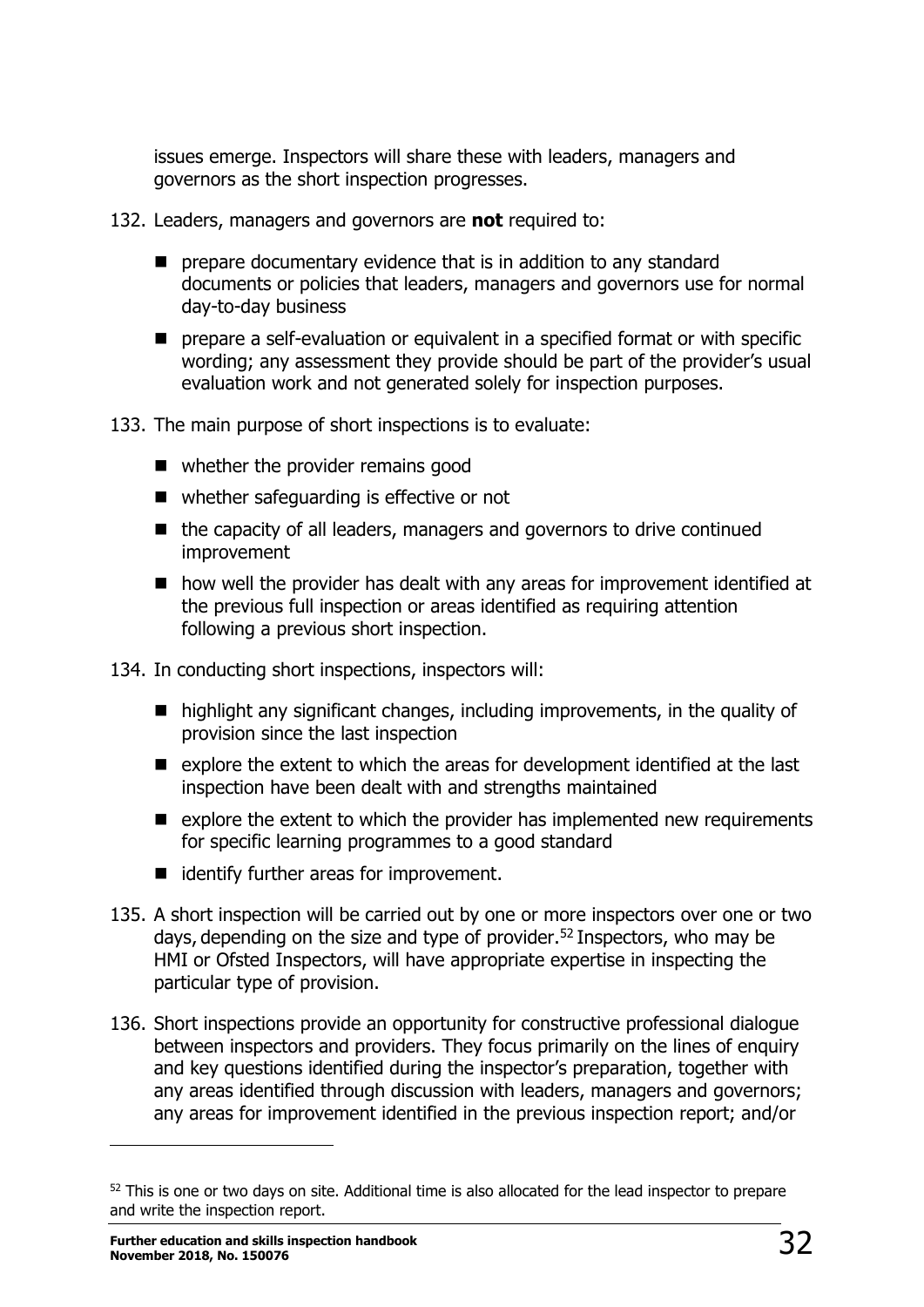issues emerge. Inspectors will share these with leaders, managers and governors as the short inspection progresses.

132. Leaders, managers and governors are **not** required to:

   - prepare documentary evidence that is in addition to any standard documents or policies that leaders, managers and governors use for normal day-to-day business
   - prepare a self-evaluation or equivalent in a specified format or with specific wording; any assessment they provide should be part of the provider's usual evaluation work and not generated solely for inspection purposes.

133. The main purpose of short inspections is to evaluate:

   - whether the provider remains good
   - whether safeguarding is effective or not
   - the capacity of all leaders, managers and governors to drive continued improvement
   - how well the provider has dealt with any areas for improvement identified at the previous full inspection or areas identified as requiring attention following a previous short inspection.

134. In conducting short inspections, inspectors will:

   - highlight any significant changes, including improvements, in the quality of provision since the last inspection
   - explore the extent to which the areas for development identified at the last inspection have been dealt with and strengths maintained
   - explore the extent to which the provider has implemented new requirements for specific learning programmes to a good standard
   - identify further areas for improvement.

135. A short inspection will be carried out by one or more inspectors over one or two days, depending on the size and type of provider.[52] Inspectors, who may be HMI or Ofsted Inspectors, will have appropriate expertise in inspecting the particular type of provision.

136. Short inspections provide an opportunity for constructive professional dialogue between inspectors and providers. They focus primarily on the lines of enquiry and key questions identified during the inspector's preparation, together with any areas identified through discussion with leaders, managers and governors; any areas for improvement identified in the previous inspection report; and/or

---

[52] This is one or two days on site. Additional time is also allocated for the lead inspector to prepare and write the inspection report.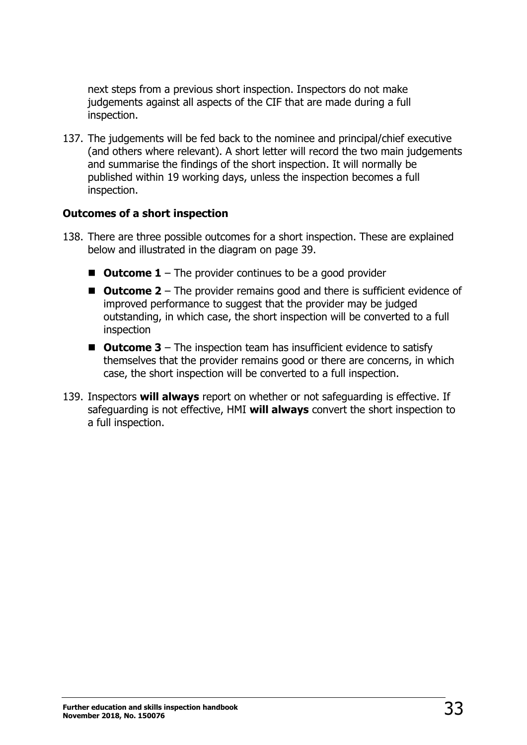next steps from a previous short inspection. Inspectors do not make judgements against all aspects of the CIF that are made during a full inspection.

137. The judgements will be fed back to the nominee and principal/chief executive (and others where relevant). A short letter will record the two main judgements and summarise the findings of the short inspection. It will normally be published within 19 working days, unless the inspection becomes a full inspection.

### Outcomes of a short inspection

138. There are three possible outcomes for a short inspection. These are explained below and illustrated in the diagram on page 39.

   - **Outcome 1** – The provider continues to be a good provider
   - **Outcome 2** – The provider remains good and there is sufficient evidence of improved performance to suggest that the provider may be judged outstanding, in which case, the short inspection will be converted to a full inspection
   - **Outcome 3** – The inspection team has insufficient evidence to satisfy themselves that the provider remains good or there are concerns, in which case, the short inspection will be converted to a full inspection.

139. Inspectors **will always** report on whether or not safeguarding is effective. If safeguarding is not effective, HMI **will always** convert the short inspection to a full inspection.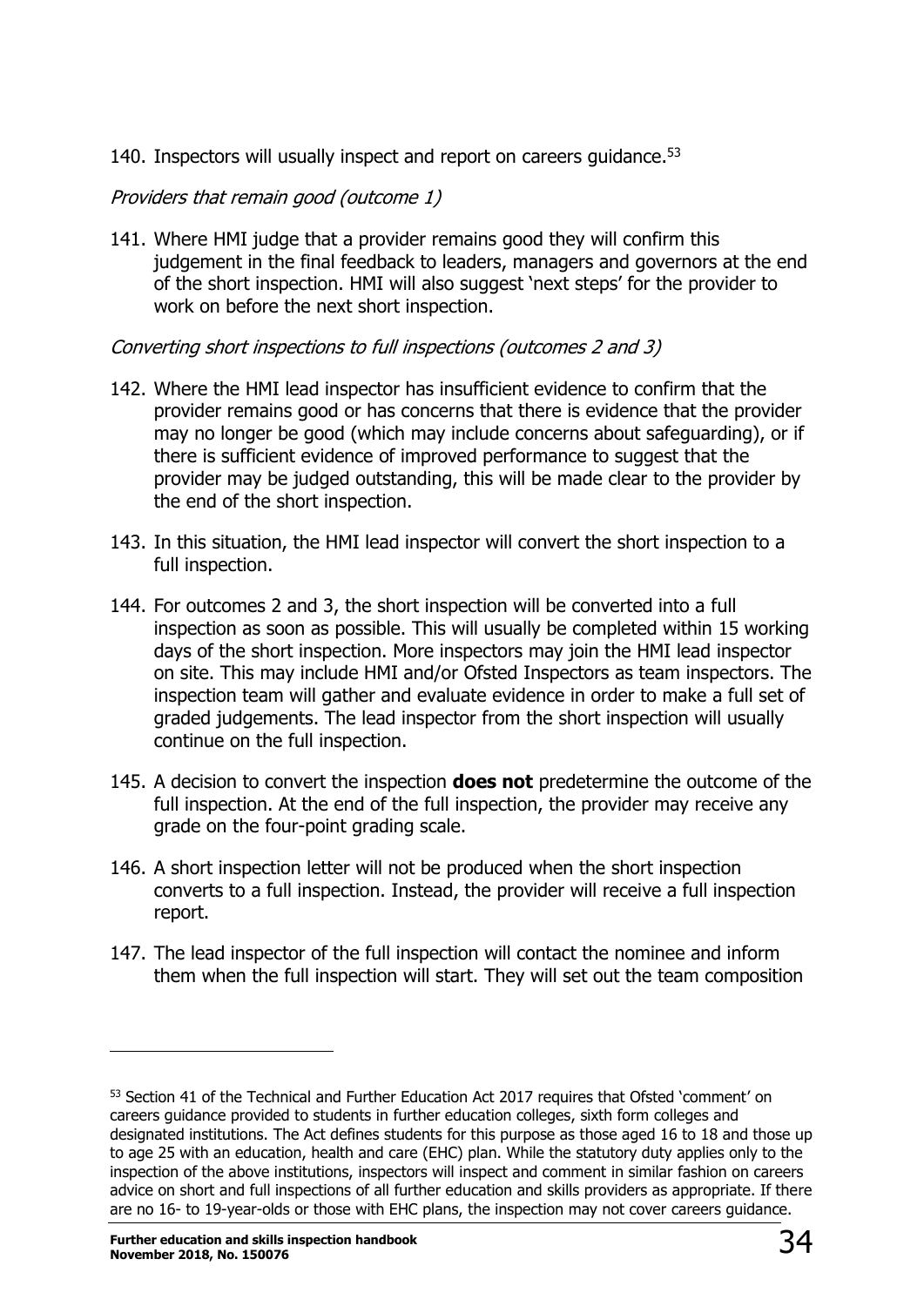140. Inspectors will usually inspect and report on careers guidance.[53]

*Providers that remain good (outcome 1)*

141. Where HMI judge that a provider remains good they will confirm this judgement in the final feedback to leaders, managers and governors at the end of the short inspection. HMI will also suggest 'next steps' for the provider to work on before the next short inspection.

*Converting short inspections to full inspections (outcomes 2 and 3)*

142. Where the HMI lead inspector has insufficient evidence to confirm that the provider remains good or has concerns that there is evidence that the provider may no longer be good (which may include concerns about safeguarding), or if there is sufficient evidence of improved performance to suggest that the provider may be judged outstanding, this will be made clear to the provider by the end of the short inspection.

143. In this situation, the HMI lead inspector will convert the short inspection to a full inspection.

144. For outcomes 2 and 3, the short inspection will be converted into a full inspection as soon as possible. This will usually be completed within 15 working days of the short inspection. More inspectors may join the HMI lead inspector on site. This may include HMI and/or Ofsted Inspectors as team inspectors. The inspection team will gather and evaluate evidence in order to make a full set of graded judgements. The lead inspector from the short inspection will usually continue on the full inspection.

145. A decision to convert the inspection **does not** predetermine the outcome of the full inspection. At the end of the full inspection, the provider may receive any grade on the four-point grading scale.

146. A short inspection letter will not be produced when the short inspection converts to a full inspection. Instead, the provider will receive a full inspection report.

147. The lead inspector of the full inspection will contact the nominee and inform them when the full inspection will start. They will set out the team composition

---

[53] Section 41 of the Technical and Further Education Act 2017 requires that Ofsted 'comment' on careers guidance provided to students in further education colleges, sixth form colleges and designated institutions. The Act defines students for this purpose as those aged 16 to 18 and those up to age 25 with an education, health and care (EHC) plan. While the statutory duty applies only to the inspection of the above institutions, inspectors will inspect and comment in similar fashion on careers advice on short and full inspections of all further education and skills providers as appropriate. If there are no 16- to 19-year-olds or those with EHC plans, the inspection may not cover careers guidance.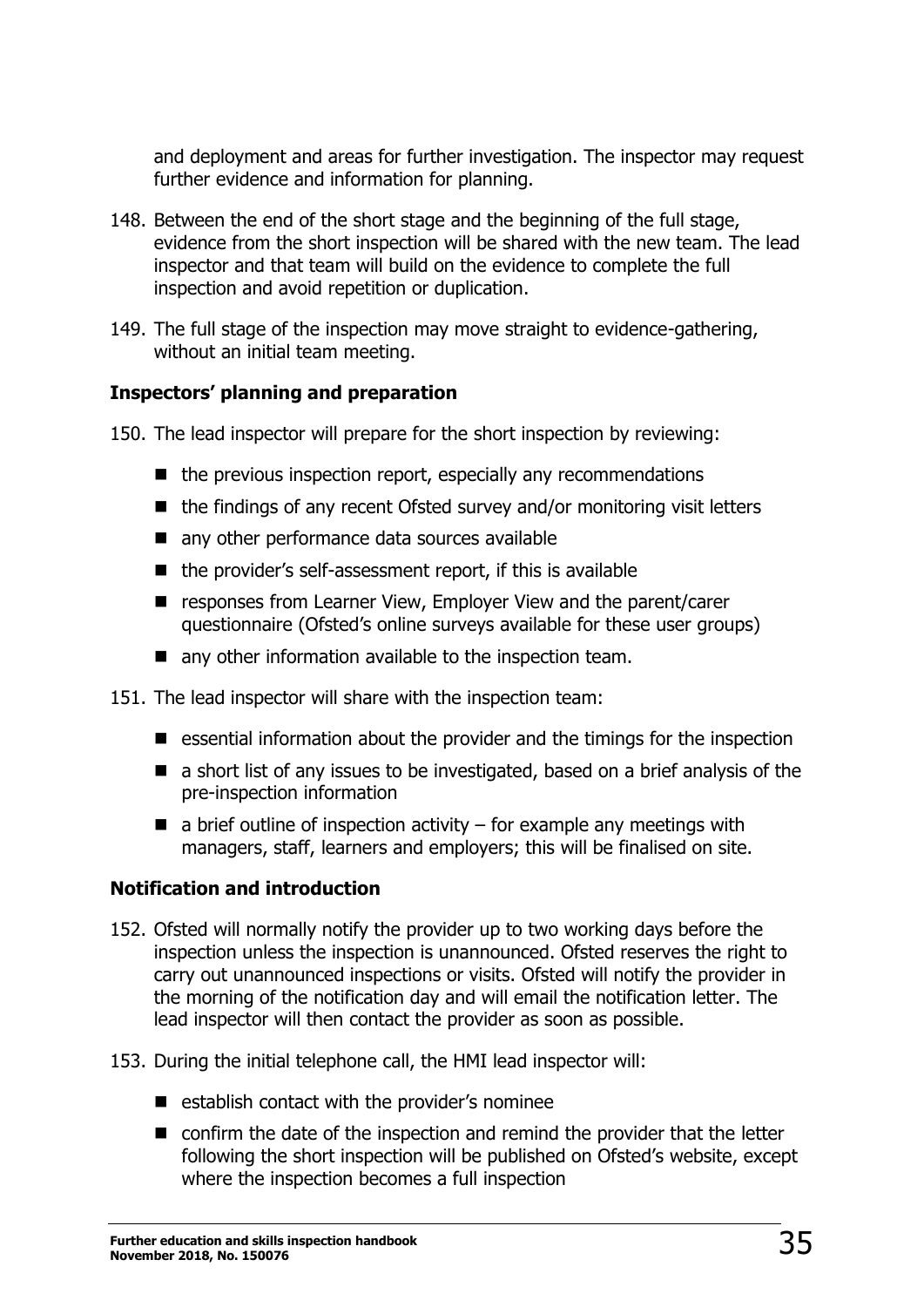and deployment and areas for further investigation. The inspector may request further evidence and information for planning.

148. Between the end of the short stage and the beginning of the full stage, evidence from the short inspection will be shared with the new team. The lead inspector and that team will build on the evidence to complete the full inspection and avoid repetition or duplication.

149. The full stage of the inspection may move straight to evidence-gathering, without an initial team meeting.

### Inspectors' planning and preparation

150. The lead inspector will prepare for the short inspection by reviewing:

- the previous inspection report, especially any recommendations
- the findings of any recent Ofsted survey and/or monitoring visit letters
- any other performance data sources available
- the provider's self-assessment report, if this is available
- responses from Learner View, Employer View and the parent/carer questionnaire (Ofsted's online surveys available for these user groups)
- any other information available to the inspection team.

151. The lead inspector will share with the inspection team:

- essential information about the provider and the timings for the inspection
- a short list of any issues to be investigated, based on a brief analysis of the pre-inspection information
- a brief outline of inspection activity – for example any meetings with managers, staff, learners and employers; this will be finalised on site.

### Notification and introduction

152. Ofsted will normally notify the provider up to two working days before the inspection unless the inspection is unannounced. Ofsted reserves the right to carry out unannounced inspections or visits. Ofsted will notify the provider in the morning of the notification day and will email the notification letter. The lead inspector will then contact the provider as soon as possible.

153. During the initial telephone call, the HMI lead inspector will:

- establish contact with the provider's nominee
- confirm the date of the inspection and remind the provider that the letter following the short inspection will be published on Ofsted's website, except where the inspection becomes a full inspection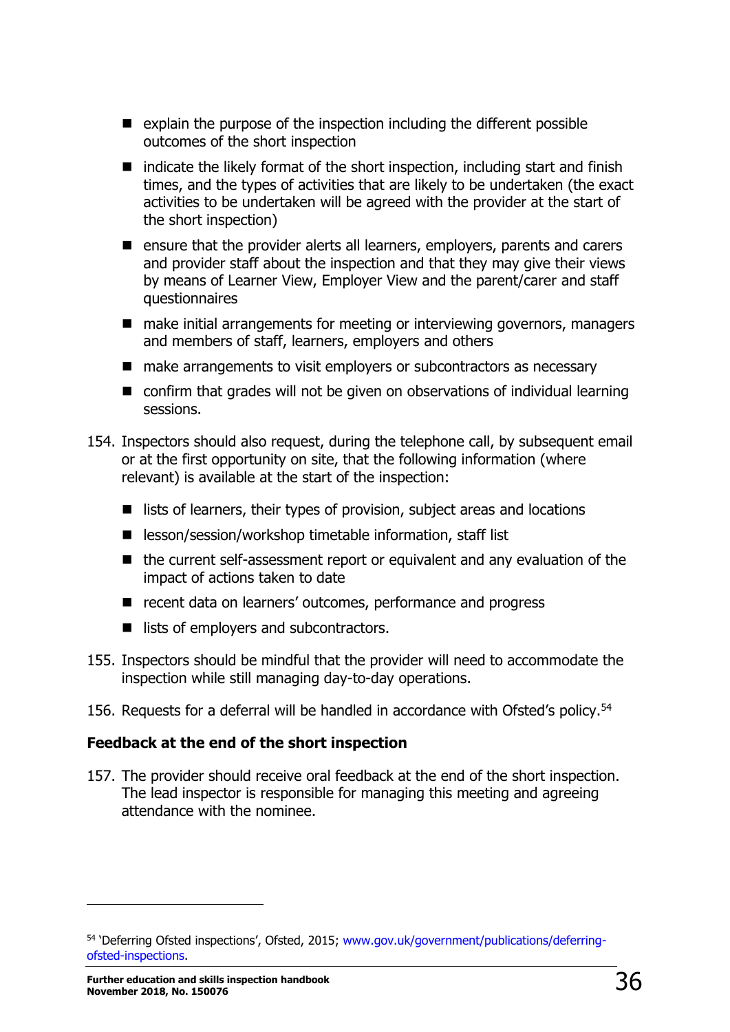- explain the purpose of the inspection including the different possible outcomes of the short inspection
- indicate the likely format of the short inspection, including start and finish times, and the types of activities that are likely to be undertaken (the exact activities to be undertaken will be agreed with the provider at the start of the short inspection)
- ensure that the provider alerts all learners, employers, parents and carers and provider staff about the inspection and that they may give their views by means of Learner View, Employer View and the parent/carer and staff questionnaires
- make initial arrangements for meeting or interviewing governors, managers and members of staff, learners, employers and others
- make arrangements to visit employers or subcontractors as necessary
- confirm that grades will not be given on observations of individual learning sessions.

154. Inspectors should also request, during the telephone call, by subsequent email or at the first opportunity on site, that the following information (where relevant) is available at the start of the inspection:

- lists of learners, their types of provision, subject areas and locations
- lesson/session/workshop timetable information, staff list
- the current self-assessment report or equivalent and any evaluation of the impact of actions taken to date
- recent data on learners' outcomes, performance and progress
- lists of employers and subcontractors.

155. Inspectors should be mindful that the provider will need to accommodate the inspection while still managing day-to-day operations.

156. Requests for a deferral will be handled in accordance with Ofsted's policy.[54]

### Feedback at the end of the short inspection

157. The provider should receive oral feedback at the end of the short inspection. The lead inspector is responsible for managing this meeting and agreeing attendance with the nominee.

---

[54] 'Deferring Ofsted inspections', Ofsted, 2015; www.gov.uk/government/publications/deferring-ofsted-inspections.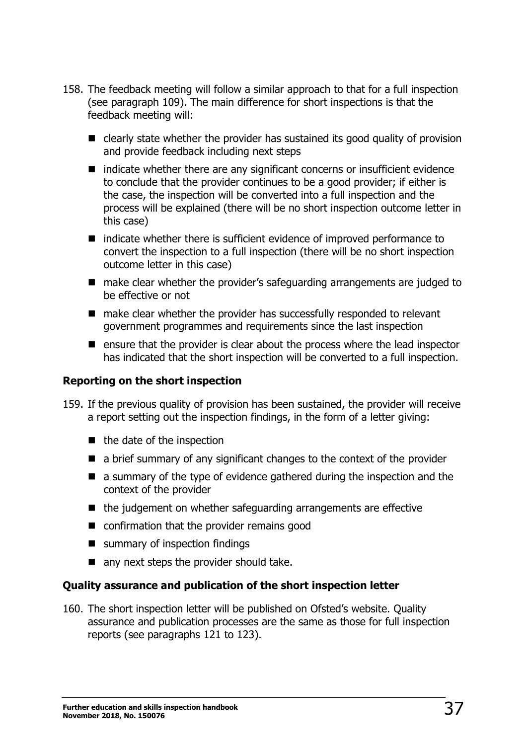158. The feedback meeting will follow a similar approach to that for a full inspection (see paragraph 109). The main difference for short inspections is that the feedback meeting will:

   - clearly state whether the provider has sustained its good quality of provision and provide feedback including next steps
   - indicate whether there are any significant concerns or insufficient evidence to conclude that the provider continues to be a good provider; if either is the case, the inspection will be converted into a full inspection and the process will be explained (there will be no short inspection outcome letter in this case)
   - indicate whether there is sufficient evidence of improved performance to convert the inspection to a full inspection (there will be no short inspection outcome letter in this case)
   - make clear whether the provider's safeguarding arrangements are judged to be effective or not
   - make clear whether the provider has successfully responded to relevant government programmes and requirements since the last inspection
   - ensure that the provider is clear about the process where the lead inspector has indicated that the short inspection will be converted to a full inspection.

### Reporting on the short inspection

159. If the previous quality of provision has been sustained, the provider will receive a report setting out the inspection findings, in the form of a letter giving:

   - the date of the inspection
   - a brief summary of any significant changes to the context of the provider
   - a summary of the type of evidence gathered during the inspection and the context of the provider
   - the judgement on whether safeguarding arrangements are effective
   - confirmation that the provider remains good
   - summary of inspection findings
   - any next steps the provider should take.

### Quality assurance and publication of the short inspection letter

160. The short inspection letter will be published on Ofsted's website. Quality assurance and publication processes are the same as those for full inspection reports (see paragraphs 121 to 123).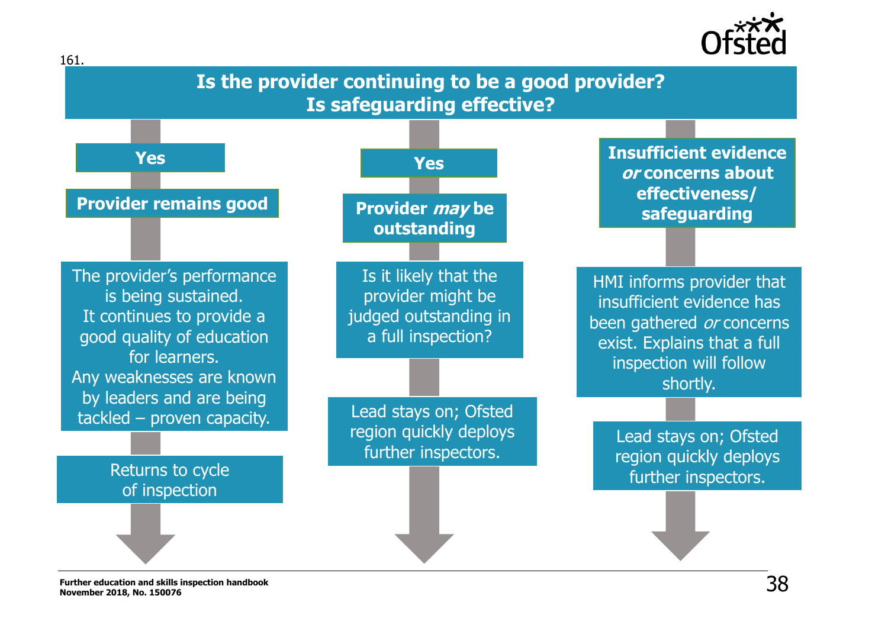161.

**Is the provider continuing to be a good provider?**
**Is safeguarding effective?**

**Yes**

**Provider remains good**

The provider's performance is being sustained.
It continues to provide a good quality of education for learners.
Any weaknesses are known by leaders and are being tackled – proven capacity.

Returns to cycle of inspection

**Yes**

**Provider *may* be outstanding**

Is it likely that the provider might be judged outstanding in a full inspection?

Lead stays on; Ofsted region quickly deploys further inspectors.

**Insufficient evidence *or* concerns about effectiveness/ safeguarding**

HMI informs provider that insufficient evidence has been gathered *or* concerns exist. Explains that a full inspection will follow shortly.

Lead stays on; Ofsted region quickly deploys further inspectors.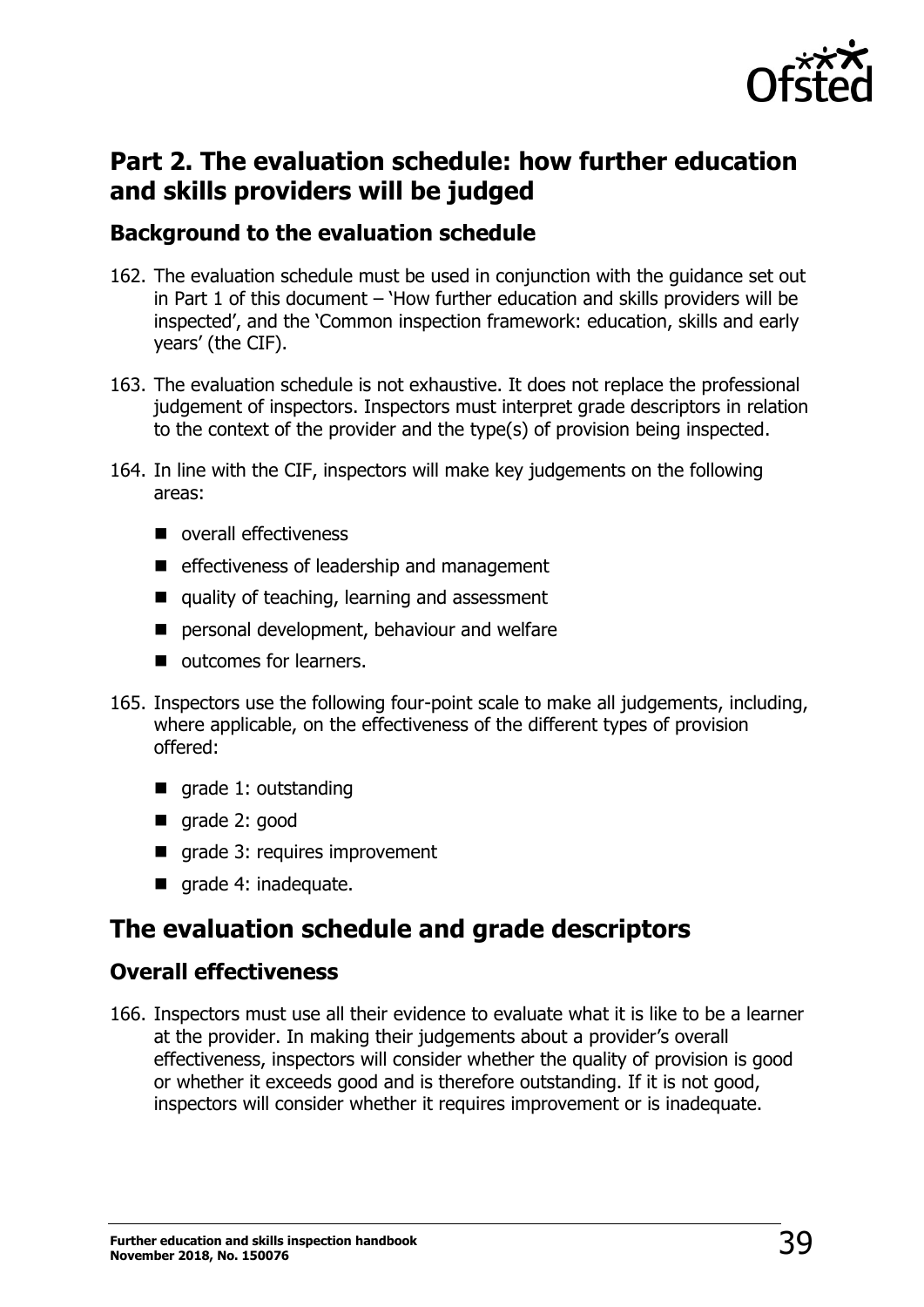## Part 2. The evaluation schedule: how further education and skills providers will be judged

### Background to the evaluation schedule

162. The evaluation schedule must be used in conjunction with the guidance set out in Part 1 of this document – 'How further education and skills providers will be inspected', and the 'Common inspection framework: education, skills and early years' (the CIF).

163. The evaluation schedule is not exhaustive. It does not replace the professional judgement of inspectors. Inspectors must interpret grade descriptors in relation to the context of the provider and the type(s) of provision being inspected.

164. In line with the CIF, inspectors will make key judgements on the following areas:
    - overall effectiveness
    - effectiveness of leadership and management
    - quality of teaching, learning and assessment
    - personal development, behaviour and welfare
    - outcomes for learners.

165. Inspectors use the following four-point scale to make all judgements, including, where applicable, on the effectiveness of the different types of provision offered:
    - grade 1: outstanding
    - grade 2: good
    - grade 3: requires improvement
    - grade 4: inadequate.

## The evaluation schedule and grade descriptors

### Overall effectiveness

166. Inspectors must use all their evidence to evaluate what it is like to be a learner at the provider. In making their judgements about a provider's overall effectiveness, inspectors will consider whether the quality of provision is good or whether it exceeds good and is therefore outstanding. If it is not good, inspectors will consider whether it requires improvement or is inadequate.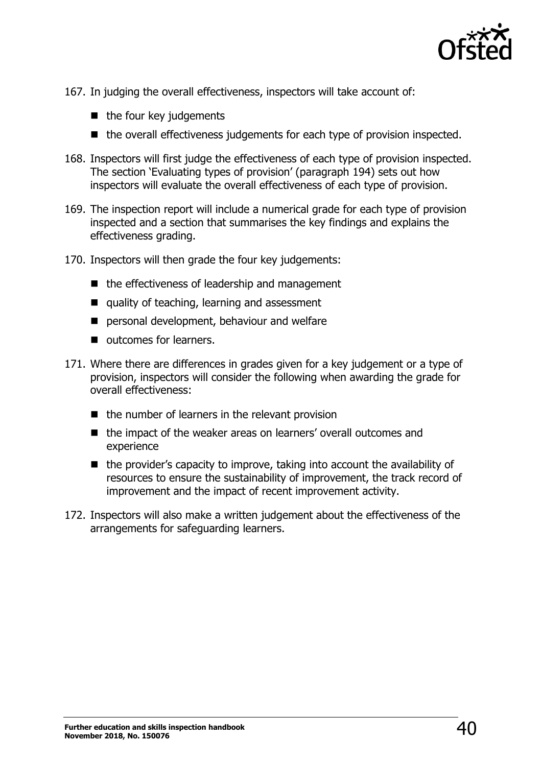167. In judging the overall effectiveness, inspectors will take account of:

- the four key judgements
- the overall effectiveness judgements for each type of provision inspected.

168. Inspectors will first judge the effectiveness of each type of provision inspected. The section 'Evaluating types of provision' (paragraph 194) sets out how inspectors will evaluate the overall effectiveness of each type of provision.

169. The inspection report will include a numerical grade for each type of provision inspected and a section that summarises the key findings and explains the effectiveness grading.

170. Inspectors will then grade the four key judgements:

- the effectiveness of leadership and management
- quality of teaching, learning and assessment
- personal development, behaviour and welfare
- outcomes for learners.

171. Where there are differences in grades given for a key judgement or a type of provision, inspectors will consider the following when awarding the grade for overall effectiveness:

- the number of learners in the relevant provision
- the impact of the weaker areas on learners' overall outcomes and experience
- the provider's capacity to improve, taking into account the availability of resources to ensure the sustainability of improvement, the track record of improvement and the impact of recent improvement activity.

172. Inspectors will also make a written judgement about the effectiveness of the arrangements for safeguarding learners.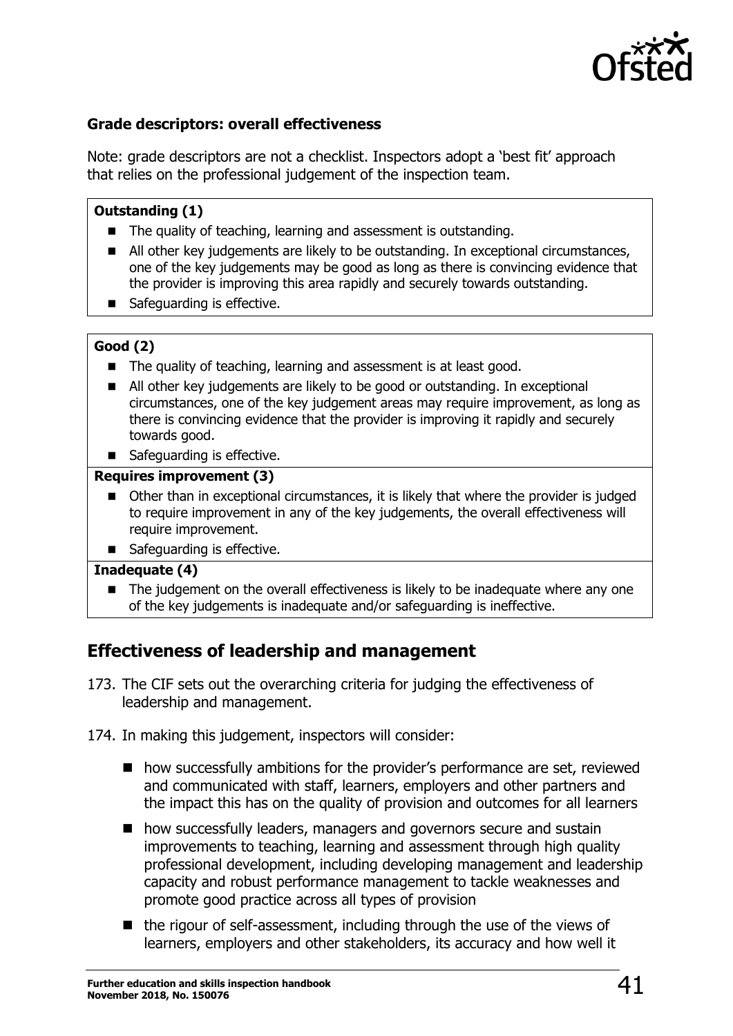### Grade descriptors: overall effectiveness

Note: grade descriptors are not a checklist. Inspectors adopt a 'best fit' approach that relies on the professional judgement of the inspection team.

**Outstanding (1)**

- The quality of teaching, learning and assessment is outstanding.
- All other key judgements are likely to be outstanding. In exceptional circumstances, one of the key judgements may be good as long as there is convincing evidence that the provider is improving this area rapidly and securely towards outstanding.
- Safeguarding is effective.

**Good (2)**

- The quality of teaching, learning and assessment is at least good.
- All other key judgements are likely to be good or outstanding. In exceptional circumstances, one of the key judgement areas may require improvement, as long as there is convincing evidence that the provider is improving it rapidly and securely towards good.
- Safeguarding is effective.

**Requires improvement (3)**

- Other than in exceptional circumstances, it is likely that where the provider is judged to require improvement in any of the key judgements, the overall effectiveness will require improvement.
- Safeguarding is effective.

**Inadequate (4)**

- The judgement on the overall effectiveness is likely to be inadequate where any one of the key judgements is inadequate and/or safeguarding is ineffective.

## Effectiveness of leadership and management

173. The CIF sets out the overarching criteria for judging the effectiveness of leadership and management.

174. In making this judgement, inspectors will consider:

- how successfully ambitions for the provider's performance are set, reviewed and communicated with staff, learners, employers and other partners and the impact this has on the quality of provision and outcomes for all learners
- how successfully leaders, managers and governors secure and sustain improvements to teaching, learning and assessment through high quality professional development, including developing management and leadership capacity and robust performance management to tackle weaknesses and promote good practice across all types of provision
- the rigour of self-assessment, including through the use of the views of learners, employers and other stakeholders, its accuracy and how well it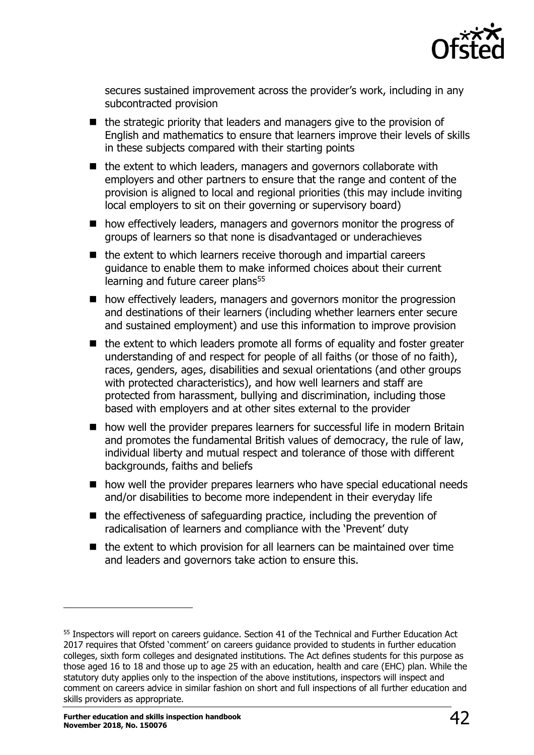secures sustained improvement across the provider's work, including in any subcontracted provision

- the strategic priority that leaders and managers give to the provision of English and mathematics to ensure that learners improve their levels of skills in these subjects compared with their starting points
- the extent to which leaders, managers and governors collaborate with employers and other partners to ensure that the range and content of the provision is aligned to local and regional priorities (this may include inviting local employers to sit on their governing or supervisory board)
- how effectively leaders, managers and governors monitor the progress of groups of learners so that none is disadvantaged or underachieves
- the extent to which learners receive thorough and impartial careers guidance to enable them to make informed choices about their current learning and future career plans[55]
- how effectively leaders, managers and governors monitor the progression and destinations of their learners (including whether learners enter secure and sustained employment) and use this information to improve provision
- the extent to which leaders promote all forms of equality and foster greater understanding of and respect for people of all faiths (or those of no faith), races, genders, ages, disabilities and sexual orientations (and other groups with protected characteristics), and how well learners and staff are protected from harassment, bullying and discrimination, including those based with employers and at other sites external to the provider
- how well the provider prepares learners for successful life in modern Britain and promotes the fundamental British values of democracy, the rule of law, individual liberty and mutual respect and tolerance of those with different backgrounds, faiths and beliefs
- how well the provider prepares learners who have special educational needs and/or disabilities to become more independent in their everyday life
- the effectiveness of safeguarding practice, including the prevention of radicalisation of learners and compliance with the 'Prevent' duty
- the extent to which provision for all learners can be maintained over time and leaders and governors take action to ensure this.

---

[55] Inspectors will report on careers guidance. Section 41 of the Technical and Further Education Act 2017 requires that Ofsted 'comment' on careers guidance provided to students in further education colleges, sixth form colleges and designated institutions. The Act defines students for this purpose as those aged 16 to 18 and those up to age 25 with an education, health and care (EHC) plan. While the statutory duty applies only to the inspection of the above institutions, inspectors will inspect and comment on careers advice in similar fashion on short and full inspections of all further education and skills providers as appropriate.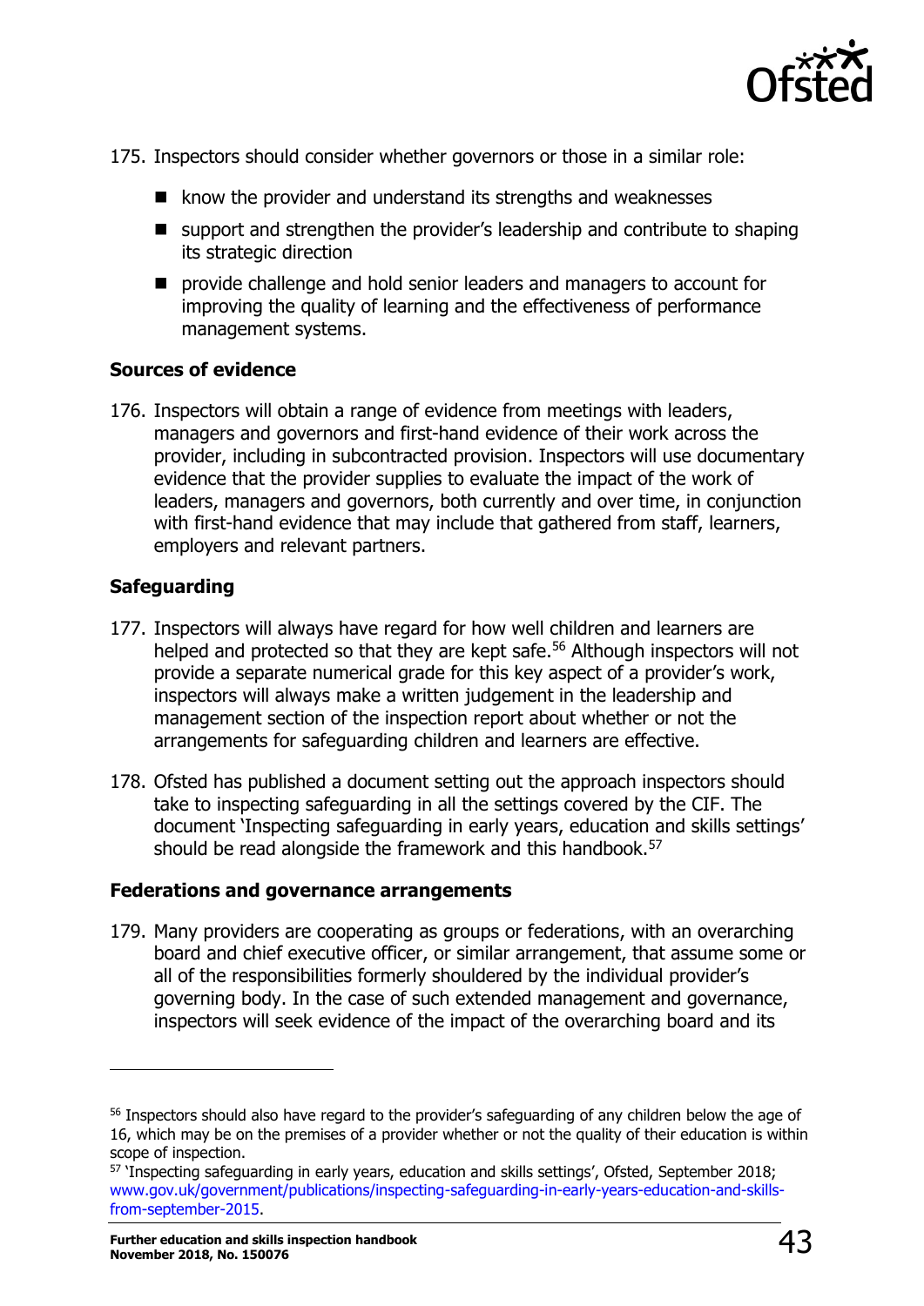175. Inspectors should consider whether governors or those in a similar role:

- know the provider and understand its strengths and weaknesses
- support and strengthen the provider's leadership and contribute to shaping its strategic direction
- provide challenge and hold senior leaders and managers to account for improving the quality of learning and the effectiveness of performance management systems.

### Sources of evidence

176. Inspectors will obtain a range of evidence from meetings with leaders, managers and governors and first-hand evidence of their work across the provider, including in subcontracted provision. Inspectors will use documentary evidence that the provider supplies to evaluate the impact of the work of leaders, managers and governors, both currently and over time, in conjunction with first-hand evidence that may include that gathered from staff, learners, employers and relevant partners.

### Safeguarding

177. Inspectors will always have regard for how well children and learners are helped and protected so that they are kept safe.[56] Although inspectors will not provide a separate numerical grade for this key aspect of a provider's work, inspectors will always make a written judgement in the leadership and management section of the inspection report about whether or not the arrangements for safeguarding children and learners are effective.

178. Ofsted has published a document setting out the approach inspectors should take to inspecting safeguarding in all the settings covered by the CIF. The document 'Inspecting safeguarding in early years, education and skills settings' should be read alongside the framework and this handbook.[57]

### Federations and governance arrangements

179. Many providers are cooperating as groups or federations, with an overarching board and chief executive officer, or similar arrangement, that assume some or all of the responsibilities formerly shouldered by the individual provider's governing body. In the case of such extended management and governance, inspectors will seek evidence of the impact of the overarching board and its

---

[56] Inspectors should also have regard to the provider's safeguarding of any children below the age of 16, which may be on the premises of a provider whether or not the quality of their education is within scope of inspection.

[57] 'Inspecting safeguarding in early years, education and skills settings', Ofsted, September 2018; www.gov.uk/government/publications/inspecting-safeguarding-in-early-years-education-and-skills-from-september-2015.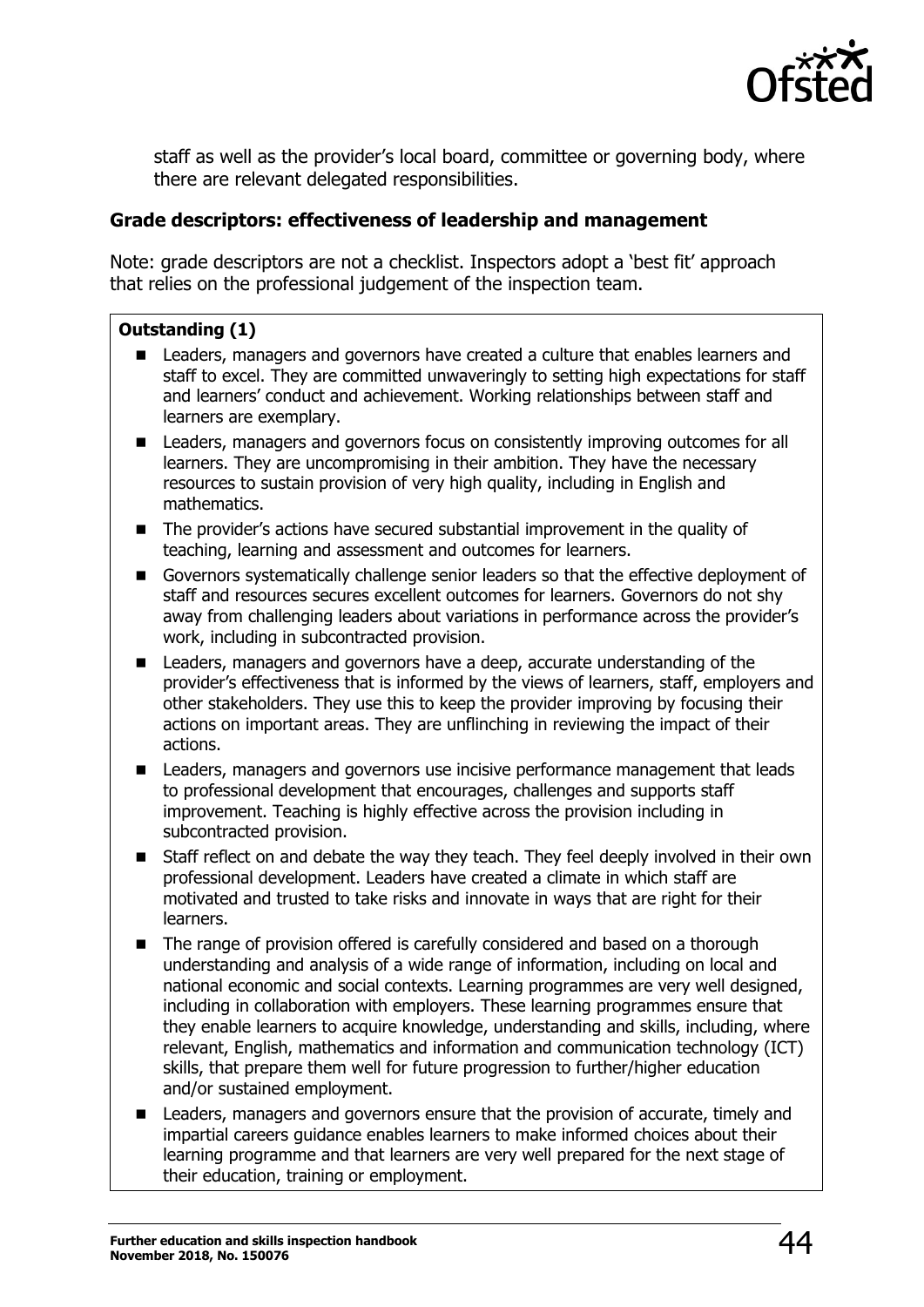staff as well as the provider's local board, committee or governing body, where there are relevant delegated responsibilities.

### Grade descriptors: effectiveness of leadership and management

Note: grade descriptors are not a checklist. Inspectors adopt a 'best fit' approach that relies on the professional judgement of the inspection team.

**Outstanding (1)**

- Leaders, managers and governors have created a culture that enables learners and staff to excel. They are committed unwaveringly to setting high expectations for staff and learners' conduct and achievement. Working relationships between staff and learners are exemplary.
- Leaders, managers and governors focus on consistently improving outcomes for all learners. They are uncompromising in their ambition. They have the necessary resources to sustain provision of very high quality, including in English and mathematics.
- The provider's actions have secured substantial improvement in the quality of teaching, learning and assessment and outcomes for learners.
- Governors systematically challenge senior leaders so that the effective deployment of staff and resources secures excellent outcomes for learners. Governors do not shy away from challenging leaders about variations in performance across the provider's work, including in subcontracted provision.
- Leaders, managers and governors have a deep, accurate understanding of the provider's effectiveness that is informed by the views of learners, staff, employers and other stakeholders. They use this to keep the provider improving by focusing their actions on important areas. They are unflinching in reviewing the impact of their actions.
- Leaders, managers and governors use incisive performance management that leads to professional development that encourages, challenges and supports staff improvement. Teaching is highly effective across the provision including in subcontracted provision.
- Staff reflect on and debate the way they teach. They feel deeply involved in their own professional development. Leaders have created a climate in which staff are motivated and trusted to take risks and innovate in ways that are right for their learners.
- The range of provision offered is carefully considered and based on a thorough understanding and analysis of a wide range of information, including on local and national economic and social contexts. Learning programmes are very well designed, including in collaboration with employers. These learning programmes ensure that they enable learners to acquire knowledge, understanding and skills, including, where relevant, English, mathematics and information and communication technology (ICT) skills, that prepare them well for future progression to further/higher education and/or sustained employment.
- Leaders, managers and governors ensure that the provision of accurate, timely and impartial careers guidance enables learners to make informed choices about their learning programme and that learners are very well prepared for the next stage of their education, training or employment.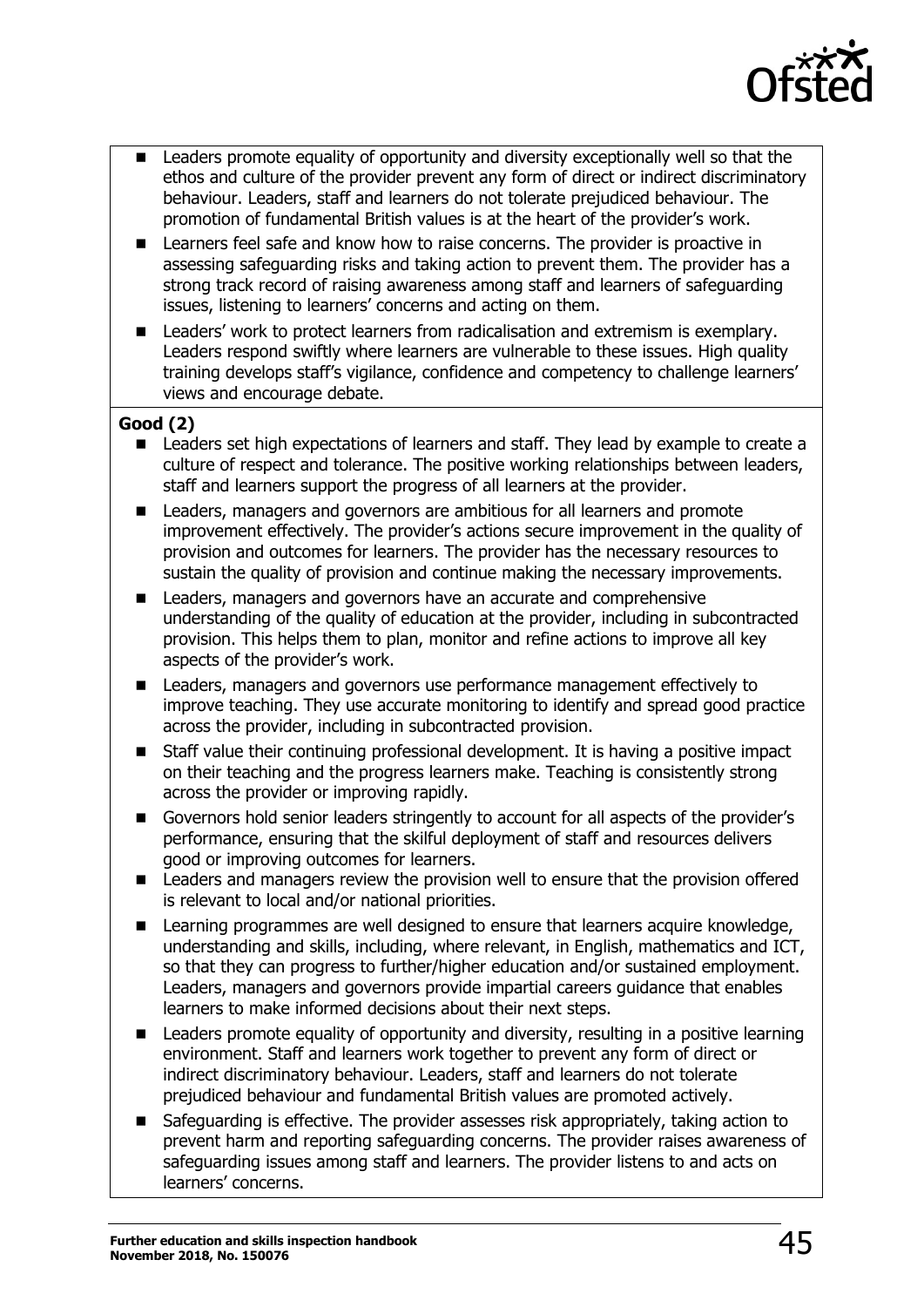- Leaders promote equality of opportunity and diversity exceptionally well so that the ethos and culture of the provider prevent any form of direct or indirect discriminatory behaviour. Leaders, staff and learners do not tolerate prejudiced behaviour. The promotion of fundamental British values is at the heart of the provider's work.
- Learners feel safe and know how to raise concerns. The provider is proactive in assessing safeguarding risks and taking action to prevent them. The provider has a strong track record of raising awareness among staff and learners of safeguarding issues, listening to learners' concerns and acting on them.
- Leaders' work to protect learners from radicalisation and extremism is exemplary. Leaders respond swiftly where learners are vulnerable to these issues. High quality training develops staff's vigilance, confidence and competency to challenge learners' views and encourage debate.

**Good (2)**

- Leaders set high expectations of learners and staff. They lead by example to create a culture of respect and tolerance. The positive working relationships between leaders, staff and learners support the progress of all learners at the provider.
- Leaders, managers and governors are ambitious for all learners and promote improvement effectively. The provider's actions secure improvement in the quality of provision and outcomes for learners. The provider has the necessary resources to sustain the quality of provision and continue making the necessary improvements.
- Leaders, managers and governors have an accurate and comprehensive understanding of the quality of education at the provider, including in subcontracted provision. This helps them to plan, monitor and refine actions to improve all key aspects of the provider's work.
- Leaders, managers and governors use performance management effectively to improve teaching. They use accurate monitoring to identify and spread good practice across the provider, including in subcontracted provision.
- Staff value their continuing professional development. It is having a positive impact on their teaching and the progress learners make. Teaching is consistently strong across the provider or improving rapidly.
- Governors hold senior leaders stringently to account for all aspects of the provider's performance, ensuring that the skilful deployment of staff and resources delivers good or improving outcomes for learners.
- Leaders and managers review the provision well to ensure that the provision offered is relevant to local and/or national priorities.
- Learning programmes are well designed to ensure that learners acquire knowledge, understanding and skills, including, where relevant, in English, mathematics and ICT, so that they can progress to further/higher education and/or sustained employment. Leaders, managers and governors provide impartial careers guidance that enables learners to make informed decisions about their next steps.
- Leaders promote equality of opportunity and diversity, resulting in a positive learning environment. Staff and learners work together to prevent any form of direct or indirect discriminatory behaviour. Leaders, staff and learners do not tolerate prejudiced behaviour and fundamental British values are promoted actively.
- Safeguarding is effective. The provider assesses risk appropriately, taking action to prevent harm and reporting safeguarding concerns. The provider raises awareness of safeguarding issues among staff and learners. The provider listens to and acts on learners' concerns.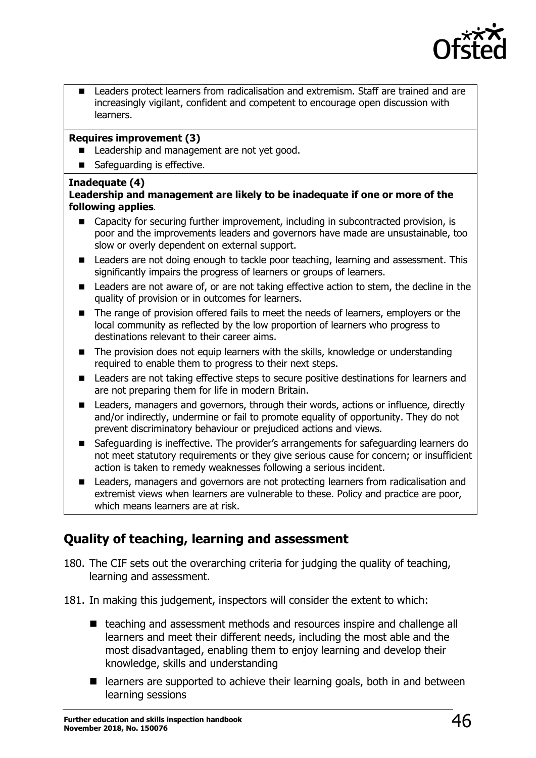- Leaders protect learners from radicalisation and extremism. Staff are trained and are increasingly vigilant, confident and competent to encourage open discussion with learners.

**Requires improvement (3)**

- Leadership and management are not yet good.
- Safeguarding is effective.

**Inadequate (4)**

**Leadership and management are likely to be inadequate if one or more of the following applies**.

- Capacity for securing further improvement, including in subcontracted provision, is poor and the improvements leaders and governors have made are unsustainable, too slow or overly dependent on external support.
- Leaders are not doing enough to tackle poor teaching, learning and assessment. This significantly impairs the progress of learners or groups of learners.
- Leaders are not aware of, or are not taking effective action to stem, the decline in the quality of provision or in outcomes for learners.
- The range of provision offered fails to meet the needs of learners, employers or the local community as reflected by the low proportion of learners who progress to destinations relevant to their career aims.
- The provision does not equip learners with the skills, knowledge or understanding required to enable them to progress to their next steps.
- Leaders are not taking effective steps to secure positive destinations for learners and are not preparing them for life in modern Britain.
- Leaders, managers and governors, through their words, actions or influence, directly and/or indirectly, undermine or fail to promote equality of opportunity. They do not prevent discriminatory behaviour or prejudiced actions and views.
- Safeguarding is ineffective. The provider's arrangements for safeguarding learners do not meet statutory requirements or they give serious cause for concern; or insufficient action is taken to remedy weaknesses following a serious incident.
- Leaders, managers and governors are not protecting learners from radicalisation and extremist views when learners are vulnerable to these. Policy and practice are poor, which means learners are at risk.

## Quality of teaching, learning and assessment

180. The CIF sets out the overarching criteria for judging the quality of teaching, learning and assessment.

181. In making this judgement, inspectors will consider the extent to which:

- teaching and assessment methods and resources inspire and challenge all learners and meet their different needs, including the most able and the most disadvantaged, enabling them to enjoy learning and develop their knowledge, skills and understanding
- learners are supported to achieve their learning goals, both in and between learning sessions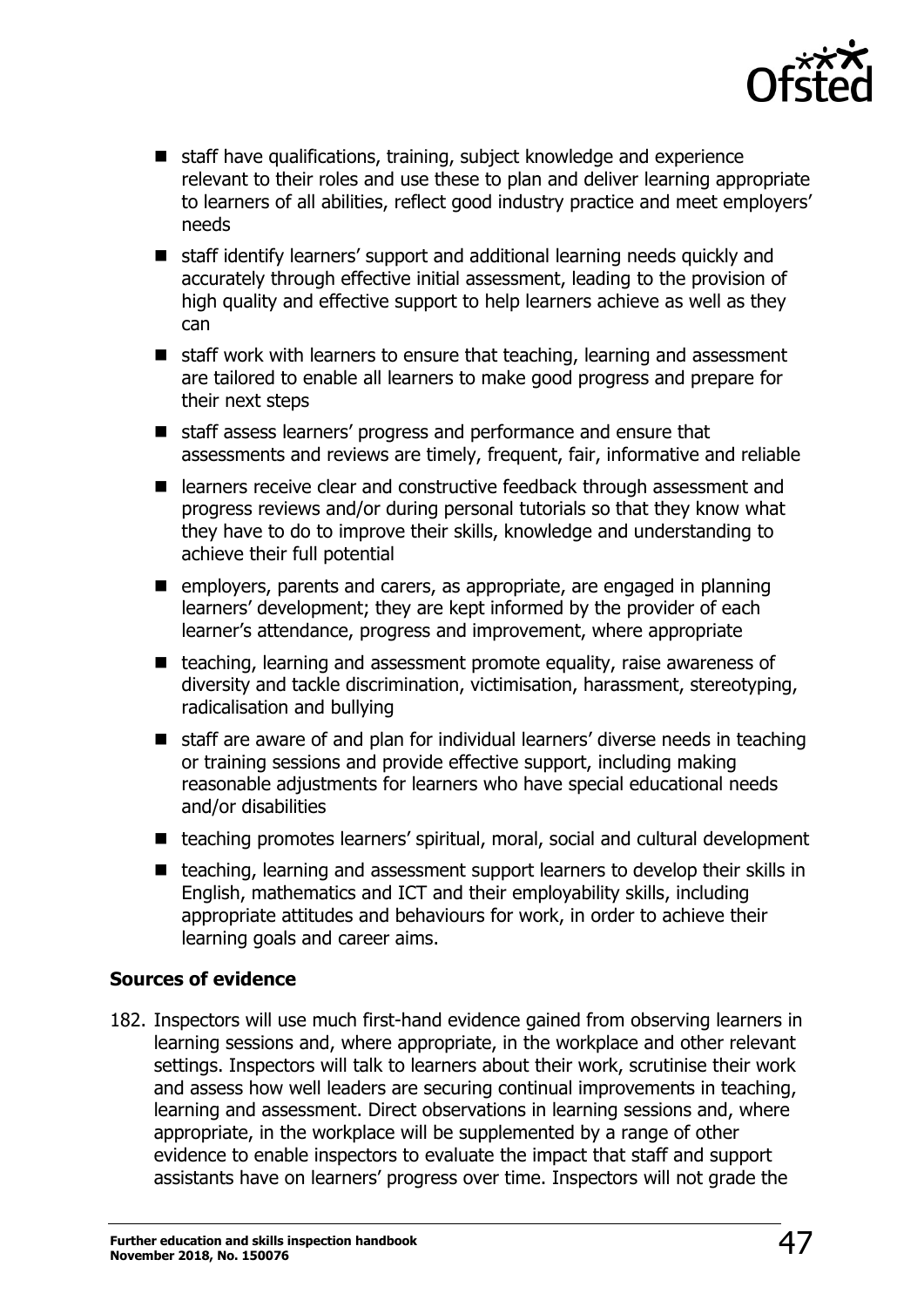- staff have qualifications, training, subject knowledge and experience relevant to their roles and use these to plan and deliver learning appropriate to learners of all abilities, reflect good industry practice and meet employers' needs
- staff identify learners' support and additional learning needs quickly and accurately through effective initial assessment, leading to the provision of high quality and effective support to help learners achieve as well as they can
- staff work with learners to ensure that teaching, learning and assessment are tailored to enable all learners to make good progress and prepare for their next steps
- staff assess learners' progress and performance and ensure that assessments and reviews are timely, frequent, fair, informative and reliable
- learners receive clear and constructive feedback through assessment and progress reviews and/or during personal tutorials so that they know what they have to do to improve their skills, knowledge and understanding to achieve their full potential
- employers, parents and carers, as appropriate, are engaged in planning learners' development; they are kept informed by the provider of each learner's attendance, progress and improvement, where appropriate
- teaching, learning and assessment promote equality, raise awareness of diversity and tackle discrimination, victimisation, harassment, stereotyping, radicalisation and bullying
- staff are aware of and plan for individual learners' diverse needs in teaching or training sessions and provide effective support, including making reasonable adjustments for learners who have special educational needs and/or disabilities
- teaching promotes learners' spiritual, moral, social and cultural development
- teaching, learning and assessment support learners to develop their skills in English, mathematics and ICT and their employability skills, including appropriate attitudes and behaviours for work, in order to achieve their learning goals and career aims.

**Sources of evidence**

182. Inspectors will use much first-hand evidence gained from observing learners in learning sessions and, where appropriate, in the workplace and other relevant settings. Inspectors will talk to learners about their work, scrutinise their work and assess how well leaders are securing continual improvements in teaching, learning and assessment. Direct observations in learning sessions and, where appropriate, in the workplace will be supplemented by a range of other evidence to enable inspectors to evaluate the impact that staff and support assistants have on learners' progress over time. Inspectors will not grade the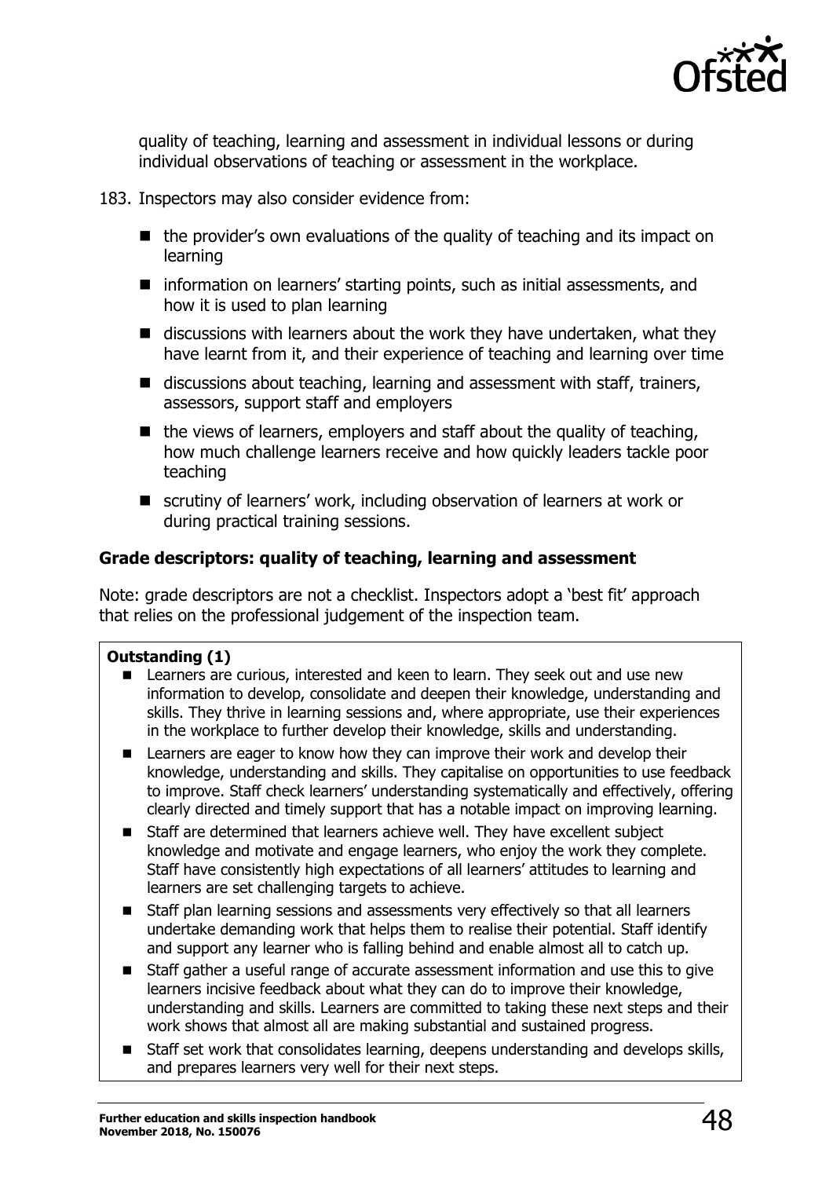quality of teaching, learning and assessment in individual lessons or during individual observations of teaching or assessment in the workplace.

183. Inspectors may also consider evidence from:

- the provider's own evaluations of the quality of teaching and its impact on learning
- information on learners' starting points, such as initial assessments, and how it is used to plan learning
- discussions with learners about the work they have undertaken, what they have learnt from it, and their experience of teaching and learning over time
- discussions about teaching, learning and assessment with staff, trainers, assessors, support staff and employers
- the views of learners, employers and staff about the quality of teaching, how much challenge learners receive and how quickly leaders tackle poor teaching
- scrutiny of learners' work, including observation of learners at work or during practical training sessions.

### Grade descriptors: quality of teaching, learning and assessment

Note: grade descriptors are not a checklist. Inspectors adopt a 'best fit' approach that relies on the professional judgement of the inspection team.

**Outstanding (1)**

- Learners are curious, interested and keen to learn. They seek out and use new information to develop, consolidate and deepen their knowledge, understanding and skills. They thrive in learning sessions and, where appropriate, use their experiences in the workplace to further develop their knowledge, skills and understanding.
- Learners are eager to know how they can improve their work and develop their knowledge, understanding and skills. They capitalise on opportunities to use feedback to improve. Staff check learners' understanding systematically and effectively, offering clearly directed and timely support that has a notable impact on improving learning.
- Staff are determined that learners achieve well. They have excellent subject knowledge and motivate and engage learners, who enjoy the work they complete. Staff have consistently high expectations of all learners' attitudes to learning and learners are set challenging targets to achieve.
- Staff plan learning sessions and assessments very effectively so that all learners undertake demanding work that helps them to realise their potential. Staff identify and support any learner who is falling behind and enable almost all to catch up.
- Staff gather a useful range of accurate assessment information and use this to give learners incisive feedback about what they can do to improve their knowledge, understanding and skills. Learners are committed to taking these next steps and their work shows that almost all are making substantial and sustained progress.
- Staff set work that consolidates learning, deepens understanding and develops skills, and prepares learners very well for their next steps.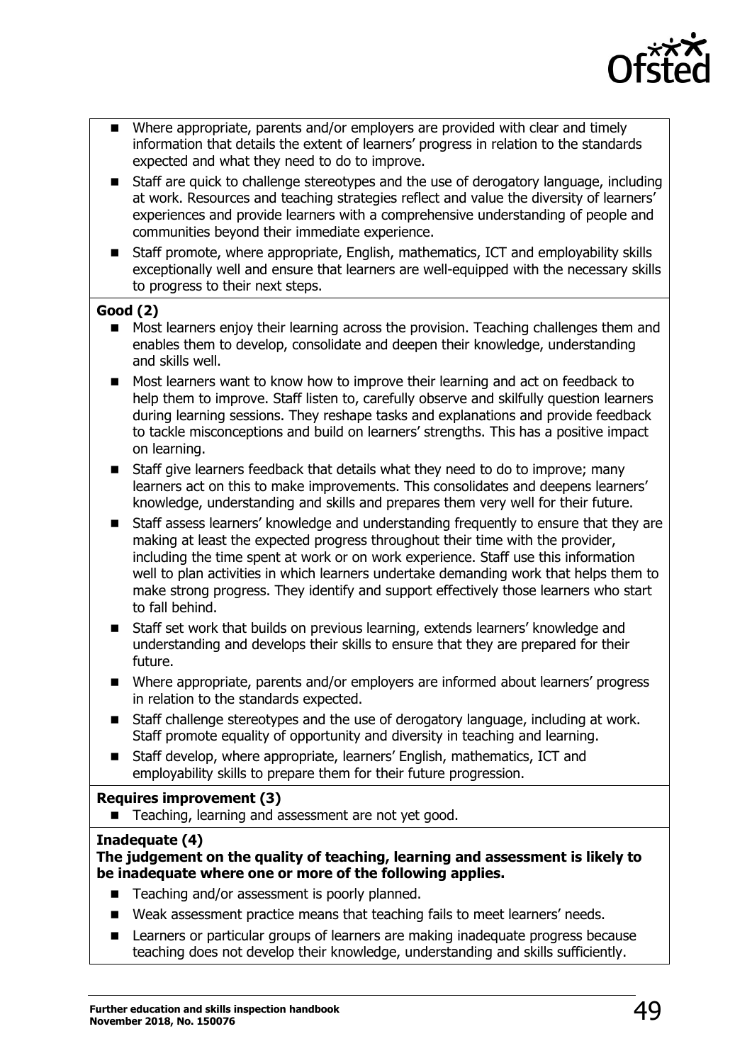- Where appropriate, parents and/or employers are provided with clear and timely information that details the extent of learners' progress in relation to the standards expected and what they need to do to improve.
- Staff are quick to challenge stereotypes and the use of derogatory language, including at work. Resources and teaching strategies reflect and value the diversity of learners' experiences and provide learners with a comprehensive understanding of people and communities beyond their immediate experience.
- Staff promote, where appropriate, English, mathematics, ICT and employability skills exceptionally well and ensure that learners are well-equipped with the necessary skills to progress to their next steps.

**Good (2)**

- Most learners enjoy their learning across the provision. Teaching challenges them and enables them to develop, consolidate and deepen their knowledge, understanding and skills well.
- Most learners want to know how to improve their learning and act on feedback to help them to improve. Staff listen to, carefully observe and skilfully question learners during learning sessions. They reshape tasks and explanations and provide feedback to tackle misconceptions and build on learners' strengths. This has a positive impact on learning.
- Staff give learners feedback that details what they need to do to improve; many learners act on this to make improvements. This consolidates and deepens learners' knowledge, understanding and skills and prepares them very well for their future.
- Staff assess learners' knowledge and understanding frequently to ensure that they are making at least the expected progress throughout their time with the provider, including the time spent at work or on work experience. Staff use this information well to plan activities in which learners undertake demanding work that helps them to make strong progress. They identify and support effectively those learners who start to fall behind.
- Staff set work that builds on previous learning, extends learners' knowledge and understanding and develops their skills to ensure that they are prepared for their future.
- Where appropriate, parents and/or employers are informed about learners' progress in relation to the standards expected.
- Staff challenge stereotypes and the use of derogatory language, including at work. Staff promote equality of opportunity and diversity in teaching and learning.
- Staff develop, where appropriate, learners' English, mathematics, ICT and employability skills to prepare them for their future progression.

**Requires improvement (3)**

- Teaching, learning and assessment are not yet good.

**Inadequate (4)**

**The judgement on the quality of teaching, learning and assessment is likely to be inadequate where one or more of the following applies.**

- Teaching and/or assessment is poorly planned.
- Weak assessment practice means that teaching fails to meet learners' needs.
- Learners or particular groups of learners are making inadequate progress because teaching does not develop their knowledge, understanding and skills sufficiently.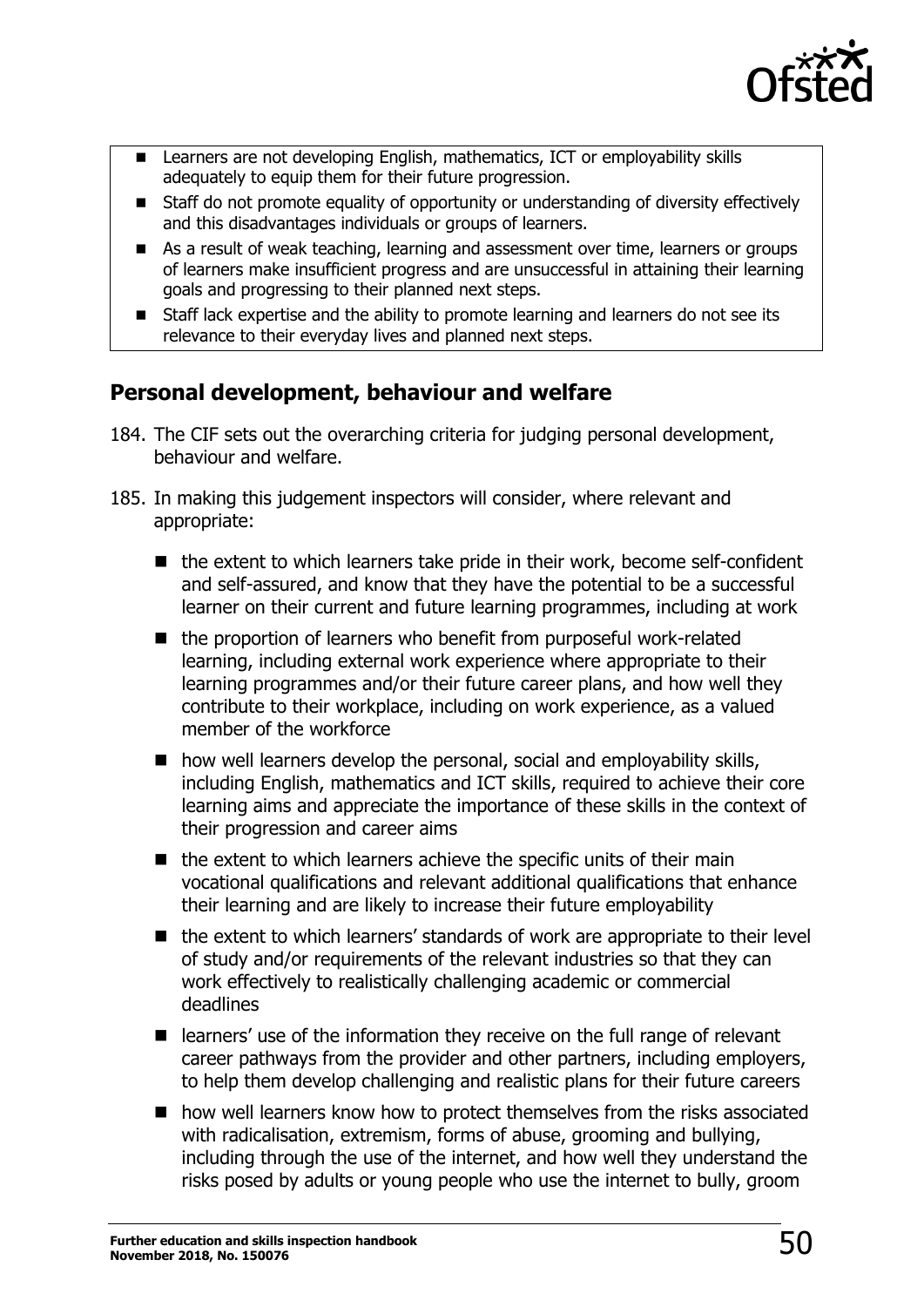- Learners are not developing English, mathematics, ICT or employability skills adequately to equip them for their future progression.
- Staff do not promote equality of opportunity or understanding of diversity effectively and this disadvantages individuals or groups of learners.
- As a result of weak teaching, learning and assessment over time, learners or groups of learners make insufficient progress and are unsuccessful in attaining their learning goals and progressing to their planned next steps.
- Staff lack expertise and the ability to promote learning and learners do not see its relevance to their everyday lives and planned next steps.

## Personal development, behaviour and welfare

184. The CIF sets out the overarching criteria for judging personal development, behaviour and welfare.

185. In making this judgement inspectors will consider, where relevant and appropriate:

    - the extent to which learners take pride in their work, become self-confident and self-assured, and know that they have the potential to be a successful learner on their current and future learning programmes, including at work
    - the proportion of learners who benefit from purposeful work-related learning, including external work experience where appropriate to their learning programmes and/or their future career plans, and how well they contribute to their workplace, including on work experience, as a valued member of the workforce
    - how well learners develop the personal, social and employability skills, including English, mathematics and ICT skills, required to achieve their core learning aims and appreciate the importance of these skills in the context of their progression and career aims
    - the extent to which learners achieve the specific units of their main vocational qualifications and relevant additional qualifications that enhance their learning and are likely to increase their future employability
    - the extent to which learners' standards of work are appropriate to their level of study and/or requirements of the relevant industries so that they can work effectively to realistically challenging academic or commercial deadlines
    - learners' use of the information they receive on the full range of relevant career pathways from the provider and other partners, including employers, to help them develop challenging and realistic plans for their future careers
    - how well learners know how to protect themselves from the risks associated with radicalisation, extremism, forms of abuse, grooming and bullying, including through the use of the internet, and how well they understand the risks posed by adults or young people who use the internet to bully, groom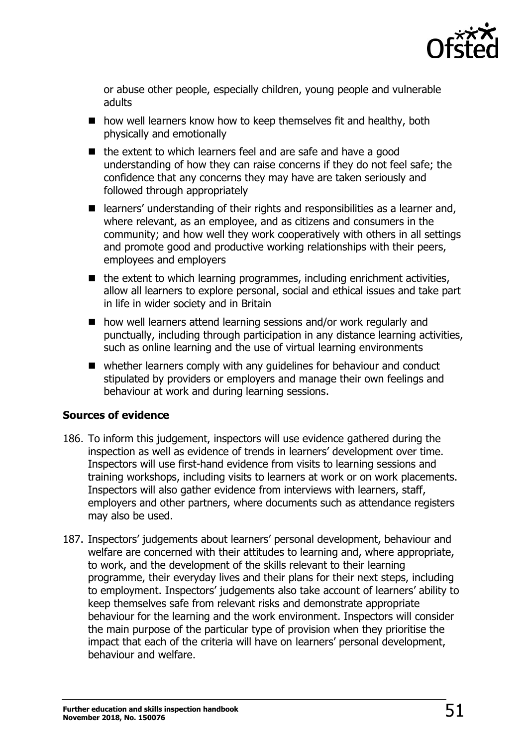or abuse other people, especially children, young people and vulnerable adults

- how well learners know how to keep themselves fit and healthy, both physically and emotionally
- the extent to which learners feel and are safe and have a good understanding of how they can raise concerns if they do not feel safe; the confidence that any concerns they may have are taken seriously and followed through appropriately
- learners' understanding of their rights and responsibilities as a learner and, where relevant, as an employee, and as citizens and consumers in the community; and how well they work cooperatively with others in all settings and promote good and productive working relationships with their peers, employees and employers
- the extent to which learning programmes, including enrichment activities, allow all learners to explore personal, social and ethical issues and take part in life in wider society and in Britain
- how well learners attend learning sessions and/or work regularly and punctually, including through participation in any distance learning activities, such as online learning and the use of virtual learning environments
- whether learners comply with any guidelines for behaviour and conduct stipulated by providers or employers and manage their own feelings and behaviour at work and during learning sessions.

**Sources of evidence**

186. To inform this judgement, inspectors will use evidence gathered during the inspection as well as evidence of trends in learners' development over time. Inspectors will use first-hand evidence from visits to learning sessions and training workshops, including visits to learners at work or on work placements. Inspectors will also gather evidence from interviews with learners, staff, employers and other partners, where documents such as attendance registers may also be used.

187. Inspectors' judgements about learners' personal development, behaviour and welfare are concerned with their attitudes to learning and, where appropriate, to work, and the development of the skills relevant to their learning programme, their everyday lives and their plans for their next steps, including to employment. Inspectors' judgements also take account of learners' ability to keep themselves safe from relevant risks and demonstrate appropriate behaviour for the learning and the work environment. Inspectors will consider the main purpose of the particular type of provision when they prioritise the impact that each of the criteria will have on learners' personal development, behaviour and welfare.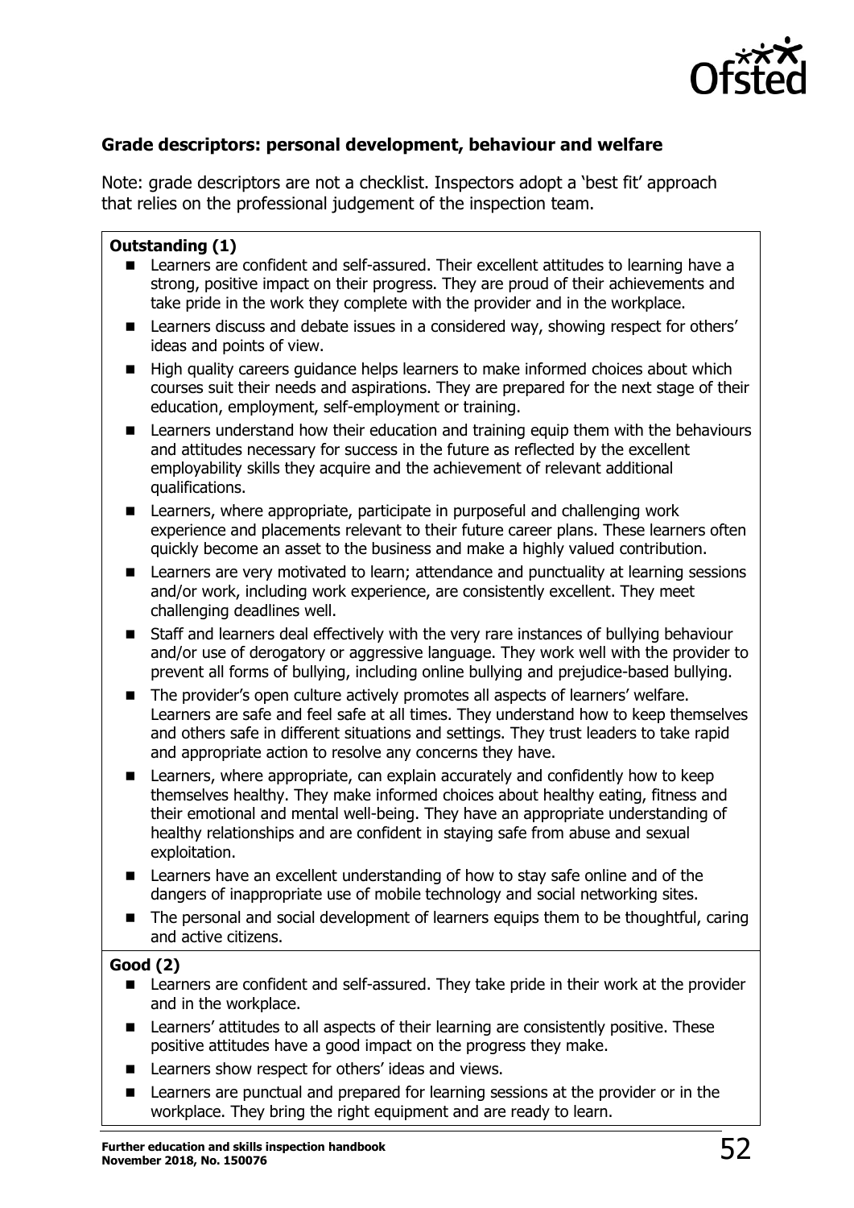### Grade descriptors: personal development, behaviour and welfare

Note: grade descriptors are not a checklist. Inspectors adopt a 'best fit' approach that relies on the professional judgement of the inspection team.

**Outstanding (1)**

- Learners are confident and self-assured. Their excellent attitudes to learning have a strong, positive impact on their progress. They are proud of their achievements and take pride in the work they complete with the provider and in the workplace.
- Learners discuss and debate issues in a considered way, showing respect for others' ideas and points of view.
- High quality careers guidance helps learners to make informed choices about which courses suit their needs and aspirations. They are prepared for the next stage of their education, employment, self-employment or training.
- Learners understand how their education and training equip them with the behaviours and attitudes necessary for success in the future as reflected by the excellent employability skills they acquire and the achievement of relevant additional qualifications.
- Learners, where appropriate, participate in purposeful and challenging work experience and placements relevant to their future career plans. These learners often quickly become an asset to the business and make a highly valued contribution.
- Learners are very motivated to learn; attendance and punctuality at learning sessions and/or work, including work experience, are consistently excellent. They meet challenging deadlines well.
- Staff and learners deal effectively with the very rare instances of bullying behaviour and/or use of derogatory or aggressive language. They work well with the provider to prevent all forms of bullying, including online bullying and prejudice-based bullying.
- The provider's open culture actively promotes all aspects of learners' welfare. Learners are safe and feel safe at all times. They understand how to keep themselves and others safe in different situations and settings. They trust leaders to take rapid and appropriate action to resolve any concerns they have.
- Learners, where appropriate, can explain accurately and confidently how to keep themselves healthy. They make informed choices about healthy eating, fitness and their emotional and mental well-being. They have an appropriate understanding of healthy relationships and are confident in staying safe from abuse and sexual exploitation.
- Learners have an excellent understanding of how to stay safe online and of the dangers of inappropriate use of mobile technology and social networking sites.
- The personal and social development of learners equips them to be thoughtful, caring and active citizens.

**Good (2)**

- Learners are confident and self-assured. They take pride in their work at the provider and in the workplace.
- Learners' attitudes to all aspects of their learning are consistently positive. These positive attitudes have a good impact on the progress they make.
- Learners show respect for others' ideas and views.
- Learners are punctual and prepared for learning sessions at the provider or in the workplace. They bring the right equipment and are ready to learn.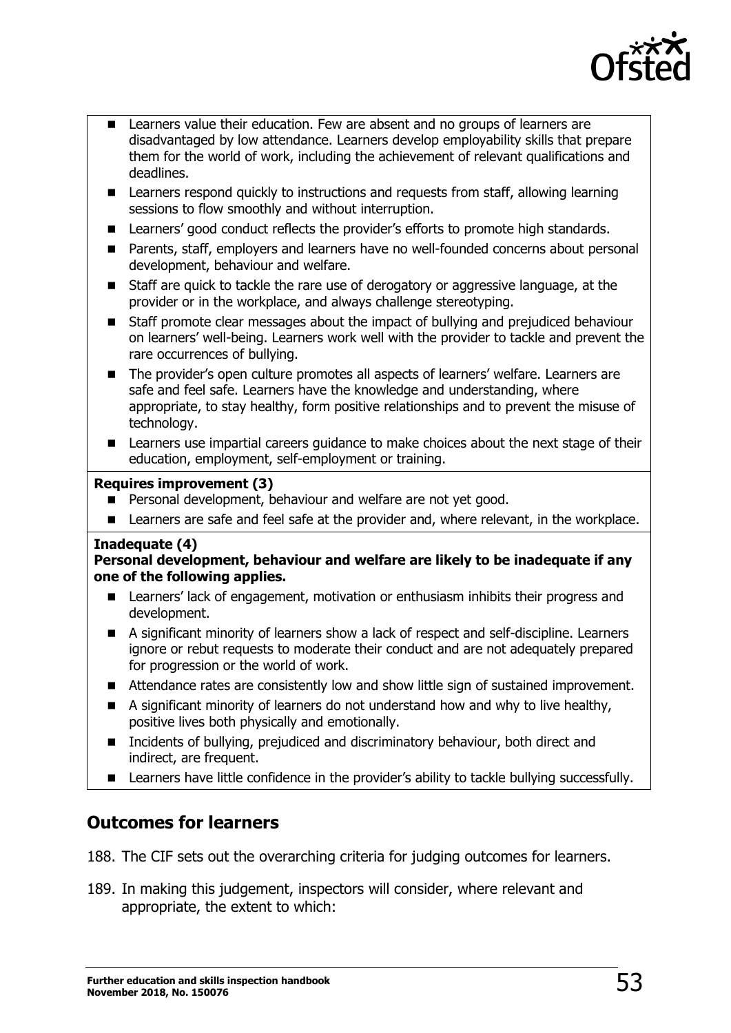- Learners value their education. Few are absent and no groups of learners are disadvantaged by low attendance. Learners develop employability skills that prepare them for the world of work, including the achievement of relevant qualifications and deadlines.
- Learners respond quickly to instructions and requests from staff, allowing learning sessions to flow smoothly and without interruption.
- Learners' good conduct reflects the provider's efforts to promote high standards.
- Parents, staff, employers and learners have no well-founded concerns about personal development, behaviour and welfare.
- Staff are quick to tackle the rare use of derogatory or aggressive language, at the provider or in the workplace, and always challenge stereotyping.
- Staff promote clear messages about the impact of bullying and prejudiced behaviour on learners' well-being. Learners work well with the provider to tackle and prevent the rare occurrences of bullying.
- The provider's open culture promotes all aspects of learners' welfare. Learners are safe and feel safe. Learners have the knowledge and understanding, where appropriate, to stay healthy, form positive relationships and to prevent the misuse of technology.
- Learners use impartial careers guidance to make choices about the next stage of their education, employment, self-employment or training.

**Requires improvement (3)**

- Personal development, behaviour and welfare are not yet good.
- Learners are safe and feel safe at the provider and, where relevant, in the workplace.

**Inadequate (4)**

**Personal development, behaviour and welfare are likely to be inadequate if any one of the following applies.**

- Learners' lack of engagement, motivation or enthusiasm inhibits their progress and development.
- A significant minority of learners show a lack of respect and self-discipline. Learners ignore or rebut requests to moderate their conduct and are not adequately prepared for progression or the world of work.
- Attendance rates are consistently low and show little sign of sustained improvement.
- A significant minority of learners do not understand how and why to live healthy, positive lives both physically and emotionally.
- Incidents of bullying, prejudiced and discriminatory behaviour, both direct and indirect, are frequent.
- Learners have little confidence in the provider's ability to tackle bullying successfully.

## Outcomes for learners

188. The CIF sets out the overarching criteria for judging outcomes for learners.

189. In making this judgement, inspectors will consider, where relevant and appropriate, the extent to which: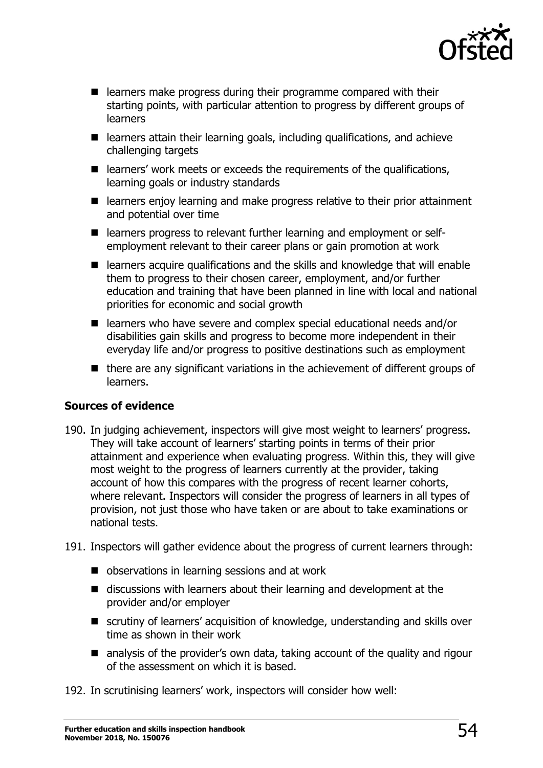- learners make progress during their programme compared with their starting points, with particular attention to progress by different groups of learners
- learners attain their learning goals, including qualifications, and achieve challenging targets
- learners' work meets or exceeds the requirements of the qualifications, learning goals or industry standards
- learners enjoy learning and make progress relative to their prior attainment and potential over time
- learners progress to relevant further learning and employment or self-employment relevant to their career plans or gain promotion at work
- learners acquire qualifications and the skills and knowledge that will enable them to progress to their chosen career, employment, and/or further education and training that have been planned in line with local and national priorities for economic and social growth
- learners who have severe and complex special educational needs and/or disabilities gain skills and progress to become more independent in their everyday life and/or progress to positive destinations such as employment
- there are any significant variations in the achievement of different groups of learners.

**Sources of evidence**

190. In judging achievement, inspectors will give most weight to learners' progress. They will take account of learners' starting points in terms of their prior attainment and experience when evaluating progress. Within this, they will give most weight to the progress of learners currently at the provider, taking account of how this compares with the progress of recent learner cohorts, where relevant. Inspectors will consider the progress of learners in all types of provision, not just those who have taken or are about to take examinations or national tests.

191. Inspectors will gather evidence about the progress of current learners through:

- observations in learning sessions and at work
- discussions with learners about their learning and development at the provider and/or employer
- scrutiny of learners' acquisition of knowledge, understanding and skills over time as shown in their work
- analysis of the provider's own data, taking account of the quality and rigour of the assessment on which it is based.

192. In scrutinising learners' work, inspectors will consider how well: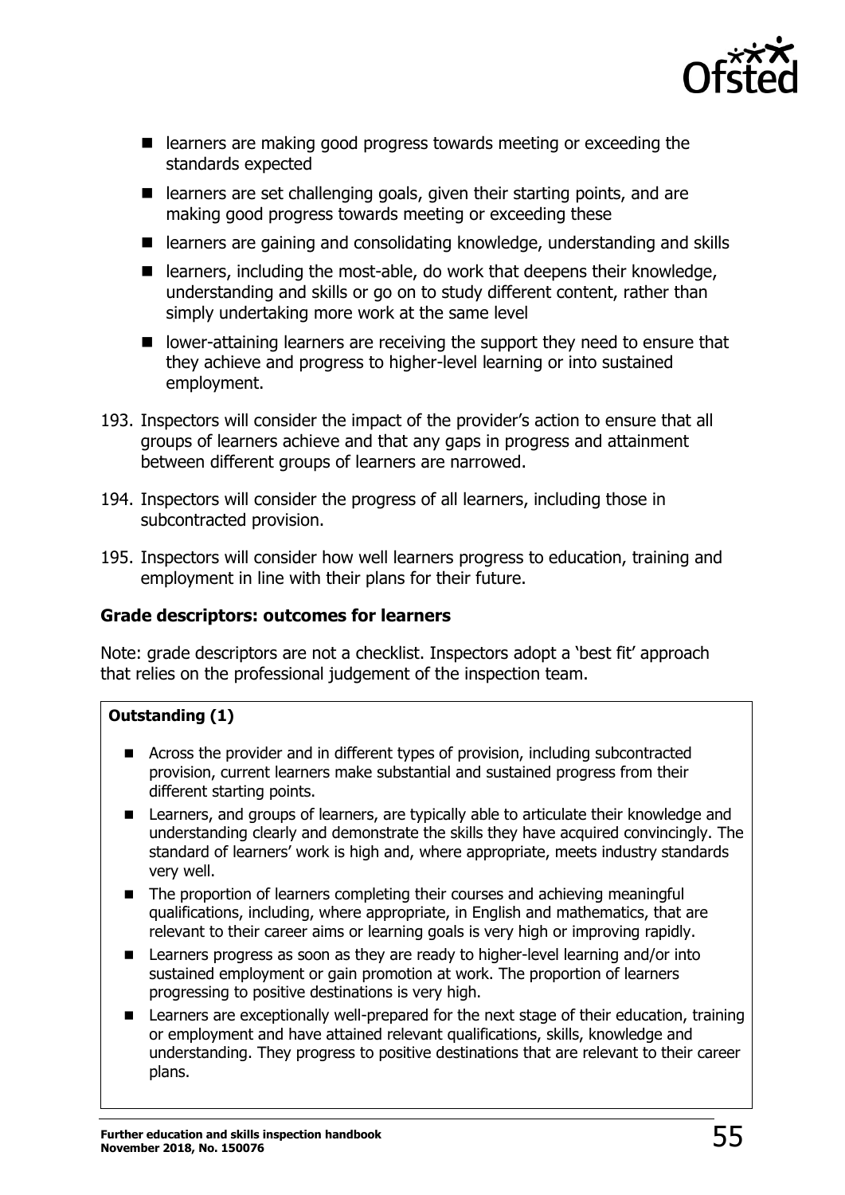- learners are making good progress towards meeting or exceeding the standards expected
- learners are set challenging goals, given their starting points, and are making good progress towards meeting or exceeding these
- learners are gaining and consolidating knowledge, understanding and skills
- learners, including the most-able, do work that deepens their knowledge, understanding and skills or go on to study different content, rather than simply undertaking more work at the same level
- lower-attaining learners are receiving the support they need to ensure that they achieve and progress to higher-level learning or into sustained employment.

193. Inspectors will consider the impact of the provider's action to ensure that all groups of learners achieve and that any gaps in progress and attainment between different groups of learners are narrowed.

194. Inspectors will consider the progress of all learners, including those in subcontracted provision.

195. Inspectors will consider how well learners progress to education, training and employment in line with their plans for their future.

### Grade descriptors: outcomes for learners

Note: grade descriptors are not a checklist. Inspectors adopt a 'best fit' approach that relies on the professional judgement of the inspection team.

**Outstanding (1)**

- Across the provider and in different types of provision, including subcontracted provision, current learners make substantial and sustained progress from their different starting points.
- Learners, and groups of learners, are typically able to articulate their knowledge and understanding clearly and demonstrate the skills they have acquired convincingly. The standard of learners' work is high and, where appropriate, meets industry standards very well.
- The proportion of learners completing their courses and achieving meaningful qualifications, including, where appropriate, in English and mathematics, that are relevant to their career aims or learning goals is very high or improving rapidly.
- Learners progress as soon as they are ready to higher-level learning and/or into sustained employment or gain promotion at work. The proportion of learners progressing to positive destinations is very high.
- Learners are exceptionally well-prepared for the next stage of their education, training or employment and have attained relevant qualifications, skills, knowledge and understanding. They progress to positive destinations that are relevant to their career plans.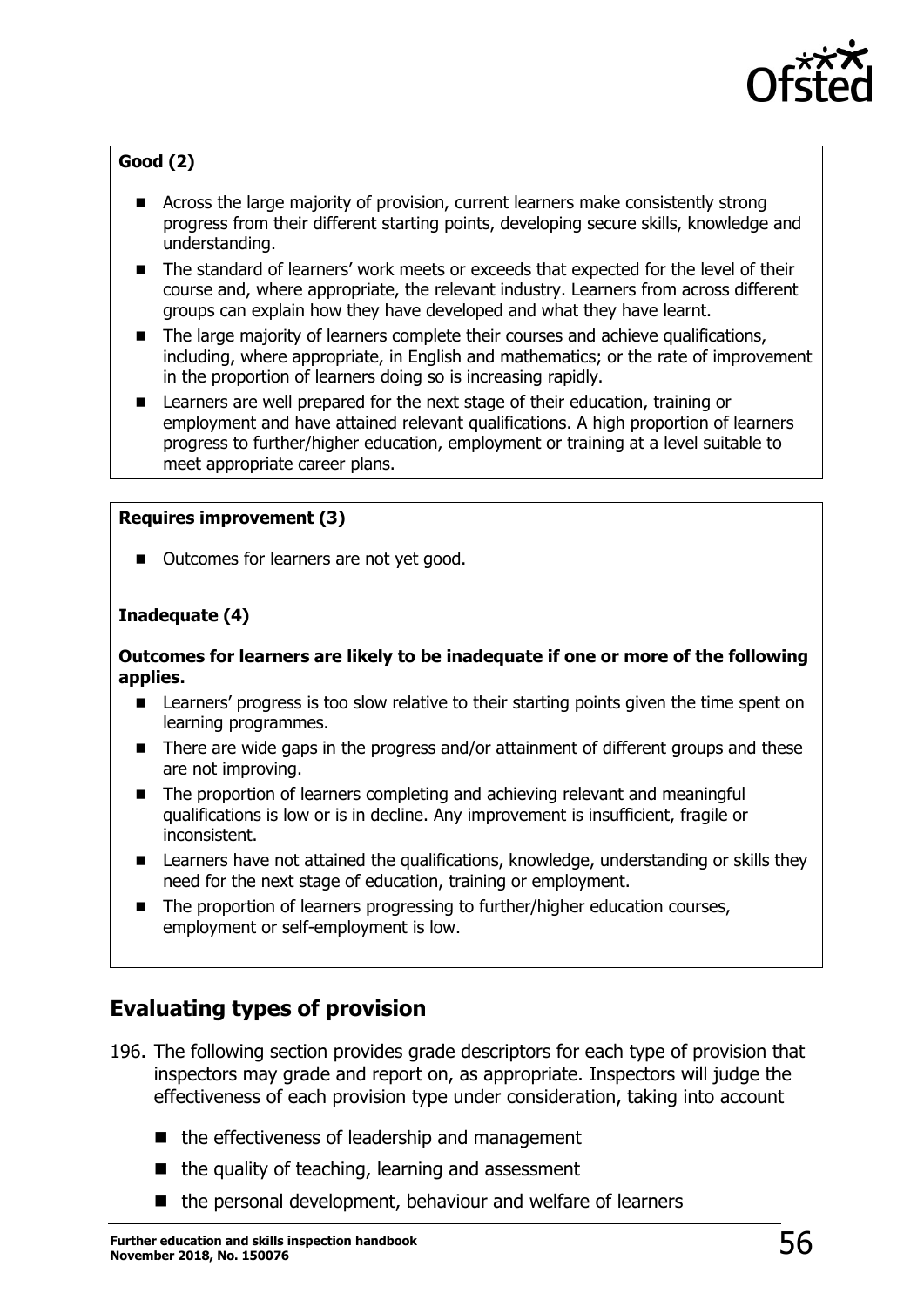**Good (2)**

- Across the large majority of provision, current learners make consistently strong progress from their different starting points, developing secure skills, knowledge and understanding.
- The standard of learners' work meets or exceeds that expected for the level of their course and, where appropriate, the relevant industry. Learners from across different groups can explain how they have developed and what they have learnt.
- The large majority of learners complete their courses and achieve qualifications, including, where appropriate, in English and mathematics; or the rate of improvement in the proportion of learners doing so is increasing rapidly.
- Learners are well prepared for the next stage of their education, training or employment and have attained relevant qualifications. A high proportion of learners progress to further/higher education, employment or training at a level suitable to meet appropriate career plans.

**Requires improvement (3)**

- Outcomes for learners are not yet good.

**Inadequate (4)**

**Outcomes for learners are likely to be inadequate if one or more of the following applies.**

- Learners' progress is too slow relative to their starting points given the time spent on learning programmes.
- There are wide gaps in the progress and/or attainment of different groups and these are not improving.
- The proportion of learners completing and achieving relevant and meaningful qualifications is low or is in decline. Any improvement is insufficient, fragile or inconsistent.
- Learners have not attained the qualifications, knowledge, understanding or skills they need for the next stage of education, training or employment.
- The proportion of learners progressing to further/higher education courses, employment or self-employment is low.

## Evaluating types of provision

196. The following section provides grade descriptors for each type of provision that inspectors may grade and report on, as appropriate. Inspectors will judge the effectiveness of each provision type under consideration, taking into account

- the effectiveness of leadership and management
- the quality of teaching, learning and assessment
- the personal development, behaviour and welfare of learners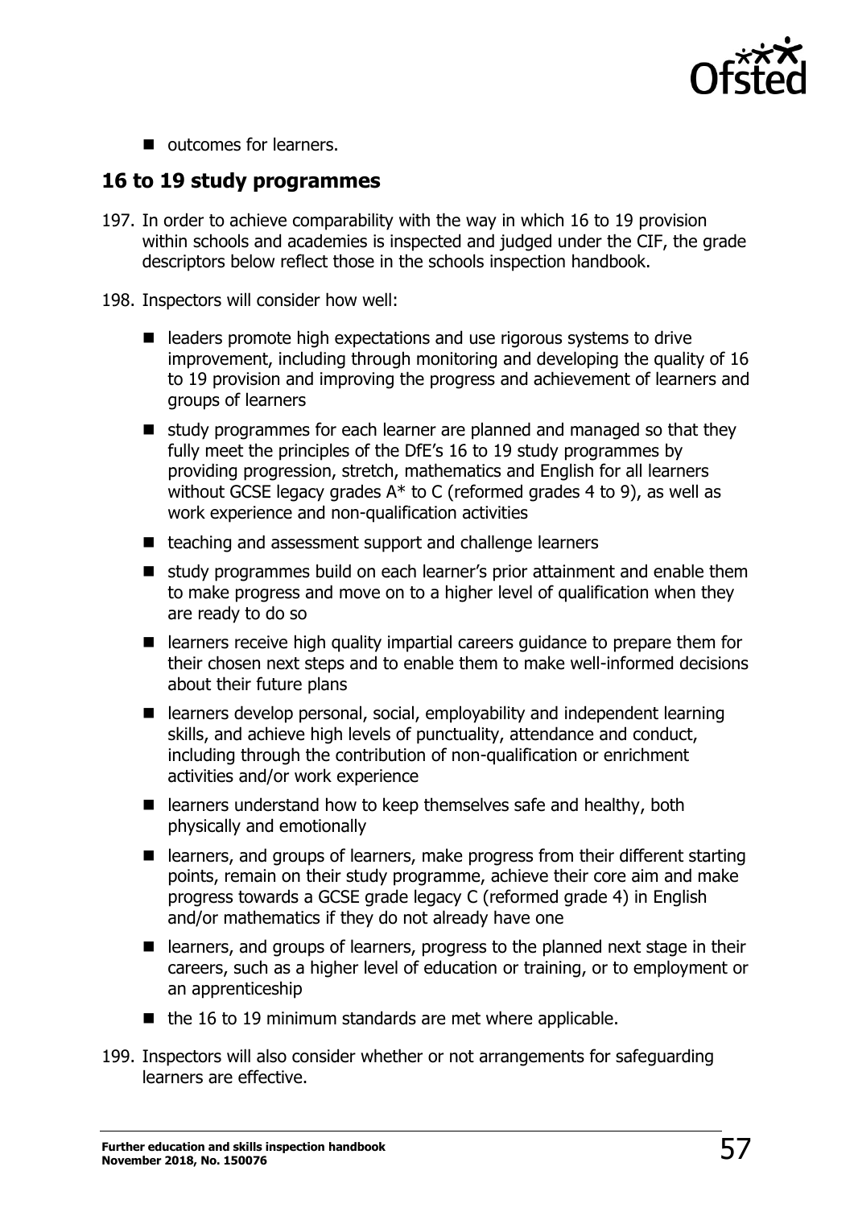- outcomes for learners.

## 16 to 19 study programmes

197. In order to achieve comparability with the way in which 16 to 19 provision within schools and academies is inspected and judged under the CIF, the grade descriptors below reflect those in the schools inspection handbook.

198. Inspectors will consider how well:

- leaders promote high expectations and use rigorous systems to drive improvement, including through monitoring and developing the quality of 16 to 19 provision and improving the progress and achievement of learners and groups of learners
- study programmes for each learner are planned and managed so that they fully meet the principles of the DfE's 16 to 19 study programmes by providing progression, stretch, mathematics and English for all learners without GCSE legacy grades A* to C (reformed grades 4 to 9), as well as work experience and non-qualification activities
- teaching and assessment support and challenge learners
- study programmes build on each learner's prior attainment and enable them to make progress and move on to a higher level of qualification when they are ready to do so
- learners receive high quality impartial careers guidance to prepare them for their chosen next steps and to enable them to make well-informed decisions about their future plans
- learners develop personal, social, employability and independent learning skills, and achieve high levels of punctuality, attendance and conduct, including through the contribution of non-qualification or enrichment activities and/or work experience
- learners understand how to keep themselves safe and healthy, both physically and emotionally
- learners, and groups of learners, make progress from their different starting points, remain on their study programme, achieve their core aim and make progress towards a GCSE grade legacy C (reformed grade 4) in English and/or mathematics if they do not already have one
- learners, and groups of learners, progress to the planned next stage in their careers, such as a higher level of education or training, or to employment or an apprenticeship
- the 16 to 19 minimum standards are met where applicable.

199. Inspectors will also consider whether or not arrangements for safeguarding learners are effective.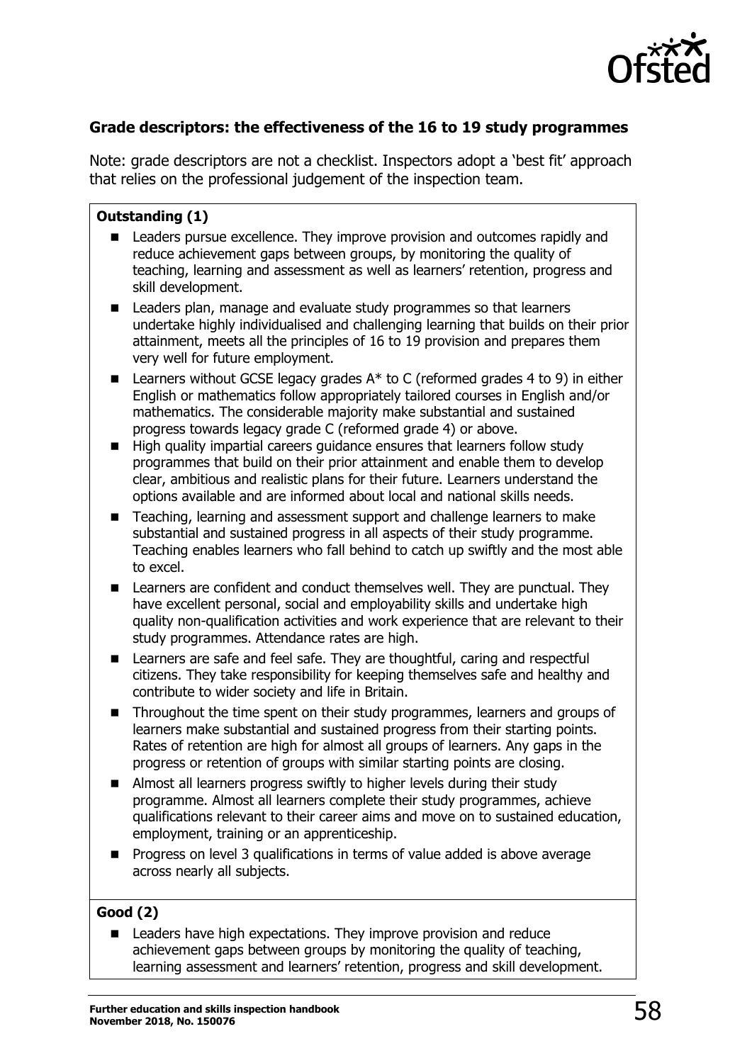### Grade descriptors: the effectiveness of the 16 to 19 study programmes

Note: grade descriptors are not a checklist. Inspectors adopt a 'best fit' approach that relies on the professional judgement of the inspection team.

**Outstanding (1)**

- Leaders pursue excellence. They improve provision and outcomes rapidly and reduce achievement gaps between groups, by monitoring the quality of teaching, learning and assessment as well as learners' retention, progress and skill development.
- Leaders plan, manage and evaluate study programmes so that learners undertake highly individualised and challenging learning that builds on their prior attainment, meets all the principles of 16 to 19 provision and prepares them very well for future employment.
- Learners without GCSE legacy grades A* to C (reformed grades 4 to 9) in either English or mathematics follow appropriately tailored courses in English and/or mathematics. The considerable majority make substantial and sustained progress towards legacy grade C (reformed grade 4) or above.
- High quality impartial careers guidance ensures that learners follow study programmes that build on their prior attainment and enable them to develop clear, ambitious and realistic plans for their future. Learners understand the options available and are informed about local and national skills needs.
- Teaching, learning and assessment support and challenge learners to make substantial and sustained progress in all aspects of their study programme. Teaching enables learners who fall behind to catch up swiftly and the most able to excel.
- Learners are confident and conduct themselves well. They are punctual. They have excellent personal, social and employability skills and undertake high quality non-qualification activities and work experience that are relevant to their study programmes. Attendance rates are high.
- Learners are safe and feel safe. They are thoughtful, caring and respectful citizens. They take responsibility for keeping themselves safe and healthy and contribute to wider society and life in Britain.
- Throughout the time spent on their study programmes, learners and groups of learners make substantial and sustained progress from their starting points. Rates of retention are high for almost all groups of learners. Any gaps in the progress or retention of groups with similar starting points are closing.
- Almost all learners progress swiftly to higher levels during their study programme. Almost all learners complete their study programmes, achieve qualifications relevant to their career aims and move on to sustained education, employment, training or an apprenticeship.
- Progress on level 3 qualifications in terms of value added is above average across nearly all subjects.

**Good (2)**

- Leaders have high expectations. They improve provision and reduce achievement gaps between groups by monitoring the quality of teaching, learning assessment and learners' retention, progress and skill development.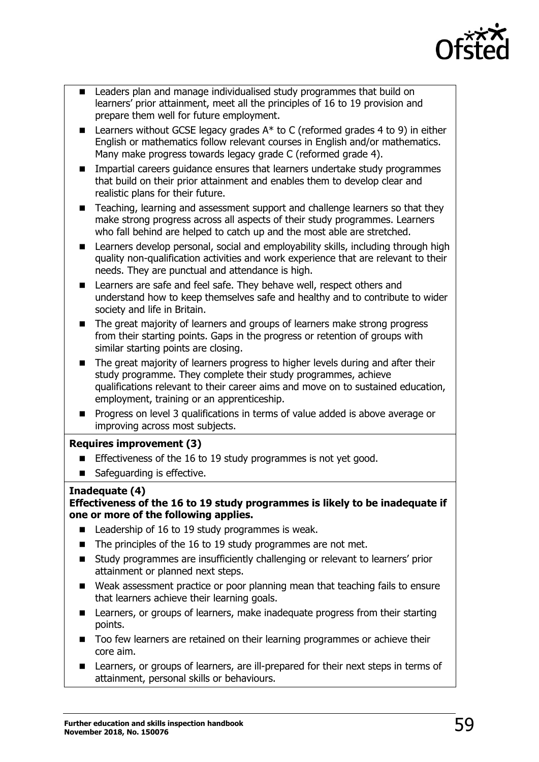- Leaders plan and manage individualised study programmes that build on learners' prior attainment, meet all the principles of 16 to 19 provision and prepare them well for future employment.
- Learners without GCSE legacy grades A* to C (reformed grades 4 to 9) in either English or mathematics follow relevant courses in English and/or mathematics. Many make progress towards legacy grade C (reformed grade 4).
- Impartial careers guidance ensures that learners undertake study programmes that build on their prior attainment and enables them to develop clear and realistic plans for their future.
- Teaching, learning and assessment support and challenge learners so that they make strong progress across all aspects of their study programmes. Learners who fall behind are helped to catch up and the most able are stretched.
- Learners develop personal, social and employability skills, including through high quality non-qualification activities and work experience that are relevant to their needs. They are punctual and attendance is high.
- Learners are safe and feel safe. They behave well, respect others and understand how to keep themselves safe and healthy and to contribute to wider society and life in Britain.
- The great majority of learners and groups of learners make strong progress from their starting points. Gaps in the progress or retention of groups with similar starting points are closing.
- The great majority of learners progress to higher levels during and after their study programme. They complete their study programmes, achieve qualifications relevant to their career aims and move on to sustained education, employment, training or an apprenticeship.
- Progress on level 3 qualifications in terms of value added is above average or improving across most subjects.

**Requires improvement (3)**

- Effectiveness of the 16 to 19 study programmes is not yet good.
- Safeguarding is effective.

**Inadequate (4)**

**Effectiveness of the 16 to 19 study programmes is likely to be inadequate if one or more of the following applies.**

- Leadership of 16 to 19 study programmes is weak.
- The principles of the 16 to 19 study programmes are not met.
- Study programmes are insufficiently challenging or relevant to learners' prior attainment or planned next steps.
- Weak assessment practice or poor planning mean that teaching fails to ensure that learners achieve their learning goals.
- Learners, or groups of learners, make inadequate progress from their starting points.
- Too few learners are retained on their learning programmes or achieve their core aim.
- Learners, or groups of learners, are ill-prepared for their next steps in terms of attainment, personal skills or behaviours.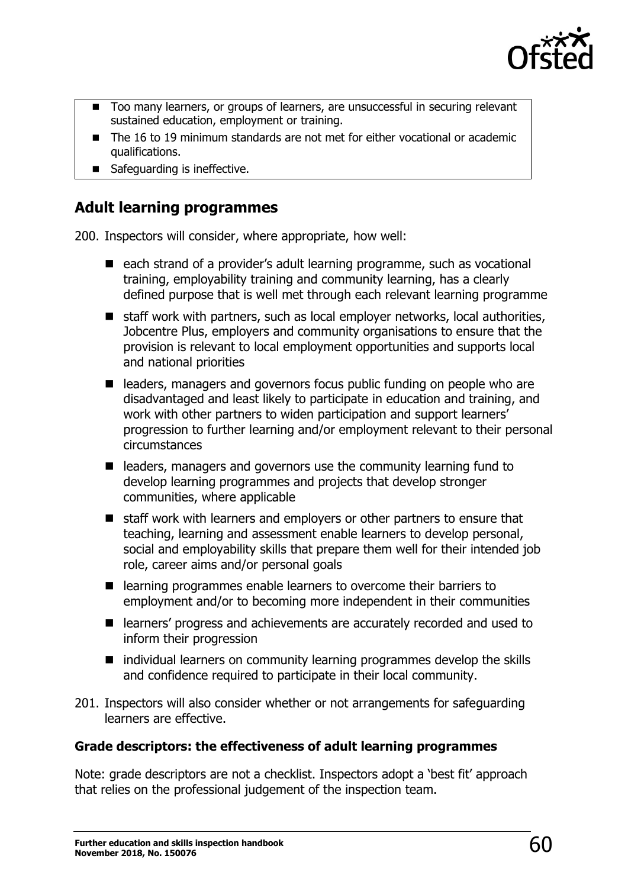- Too many learners, or groups of learners, are unsuccessful in securing relevant sustained education, employment or training.
- The 16 to 19 minimum standards are not met for either vocational or academic qualifications.
- Safeguarding is ineffective.

## Adult learning programmes

200. Inspectors will consider, where appropriate, how well:

- each strand of a provider's adult learning programme, such as vocational training, employability training and community learning, has a clearly defined purpose that is well met through each relevant learning programme
- staff work with partners, such as local employer networks, local authorities, Jobcentre Plus, employers and community organisations to ensure that the provision is relevant to local employment opportunities and supports local and national priorities
- leaders, managers and governors focus public funding on people who are disadvantaged and least likely to participate in education and training, and work with other partners to widen participation and support learners' progression to further learning and/or employment relevant to their personal circumstances
- leaders, managers and governors use the community learning fund to develop learning programmes and projects that develop stronger communities, where applicable
- staff work with learners and employers or other partners to ensure that teaching, learning and assessment enable learners to develop personal, social and employability skills that prepare them well for their intended job role, career aims and/or personal goals
- learning programmes enable learners to overcome their barriers to employment and/or to becoming more independent in their communities
- learners' progress and achievements are accurately recorded and used to inform their progression
- individual learners on community learning programmes develop the skills and confidence required to participate in their local community.

201. Inspectors will also consider whether or not arrangements for safeguarding learners are effective.

### Grade descriptors: the effectiveness of adult learning programmes

Note: grade descriptors are not a checklist. Inspectors adopt a 'best fit' approach that relies on the professional judgement of the inspection team.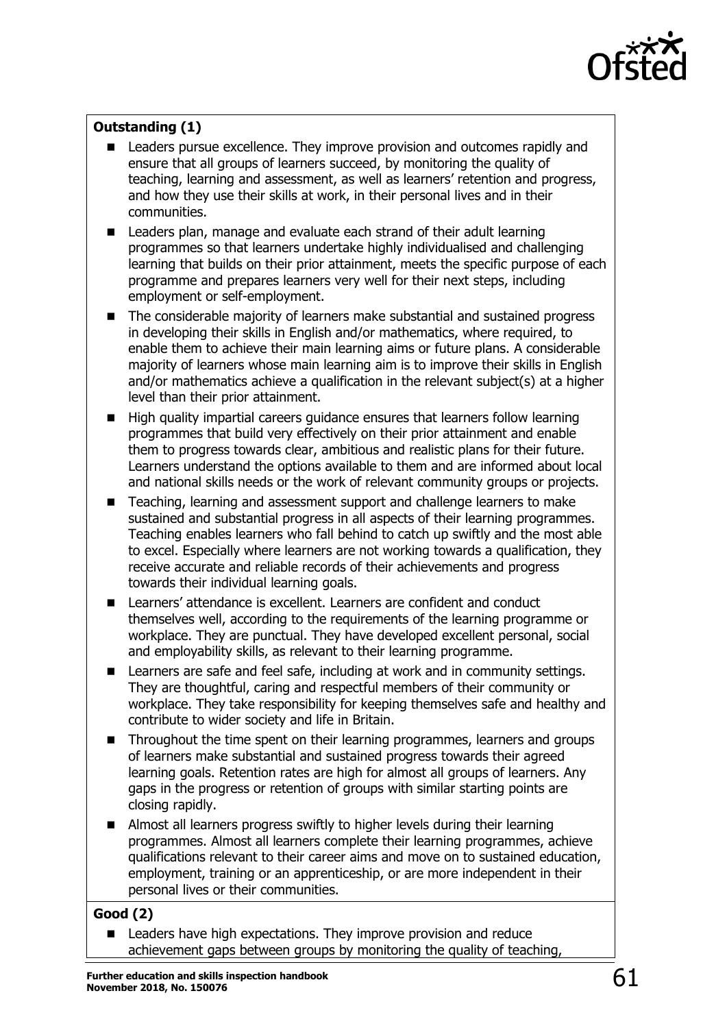**Outstanding (1)**

- Leaders pursue excellence. They improve provision and outcomes rapidly and ensure that all groups of learners succeed, by monitoring the quality of teaching, learning and assessment, as well as learners' retention and progress, and how they use their skills at work, in their personal lives and in their communities.
- Leaders plan, manage and evaluate each strand of their adult learning programmes so that learners undertake highly individualised and challenging learning that builds on their prior attainment, meets the specific purpose of each programme and prepares learners very well for their next steps, including employment or self-employment.
- The considerable majority of learners make substantial and sustained progress in developing their skills in English and/or mathematics, where required, to enable them to achieve their main learning aims or future plans. A considerable majority of learners whose main learning aim is to improve their skills in English and/or mathematics achieve a qualification in the relevant subject(s) at a higher level than their prior attainment.
- High quality impartial careers guidance ensures that learners follow learning programmes that build very effectively on their prior attainment and enable them to progress towards clear, ambitious and realistic plans for their future. Learners understand the options available to them and are informed about local and national skills needs or the work of relevant community groups or projects.
- Teaching, learning and assessment support and challenge learners to make sustained and substantial progress in all aspects of their learning programmes. Teaching enables learners who fall behind to catch up swiftly and the most able to excel. Especially where learners are not working towards a qualification, they receive accurate and reliable records of their achievements and progress towards their individual learning goals.
- Learners' attendance is excellent. Learners are confident and conduct themselves well, according to the requirements of the learning programme or workplace. They are punctual. They have developed excellent personal, social and employability skills, as relevant to their learning programme.
- Learners are safe and feel safe, including at work and in community settings. They are thoughtful, caring and respectful members of their community or workplace. They take responsibility for keeping themselves safe and healthy and contribute to wider society and life in Britain.
- Throughout the time spent on their learning programmes, learners and groups of learners make substantial and sustained progress towards their agreed learning goals. Retention rates are high for almost all groups of learners. Any gaps in the progress or retention of groups with similar starting points are closing rapidly.
- Almost all learners progress swiftly to higher levels during their learning programmes. Almost all learners complete their learning programmes, achieve qualifications relevant to their career aims and move on to sustained education, employment, training or an apprenticeship, or are more independent in their personal lives or their communities.

**Good (2)**

- Leaders have high expectations. They improve provision and reduce achievement gaps between groups by monitoring the quality of teaching,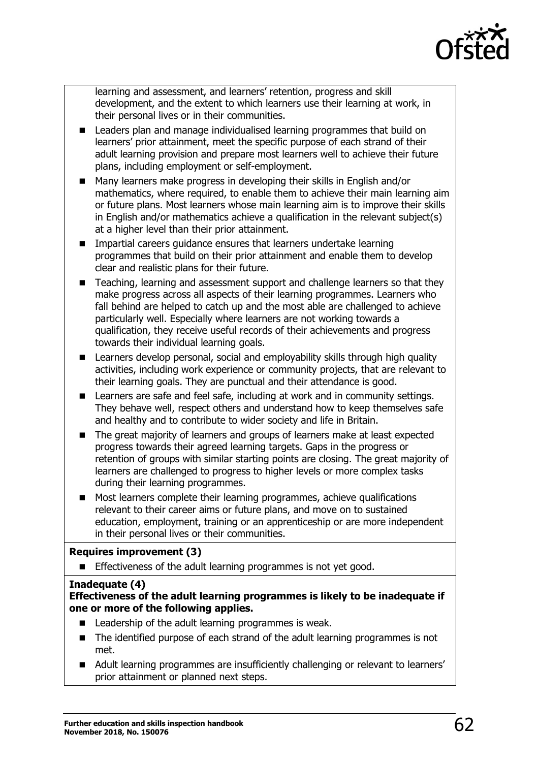learning and assessment, and learners' retention, progress and skill development, and the extent to which learners use their learning at work, in their personal lives or in their communities.

- Leaders plan and manage individualised learning programmes that build on learners' prior attainment, meet the specific purpose of each strand of their adult learning provision and prepare most learners well to achieve their future plans, including employment or self-employment.
- Many learners make progress in developing their skills in English and/or mathematics, where required, to enable them to achieve their main learning aim or future plans. Most learners whose main learning aim is to improve their skills in English and/or mathematics achieve a qualification in the relevant subject(s) at a higher level than their prior attainment.
- Impartial careers guidance ensures that learners undertake learning programmes that build on their prior attainment and enable them to develop clear and realistic plans for their future.
- Teaching, learning and assessment support and challenge learners so that they make progress across all aspects of their learning programmes. Learners who fall behind are helped to catch up and the most able are challenged to achieve particularly well. Especially where learners are not working towards a qualification, they receive useful records of their achievements and progress towards their individual learning goals.
- Learners develop personal, social and employability skills through high quality activities, including work experience or community projects, that are relevant to their learning goals. They are punctual and their attendance is good.
- Learners are safe and feel safe, including at work and in community settings. They behave well, respect others and understand how to keep themselves safe and healthy and to contribute to wider society and life in Britain.
- The great majority of learners and groups of learners make at least expected progress towards their agreed learning targets. Gaps in the progress or retention of groups with similar starting points are closing. The great majority of learners are challenged to progress to higher levels or more complex tasks during their learning programmes.
- Most learners complete their learning programmes, achieve qualifications relevant to their career aims or future plans, and move on to sustained education, employment, training or an apprenticeship or are more independent in their personal lives or their communities.

**Requires improvement (3)**

- Effectiveness of the adult learning programmes is not yet good.

**Inadequate (4)**

**Effectiveness of the adult learning programmes is likely to be inadequate if one or more of the following applies.**

- Leadership of the adult learning programmes is weak.
- The identified purpose of each strand of the adult learning programmes is not met.
- Adult learning programmes are insufficiently challenging or relevant to learners' prior attainment or planned next steps.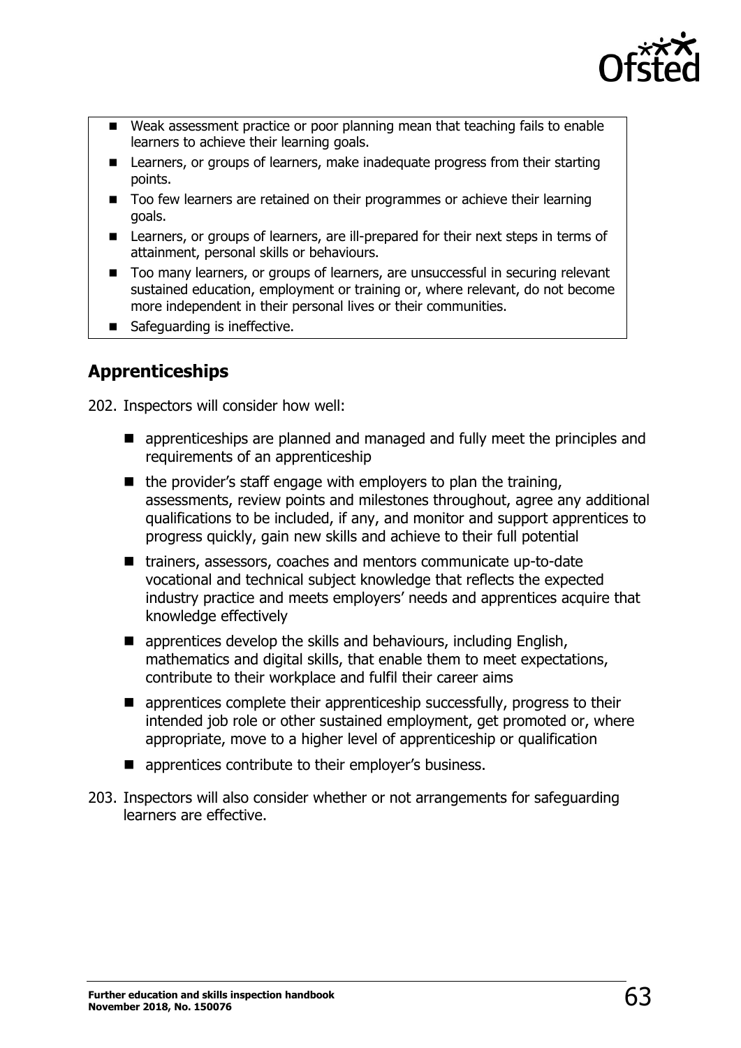- Weak assessment practice or poor planning mean that teaching fails to enable learners to achieve their learning goals.
- Learners, or groups of learners, make inadequate progress from their starting points.
- Too few learners are retained on their programmes or achieve their learning goals.
- Learners, or groups of learners, are ill-prepared for their next steps in terms of attainment, personal skills or behaviours.
- Too many learners, or groups of learners, are unsuccessful in securing relevant sustained education, employment or training or, where relevant, do not become more independent in their personal lives or their communities.
- Safeguarding is ineffective.

## Apprenticeships

202. Inspectors will consider how well:

- apprenticeships are planned and managed and fully meet the principles and requirements of an apprenticeship
- the provider's staff engage with employers to plan the training, assessments, review points and milestones throughout, agree any additional qualifications to be included, if any, and monitor and support apprentices to progress quickly, gain new skills and achieve to their full potential
- trainers, assessors, coaches and mentors communicate up-to-date vocational and technical subject knowledge that reflects the expected industry practice and meets employers' needs and apprentices acquire that knowledge effectively
- apprentices develop the skills and behaviours, including English, mathematics and digital skills, that enable them to meet expectations, contribute to their workplace and fulfil their career aims
- apprentices complete their apprenticeship successfully, progress to their intended job role or other sustained employment, get promoted or, where appropriate, move to a higher level of apprenticeship or qualification
- apprentices contribute to their employer's business.

203. Inspectors will also consider whether or not arrangements for safeguarding learners are effective.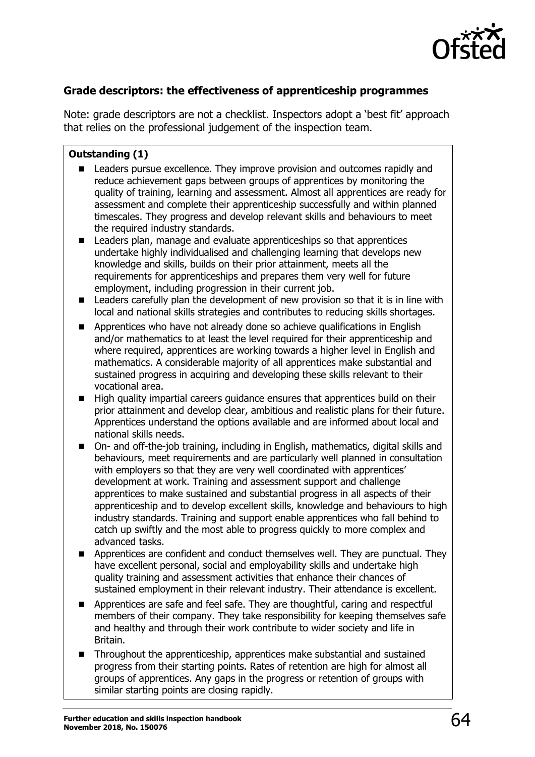### Grade descriptors: the effectiveness of apprenticeship programmes

Note: grade descriptors are not a checklist. Inspectors adopt a 'best fit' approach that relies on the professional judgement of the inspection team.

**Outstanding (1)**

- Leaders pursue excellence. They improve provision and outcomes rapidly and reduce achievement gaps between groups of apprentices by monitoring the quality of training, learning and assessment. Almost all apprentices are ready for assessment and complete their apprenticeship successfully and within planned timescales. They progress and develop relevant skills and behaviours to meet the required industry standards.
- Leaders plan, manage and evaluate apprenticeships so that apprentices undertake highly individualised and challenging learning that develops new knowledge and skills, builds on their prior attainment, meets all the requirements for apprenticeships and prepares them very well for future employment, including progression in their current job.
- Leaders carefully plan the development of new provision so that it is in line with local and national skills strategies and contributes to reducing skills shortages.
- Apprentices who have not already done so achieve qualifications in English and/or mathematics to at least the level required for their apprenticeship and where required, apprentices are working towards a higher level in English and mathematics. A considerable majority of all apprentices make substantial and sustained progress in acquiring and developing these skills relevant to their vocational area.
- High quality impartial careers guidance ensures that apprentices build on their prior attainment and develop clear, ambitious and realistic plans for their future. Apprentices understand the options available and are informed about local and national skills needs.
- On- and off-the-job training, including in English, mathematics, digital skills and behaviours, meet requirements and are particularly well planned in consultation with employers so that they are very well coordinated with apprentices' development at work. Training and assessment support and challenge apprentices to make sustained and substantial progress in all aspects of their apprenticeship and to develop excellent skills, knowledge and behaviours to high industry standards. Training and support enable apprentices who fall behind to catch up swiftly and the most able to progress quickly to more complex and advanced tasks.
- Apprentices are confident and conduct themselves well. They are punctual. They have excellent personal, social and employability skills and undertake high quality training and assessment activities that enhance their chances of sustained employment in their relevant industry. Their attendance is excellent.
- Apprentices are safe and feel safe. They are thoughtful, caring and respectful members of their company. They take responsibility for keeping themselves safe and healthy and through their work contribute to wider society and life in Britain.
- Throughout the apprenticeship, apprentices make substantial and sustained progress from their starting points. Rates of retention are high for almost all groups of apprentices. Any gaps in the progress or retention of groups with similar starting points are closing rapidly.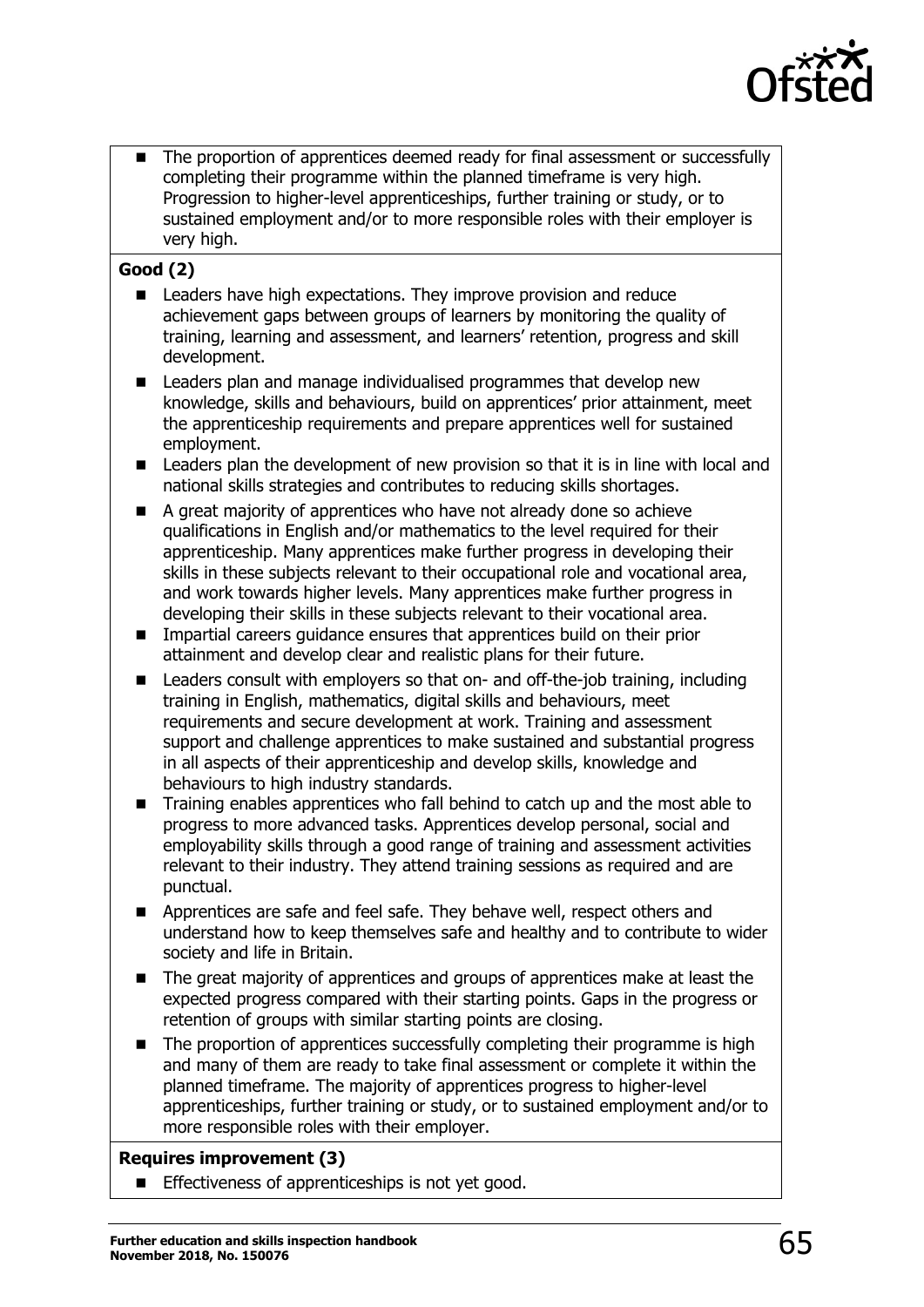- The proportion of apprentices deemed ready for final assessment or successfully completing their programme within the planned timeframe is very high. Progression to higher-level apprenticeships, further training or study, or to sustained employment and/or to more responsible roles with their employer is very high.

**Good (2)**

- Leaders have high expectations. They improve provision and reduce achievement gaps between groups of learners by monitoring the quality of training, learning and assessment, and learners' retention, progress and skill development.
- Leaders plan and manage individualised programmes that develop new knowledge, skills and behaviours, build on apprentices' prior attainment, meet the apprenticeship requirements and prepare apprentices well for sustained employment.
- Leaders plan the development of new provision so that it is in line with local and national skills strategies and contributes to reducing skills shortages.
- A great majority of apprentices who have not already done so achieve qualifications in English and/or mathematics to the level required for their apprenticeship. Many apprentices make further progress in developing their skills in these subjects relevant to their occupational role and vocational area, and work towards higher levels. Many apprentices make further progress in developing their skills in these subjects relevant to their vocational area.
- Impartial careers guidance ensures that apprentices build on their prior attainment and develop clear and realistic plans for their future.
- Leaders consult with employers so that on- and off-the-job training, including training in English, mathematics, digital skills and behaviours, meet requirements and secure development at work. Training and assessment support and challenge apprentices to make sustained and substantial progress in all aspects of their apprenticeship and develop skills, knowledge and behaviours to high industry standards.
- Training enables apprentices who fall behind to catch up and the most able to progress to more advanced tasks. Apprentices develop personal, social and employability skills through a good range of training and assessment activities relevant to their industry. They attend training sessions as required and are punctual.
- Apprentices are safe and feel safe. They behave well, respect others and understand how to keep themselves safe and healthy and to contribute to wider society and life in Britain.
- The great majority of apprentices and groups of apprentices make at least the expected progress compared with their starting points. Gaps in the progress or retention of groups with similar starting points are closing.
- The proportion of apprentices successfully completing their programme is high and many of them are ready to take final assessment or complete it within the planned timeframe. The majority of apprentices progress to higher-level apprenticeships, further training or study, or to sustained employment and/or to more responsible roles with their employer.

**Requires improvement (3)**

- Effectiveness of apprenticeships is not yet good.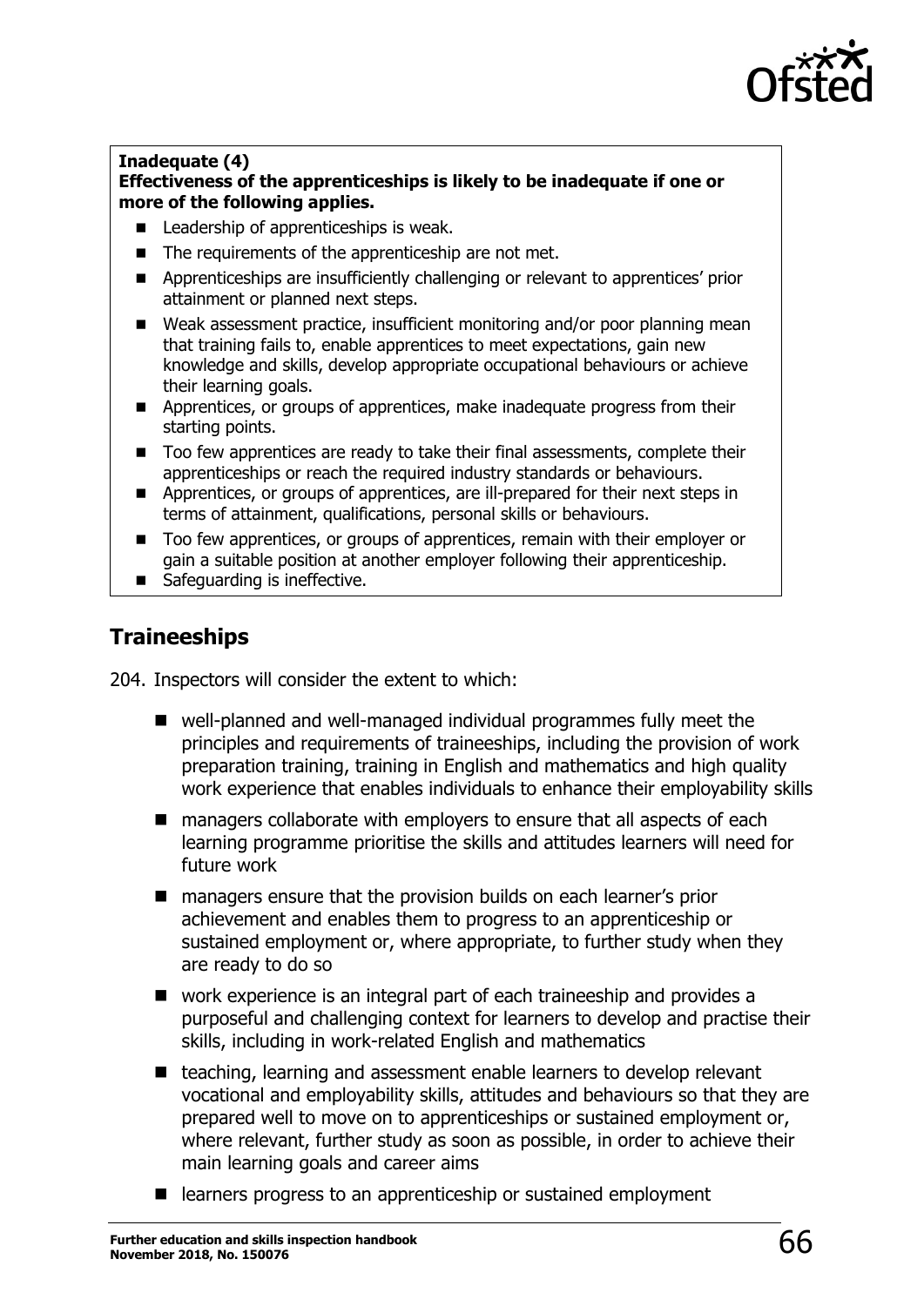**Inadequate (4)**
**Effectiveness of the apprenticeships is likely to be inadequate if one or more of the following applies.**

- Leadership of apprenticeships is weak.
- The requirements of the apprenticeship are not met.
- Apprenticeships are insufficiently challenging or relevant to apprentices' prior attainment or planned next steps.
- Weak assessment practice, insufficient monitoring and/or poor planning mean that training fails to, enable apprentices to meet expectations, gain new knowledge and skills, develop appropriate occupational behaviours or achieve their learning goals.
- Apprentices, or groups of apprentices, make inadequate progress from their starting points.
- Too few apprentices are ready to take their final assessments, complete their apprenticeships or reach the required industry standards or behaviours.
- Apprentices, or groups of apprentices, are ill-prepared for their next steps in terms of attainment, qualifications, personal skills or behaviours.
- Too few apprentices, or groups of apprentices, remain with their employer or gain a suitable position at another employer following their apprenticeship.
- Safeguarding is ineffective.

## Traineeships

204. Inspectors will consider the extent to which:

- well-planned and well-managed individual programmes fully meet the principles and requirements of traineeships, including the provision of work preparation training, training in English and mathematics and high quality work experience that enables individuals to enhance their employability skills
- managers collaborate with employers to ensure that all aspects of each learning programme prioritise the skills and attitudes learners will need for future work
- managers ensure that the provision builds on each learner's prior achievement and enables them to progress to an apprenticeship or sustained employment or, where appropriate, to further study when they are ready to do so
- work experience is an integral part of each traineeship and provides a purposeful and challenging context for learners to develop and practise their skills, including in work-related English and mathematics
- teaching, learning and assessment enable learners to develop relevant vocational and employability skills, attitudes and behaviours so that they are prepared well to move on to apprenticeships or sustained employment or, where relevant, further study as soon as possible, in order to achieve their main learning goals and career aims
- learners progress to an apprenticeship or sustained employment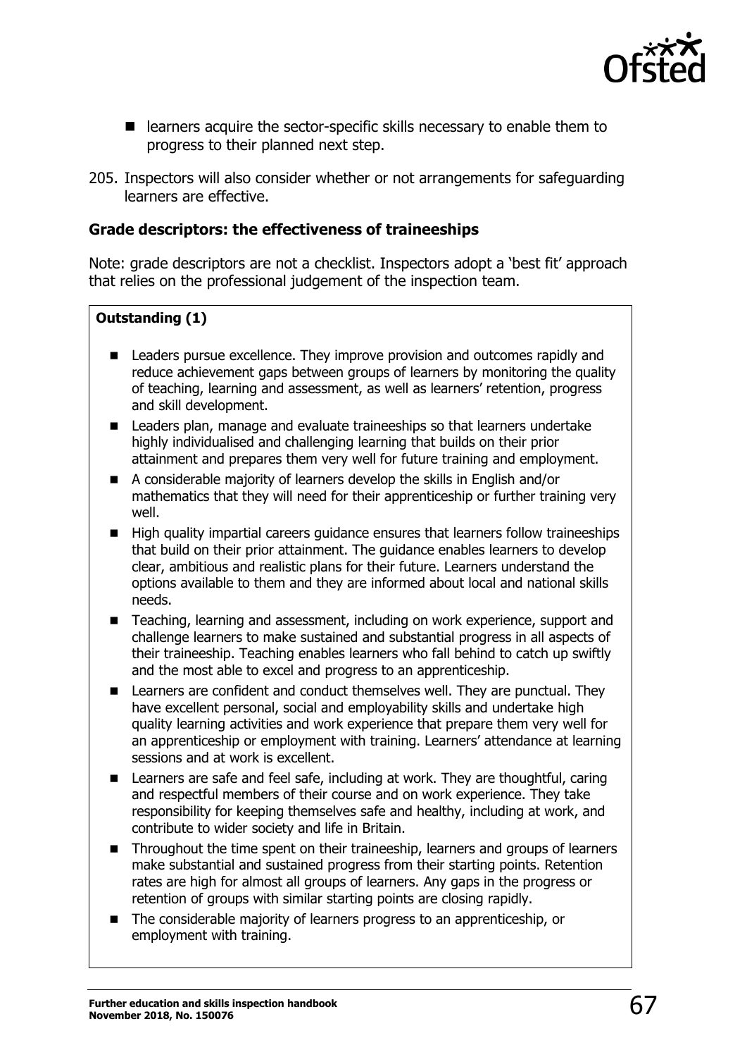- learners acquire the sector-specific skills necessary to enable them to progress to their planned next step.

205. Inspectors will also consider whether or not arrangements for safeguarding learners are effective.

### Grade descriptors: the effectiveness of traineeships

Note: grade descriptors are not a checklist. Inspectors adopt a 'best fit' approach that relies on the professional judgement of the inspection team.

**Outstanding (1)**

- Leaders pursue excellence. They improve provision and outcomes rapidly and reduce achievement gaps between groups of learners by monitoring the quality of teaching, learning and assessment, as well as learners' retention, progress and skill development.
- Leaders plan, manage and evaluate traineeships so that learners undertake highly individualised and challenging learning that builds on their prior attainment and prepares them very well for future training and employment.
- A considerable majority of learners develop the skills in English and/or mathematics that they will need for their apprenticeship or further training very well.
- High quality impartial careers guidance ensures that learners follow traineeships that build on their prior attainment. The guidance enables learners to develop clear, ambitious and realistic plans for their future. Learners understand the options available to them and they are informed about local and national skills needs.
- Teaching, learning and assessment, including on work experience, support and challenge learners to make sustained and substantial progress in all aspects of their traineeship. Teaching enables learners who fall behind to catch up swiftly and the most able to excel and progress to an apprenticeship.
- Learners are confident and conduct themselves well. They are punctual. They have excellent personal, social and employability skills and undertake high quality learning activities and work experience that prepare them very well for an apprenticeship or employment with training. Learners' attendance at learning sessions and at work is excellent.
- Learners are safe and feel safe, including at work. They are thoughtful, caring and respectful members of their course and on work experience. They take responsibility for keeping themselves safe and healthy, including at work, and contribute to wider society and life in Britain.
- Throughout the time spent on their traineeship, learners and groups of learners make substantial and sustained progress from their starting points. Retention rates are high for almost all groups of learners. Any gaps in the progress or retention of groups with similar starting points are closing rapidly.
- The considerable majority of learners progress to an apprenticeship, or employment with training.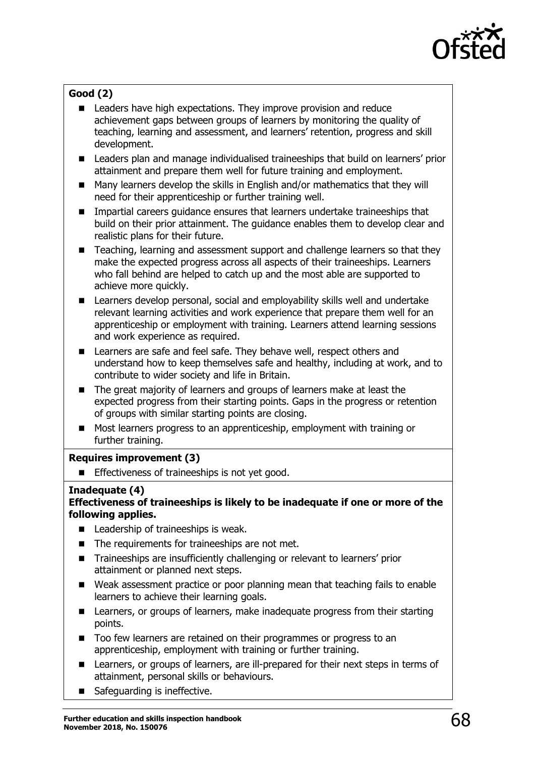**Good (2)**

- Leaders have high expectations. They improve provision and reduce achievement gaps between groups of learners by monitoring the quality of teaching, learning and assessment, and learners' retention, progress and skill development.
- Leaders plan and manage individualised traineeships that build on learners' prior attainment and prepare them well for future training and employment.
- Many learners develop the skills in English and/or mathematics that they will need for their apprenticeship or further training well.
- Impartial careers guidance ensures that learners undertake traineeships that build on their prior attainment. The guidance enables them to develop clear and realistic plans for their future.
- Teaching, learning and assessment support and challenge learners so that they make the expected progress across all aspects of their traineeships. Learners who fall behind are helped to catch up and the most able are supported to achieve more quickly.
- Learners develop personal, social and employability skills well and undertake relevant learning activities and work experience that prepare them well for an apprenticeship or employment with training. Learners attend learning sessions and work experience as required.
- Learners are safe and feel safe. They behave well, respect others and understand how to keep themselves safe and healthy, including at work, and to contribute to wider society and life in Britain.
- The great majority of learners and groups of learners make at least the expected progress from their starting points. Gaps in the progress or retention of groups with similar starting points are closing.
- Most learners progress to an apprenticeship, employment with training or further training.

**Requires improvement (3)**

- Effectiveness of traineeships is not yet good.

**Inadequate (4)**

**Effectiveness of traineeships is likely to be inadequate if one or more of the following applies.**

- Leadership of traineeships is weak.
- The requirements for traineeships are not met.
- Traineeships are insufficiently challenging or relevant to learners' prior attainment or planned next steps.
- Weak assessment practice or poor planning mean that teaching fails to enable learners to achieve their learning goals.
- Learners, or groups of learners, make inadequate progress from their starting points.
- Too few learners are retained on their programmes or progress to an apprenticeship, employment with training or further training.
- Learners, or groups of learners, are ill-prepared for their next steps in terms of attainment, personal skills or behaviours.
- Safeguarding is ineffective.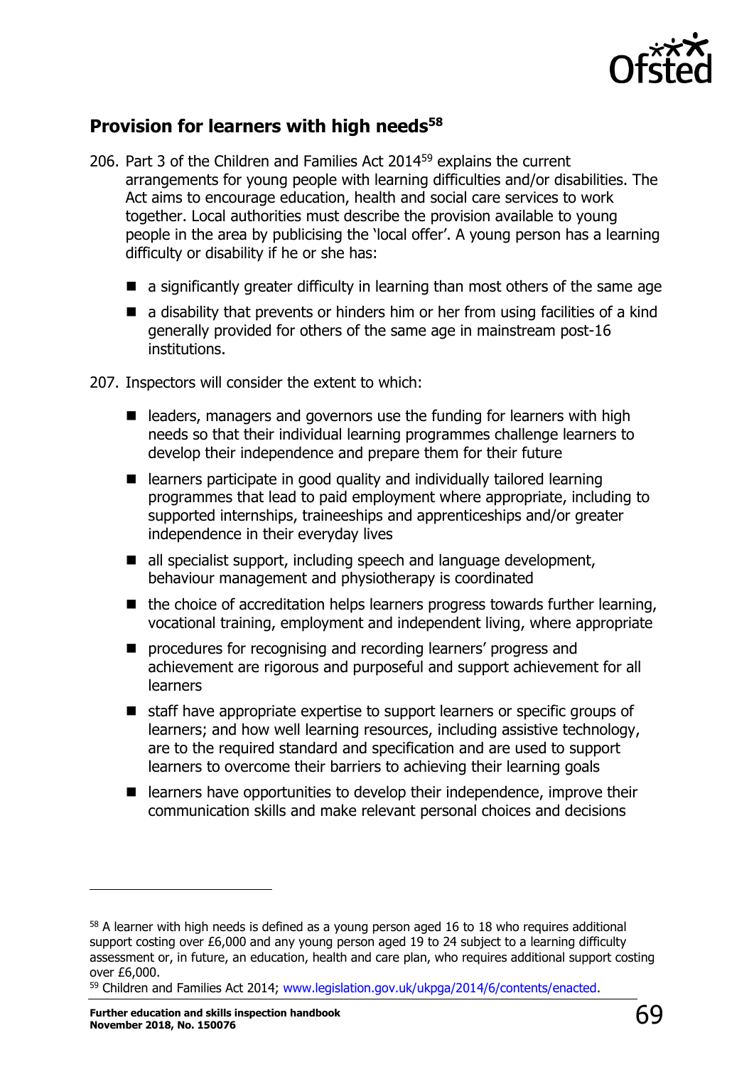## Provision for learners with high needs[58]

206. Part 3 of the Children and Families Act 2014[59] explains the current arrangements for young people with learning difficulties and/or disabilities. The Act aims to encourage education, health and social care services to work together. Local authorities must describe the provision available to young people in the area by publicising the 'local offer'. A young person has a learning difficulty or disability if he or she has:

- a significantly greater difficulty in learning than most others of the same age
- a disability that prevents or hinders him or her from using facilities of a kind generally provided for others of the same age in mainstream post-16 institutions.

207. Inspectors will consider the extent to which:

- leaders, managers and governors use the funding for learners with high needs so that their individual learning programmes challenge learners to develop their independence and prepare them for their future
- learners participate in good quality and individually tailored learning programmes that lead to paid employment where appropriate, including to supported internships, traineeships and apprenticeships and/or greater independence in their everyday lives
- all specialist support, including speech and language development, behaviour management and physiotherapy is coordinated
- the choice of accreditation helps learners progress towards further learning, vocational training, employment and independent living, where appropriate
- procedures for recognising and recording learners' progress and achievement are rigorous and purposeful and support achievement for all learners
- staff have appropriate expertise to support learners or specific groups of learners; and how well learning resources, including assistive technology, are to the required standard and specification and are used to support learners to overcome their barriers to achieving their learning goals
- learners have opportunities to develop their independence, improve their communication skills and make relevant personal choices and decisions

---

[58] A learner with high needs is defined as a young person aged 16 to 18 who requires additional support costing over £6,000 and any young person aged 19 to 24 subject to a learning difficulty assessment or, in future, an education, health and care plan, who requires additional support costing over £6,000.

[59] Children and Families Act 2014; www.legislation.gov.uk/ukpga/2014/6/contents/enacted.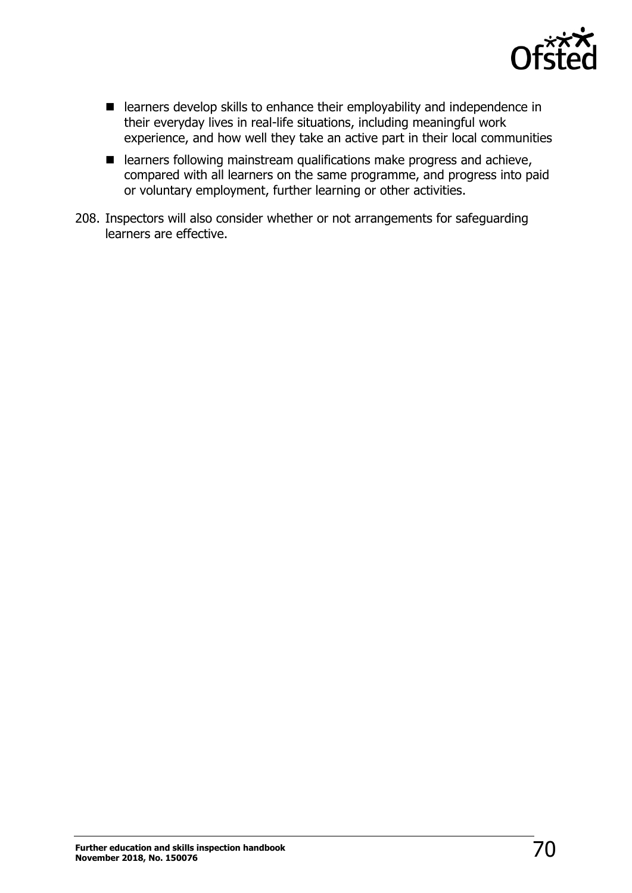- learners develop skills to enhance their employability and independence in their everyday lives in real-life situations, including meaningful work experience, and how well they take an active part in their local communities
- learners following mainstream qualifications make progress and achieve, compared with all learners on the same programme, and progress into paid or voluntary employment, further learning or other activities.

208. Inspectors will also consider whether or not arrangements for safeguarding learners are effective.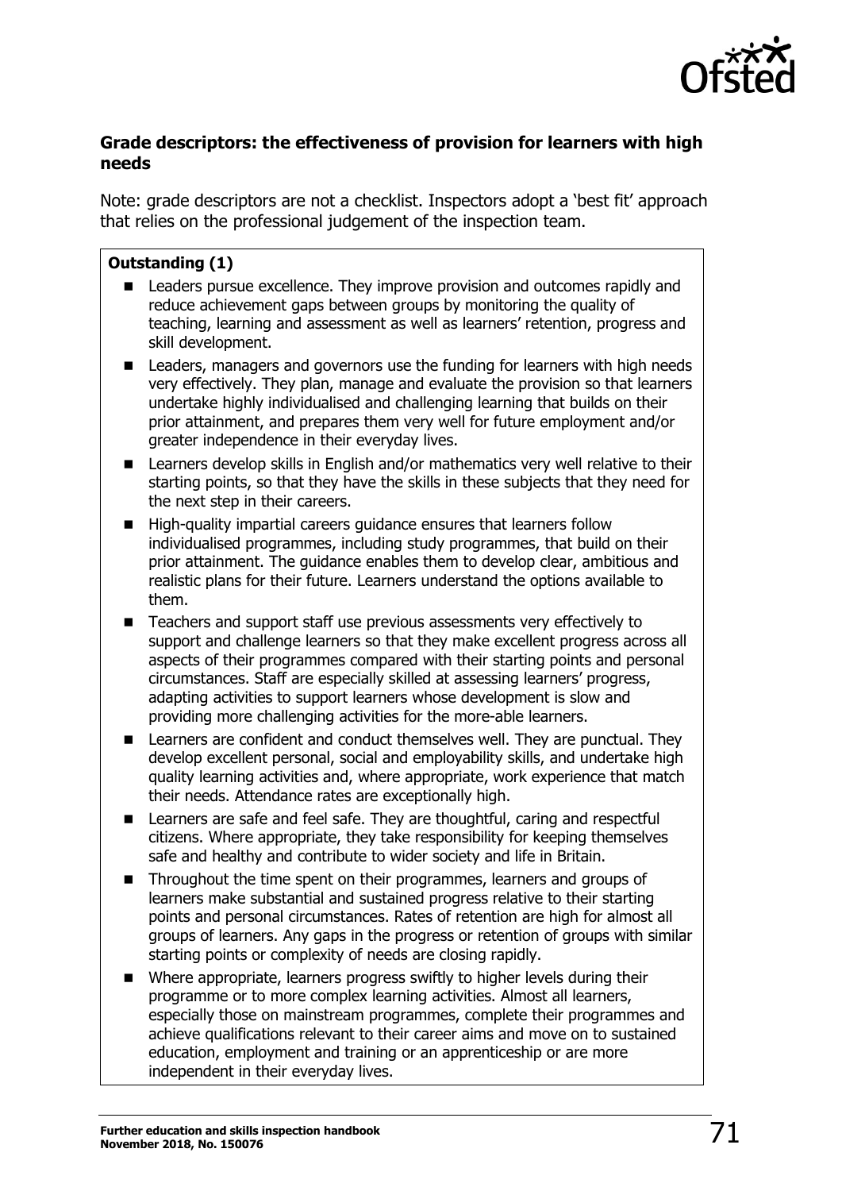### Grade descriptors: the effectiveness of provision for learners with high needs

Note: grade descriptors are not a checklist. Inspectors adopt a 'best fit' approach that relies on the professional judgement of the inspection team.

**Outstanding (1)**

- Leaders pursue excellence. They improve provision and outcomes rapidly and reduce achievement gaps between groups by monitoring the quality of teaching, learning and assessment as well as learners' retention, progress and skill development.
- Leaders, managers and governors use the funding for learners with high needs very effectively. They plan, manage and evaluate the provision so that learners undertake highly individualised and challenging learning that builds on their prior attainment, and prepares them very well for future employment and/or greater independence in their everyday lives.
- Learners develop skills in English and/or mathematics very well relative to their starting points, so that they have the skills in these subjects that they need for the next step in their careers.
- High-quality impartial careers guidance ensures that learners follow individualised programmes, including study programmes, that build on their prior attainment. The guidance enables them to develop clear, ambitious and realistic plans for their future. Learners understand the options available to them.
- Teachers and support staff use previous assessments very effectively to support and challenge learners so that they make excellent progress across all aspects of their programmes compared with their starting points and personal circumstances. Staff are especially skilled at assessing learners' progress, adapting activities to support learners whose development is slow and providing more challenging activities for the more-able learners.
- Learners are confident and conduct themselves well. They are punctual. They develop excellent personal, social and employability skills, and undertake high quality learning activities and, where appropriate, work experience that match their needs. Attendance rates are exceptionally high.
- Learners are safe and feel safe. They are thoughtful, caring and respectful citizens. Where appropriate, they take responsibility for keeping themselves safe and healthy and contribute to wider society and life in Britain.
- Throughout the time spent on their programmes, learners and groups of learners make substantial and sustained progress relative to their starting points and personal circumstances. Rates of retention are high for almost all groups of learners. Any gaps in the progress or retention of groups with similar starting points or complexity of needs are closing rapidly.
- Where appropriate, learners progress swiftly to higher levels during their programme or to more complex learning activities. Almost all learners, especially those on mainstream programmes, complete their programmes and achieve qualifications relevant to their career aims and move on to sustained education, employment and training or an apprenticeship or are more independent in their everyday lives.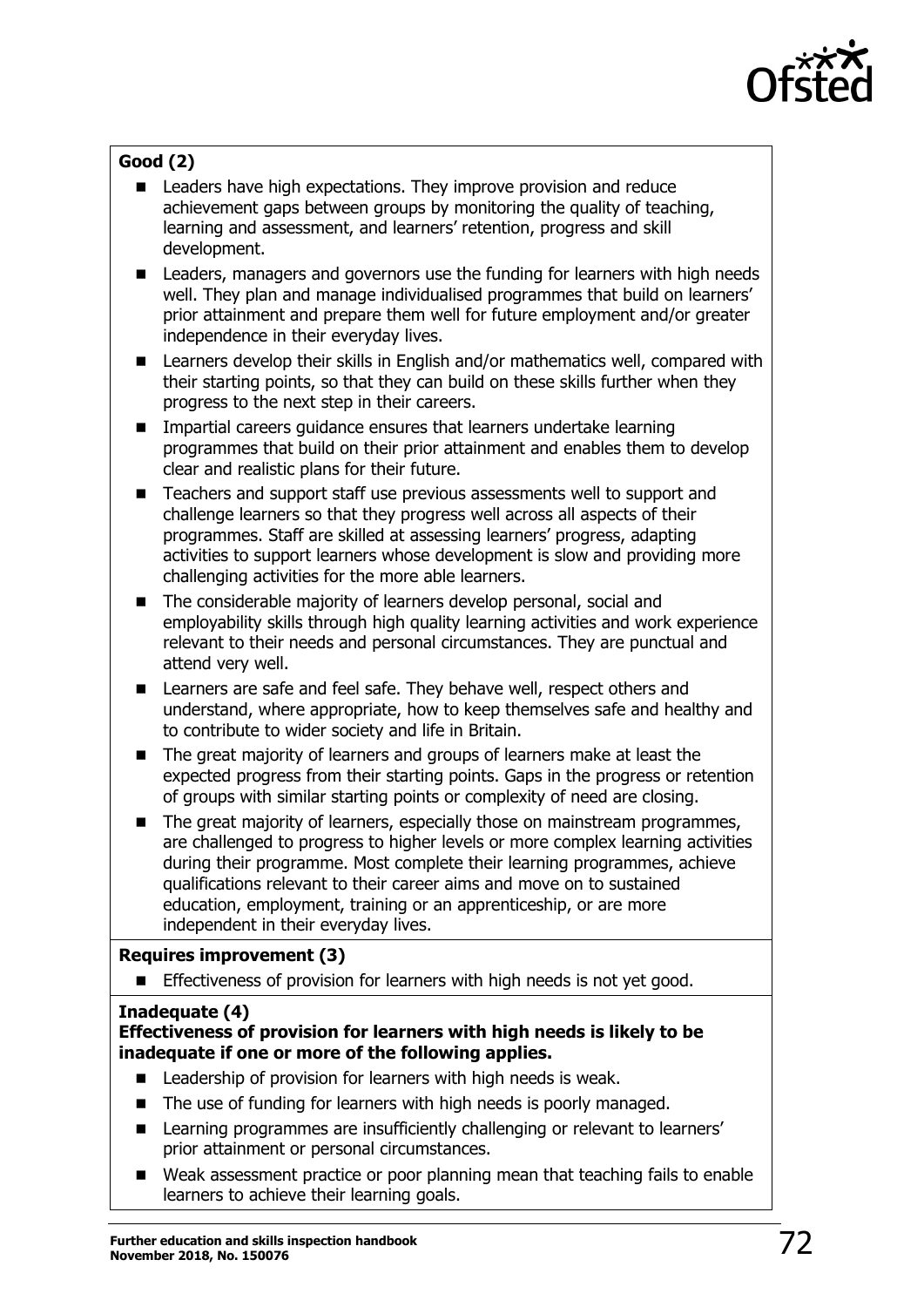**Good (2)**

- Leaders have high expectations. They improve provision and reduce achievement gaps between groups by monitoring the quality of teaching, learning and assessment, and learners' retention, progress and skill development.
- Leaders, managers and governors use the funding for learners with high needs well. They plan and manage individualised programmes that build on learners' prior attainment and prepare them well for future employment and/or greater independence in their everyday lives.
- Learners develop their skills in English and/or mathematics well, compared with their starting points, so that they can build on these skills further when they progress to the next step in their careers.
- Impartial careers guidance ensures that learners undertake learning programmes that build on their prior attainment and enables them to develop clear and realistic plans for their future.
- Teachers and support staff use previous assessments well to support and challenge learners so that they progress well across all aspects of their programmes. Staff are skilled at assessing learners' progress, adapting activities to support learners whose development is slow and providing more challenging activities for the more able learners.
- The considerable majority of learners develop personal, social and employability skills through high quality learning activities and work experience relevant to their needs and personal circumstances. They are punctual and attend very well.
- Learners are safe and feel safe. They behave well, respect others and understand, where appropriate, how to keep themselves safe and healthy and to contribute to wider society and life in Britain.
- The great majority of learners and groups of learners make at least the expected progress from their starting points. Gaps in the progress or retention of groups with similar starting points or complexity of need are closing.
- The great majority of learners, especially those on mainstream programmes, are challenged to progress to higher levels or more complex learning activities during their programme. Most complete their learning programmes, achieve qualifications relevant to their career aims and move on to sustained education, employment, training or an apprenticeship, or are more independent in their everyday lives.

**Requires improvement (3)**

- Effectiveness of provision for learners with high needs is not yet good.

**Inadequate (4)**

**Effectiveness of provision for learners with high needs is likely to be inadequate if one or more of the following applies.**

- Leadership of provision for learners with high needs is weak.
- The use of funding for learners with high needs is poorly managed.
- Learning programmes are insufficiently challenging or relevant to learners' prior attainment or personal circumstances.
- Weak assessment practice or poor planning mean that teaching fails to enable learners to achieve their learning goals.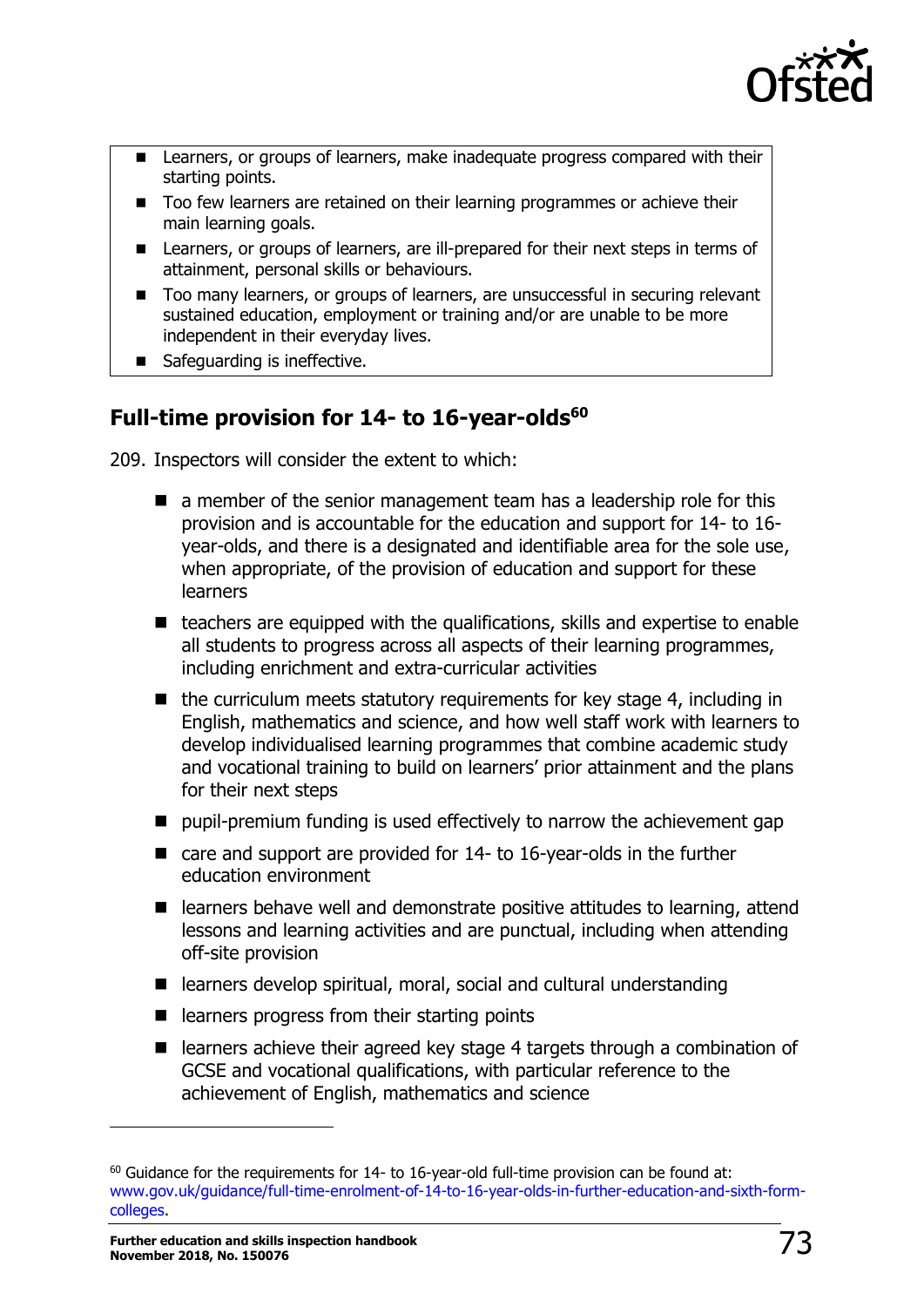- Learners, or groups of learners, make inadequate progress compared with their starting points.
- Too few learners are retained on their learning programmes or achieve their main learning goals.
- Learners, or groups of learners, are ill-prepared for their next steps in terms of attainment, personal skills or behaviours.
- Too many learners, or groups of learners, are unsuccessful in securing relevant sustained education, employment or training and/or are unable to be more independent in their everyday lives.
- Safeguarding is ineffective.

## Full-time provision for 14- to 16-year-olds[60]

209. Inspectors will consider the extent to which:

- a member of the senior management team has a leadership role for this provision and is accountable for the education and support for 14- to 16-year-olds, and there is a designated and identifiable area for the sole use, when appropriate, of the provision of education and support for these learners
- teachers are equipped with the qualifications, skills and expertise to enable all students to progress across all aspects of their learning programmes, including enrichment and extra-curricular activities
- the curriculum meets statutory requirements for key stage 4, including in English, mathematics and science, and how well staff work with learners to develop individualised learning programmes that combine academic study and vocational training to build on learners' prior attainment and the plans for their next steps
- pupil-premium funding is used effectively to narrow the achievement gap
- care and support are provided for 14- to 16-year-olds in the further education environment
- learners behave well and demonstrate positive attitudes to learning, attend lessons and learning activities and are punctual, including when attending off-site provision
- learners develop spiritual, moral, social and cultural understanding
- learners progress from their starting points
- learners achieve their agreed key stage 4 targets through a combination of GCSE and vocational qualifications, with particular reference to the achievement of English, mathematics and science

[60] Guidance for the requirements for 14- to 16-year-old full-time provision can be found at: www.gov.uk/guidance/full-time-enrolment-of-14-to-16-year-olds-in-further-education-and-sixth-form-colleges.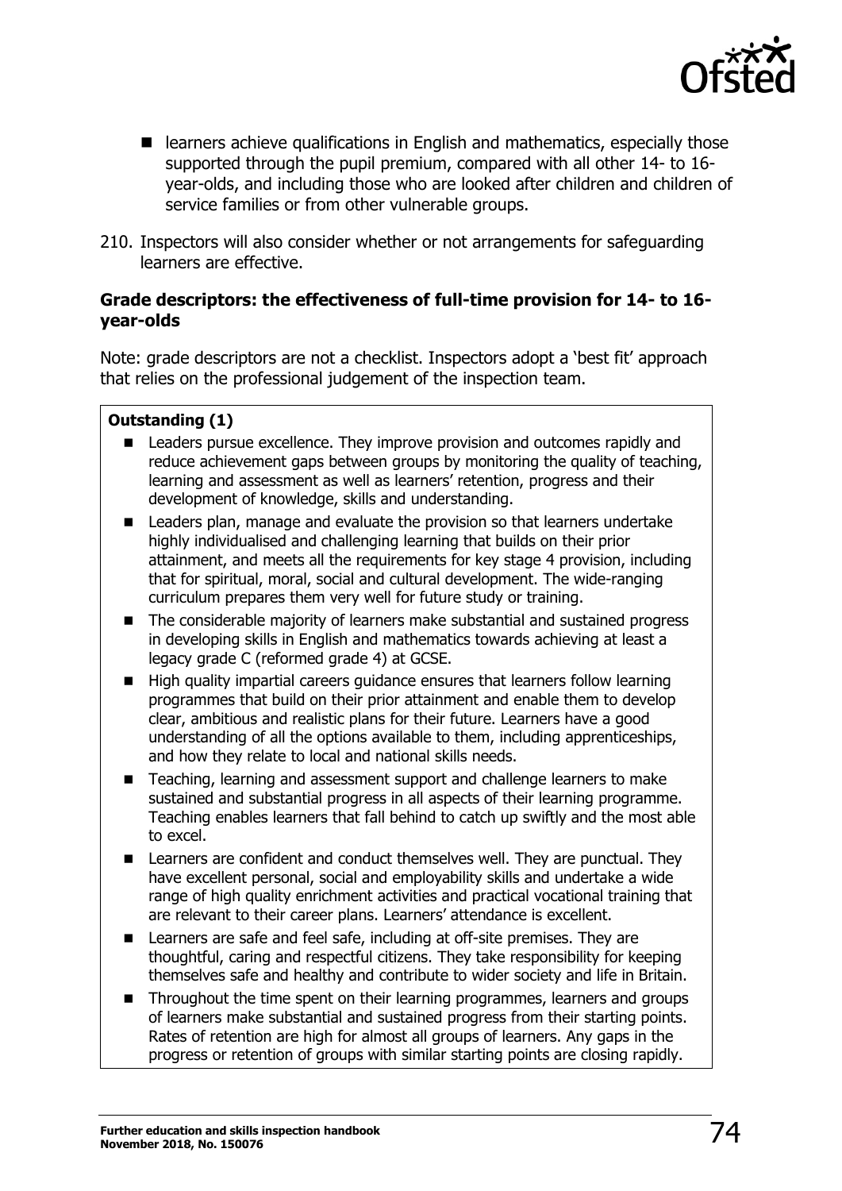- learners achieve qualifications in English and mathematics, especially those supported through the pupil premium, compared with all other 14- to 16-year-olds, and including those who are looked after children and children of service families or from other vulnerable groups.

210. Inspectors will also consider whether or not arrangements for safeguarding learners are effective.

### Grade descriptors: the effectiveness of full-time provision for 14- to 16-year-olds

Note: grade descriptors are not a checklist. Inspectors adopt a 'best fit' approach that relies on the professional judgement of the inspection team.

**Outstanding (1)**

- Leaders pursue excellence. They improve provision and outcomes rapidly and reduce achievement gaps between groups by monitoring the quality of teaching, learning and assessment as well as learners' retention, progress and their development of knowledge, skills and understanding.
- Leaders plan, manage and evaluate the provision so that learners undertake highly individualised and challenging learning that builds on their prior attainment, and meets all the requirements for key stage 4 provision, including that for spiritual, moral, social and cultural development. The wide-ranging curriculum prepares them very well for future study or training.
- The considerable majority of learners make substantial and sustained progress in developing skills in English and mathematics towards achieving at least a legacy grade C (reformed grade 4) at GCSE.
- High quality impartial careers guidance ensures that learners follow learning programmes that build on their prior attainment and enable them to develop clear, ambitious and realistic plans for their future. Learners have a good understanding of all the options available to them, including apprenticeships, and how they relate to local and national skills needs.
- Teaching, learning and assessment support and challenge learners to make sustained and substantial progress in all aspects of their learning programme. Teaching enables learners that fall behind to catch up swiftly and the most able to excel.
- Learners are confident and conduct themselves well. They are punctual. They have excellent personal, social and employability skills and undertake a wide range of high quality enrichment activities and practical vocational training that are relevant to their career plans. Learners' attendance is excellent.
- Learners are safe and feel safe, including at off-site premises. They are thoughtful, caring and respectful citizens. They take responsibility for keeping themselves safe and healthy and contribute to wider society and life in Britain.
- Throughout the time spent on their learning programmes, learners and groups of learners make substantial and sustained progress from their starting points. Rates of retention are high for almost all groups of learners. Any gaps in the progress or retention of groups with similar starting points are closing rapidly.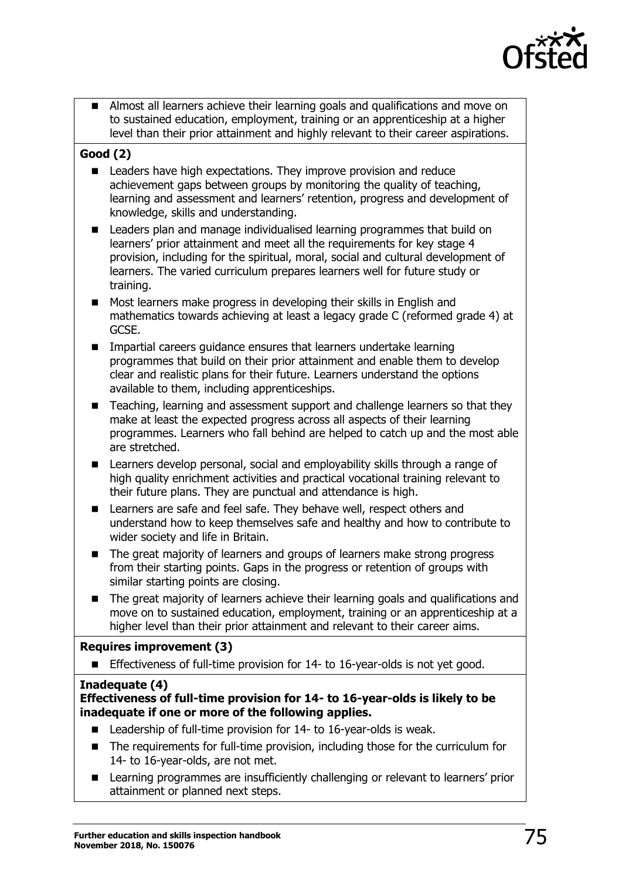- Almost all learners achieve their learning goals and qualifications and move on to sustained education, employment, training or an apprenticeship at a higher level than their prior attainment and highly relevant to their career aspirations.

**Good (2)**

- Leaders have high expectations. They improve provision and reduce achievement gaps between groups by monitoring the quality of teaching, learning and assessment and learners' retention, progress and development of knowledge, skills and understanding.
- Leaders plan and manage individualised learning programmes that build on learners' prior attainment and meet all the requirements for key stage 4 provision, including for the spiritual, moral, social and cultural development of learners. The varied curriculum prepares learners well for future study or training.
- Most learners make progress in developing their skills in English and mathematics towards achieving at least a legacy grade C (reformed grade 4) at GCSE.
- Impartial careers guidance ensures that learners undertake learning programmes that build on their prior attainment and enable them to develop clear and realistic plans for their future. Learners understand the options available to them, including apprenticeships.
- Teaching, learning and assessment support and challenge learners so that they make at least the expected progress across all aspects of their learning programmes. Learners who fall behind are helped to catch up and the most able are stretched.
- Learners develop personal, social and employability skills through a range of high quality enrichment activities and practical vocational training relevant to their future plans. They are punctual and attendance is high.
- Learners are safe and feel safe. They behave well, respect others and understand how to keep themselves safe and healthy and how to contribute to wider society and life in Britain.
- The great majority of learners and groups of learners make strong progress from their starting points. Gaps in the progress or retention of groups with similar starting points are closing.
- The great majority of learners achieve their learning goals and qualifications and move on to sustained education, employment, training or an apprenticeship at a higher level than their prior attainment and relevant to their career aims.

**Requires improvement (3)**

- Effectiveness of full-time provision for 14- to 16-year-olds is not yet good.

**Inadequate (4)**

**Effectiveness of full-time provision for 14- to 16-year-olds is likely to be inadequate if one or more of the following applies.**

- Leadership of full-time provision for 14- to 16-year-olds is weak.
- The requirements for full-time provision, including those for the curriculum for 14- to 16-year-olds, are not met.
- Learning programmes are insufficiently challenging or relevant to learners' prior attainment or planned next steps.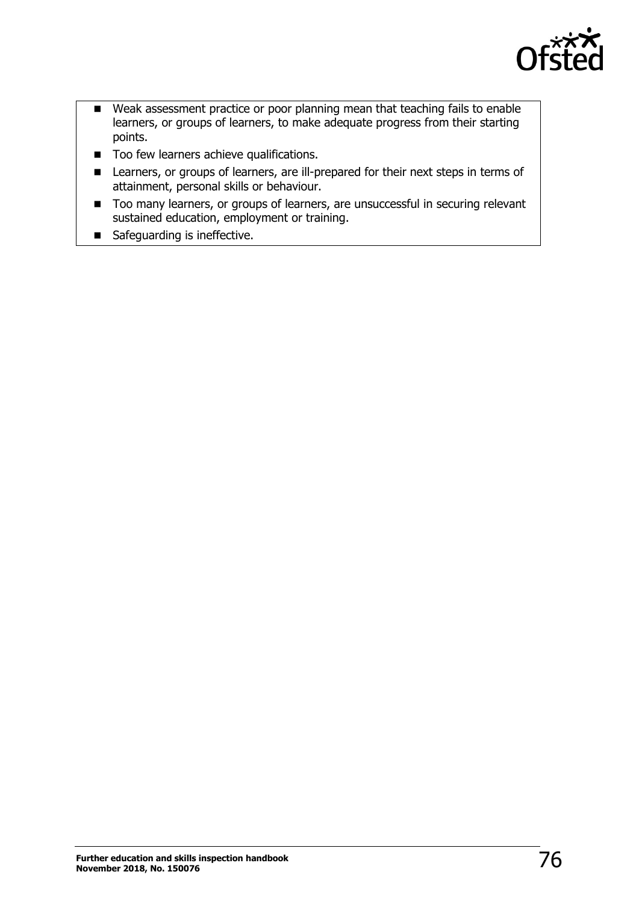- Weak assessment practice or poor planning mean that teaching fails to enable learners, or groups of learners, to make adequate progress from their starting points.
- Too few learners achieve qualifications.
- Learners, or groups of learners, are ill-prepared for their next steps in terms of attainment, personal skills or behaviour.
- Too many learners, or groups of learners, are unsuccessful in securing relevant sustained education, employment or training.
- Safeguarding is ineffective.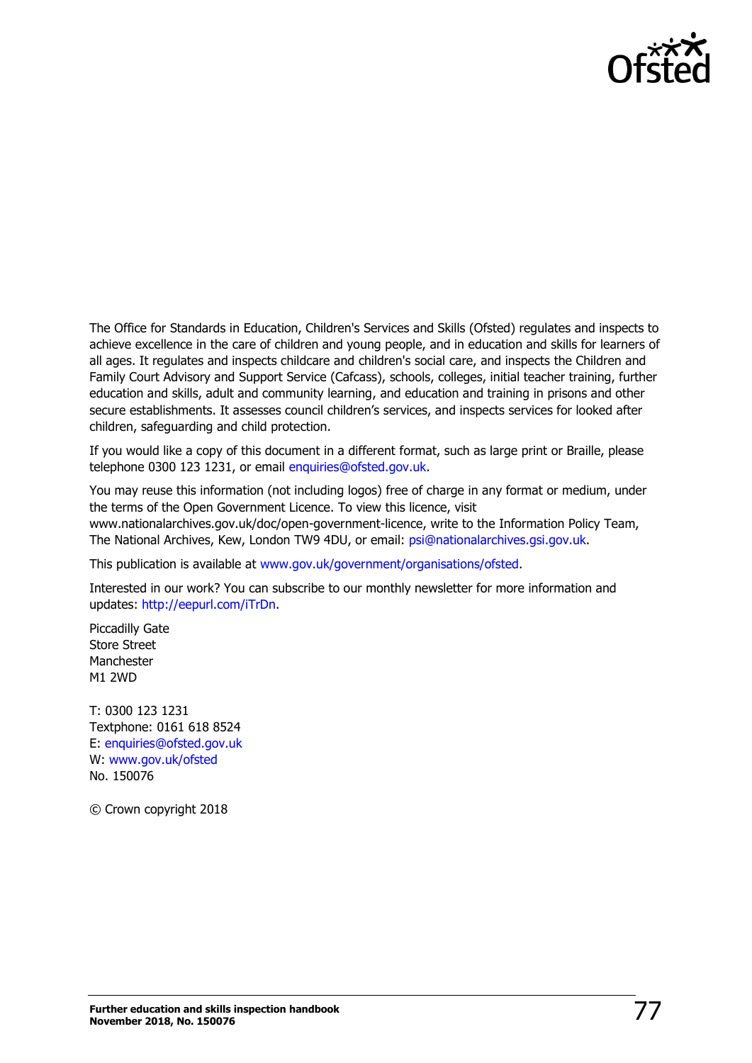The Office for Standards in Education, Children's Services and Skills (Ofsted) regulates and inspects to achieve excellence in the care of children and young people, and in education and skills for learners of all ages. It regulates and inspects childcare and children's social care, and inspects the Children and Family Court Advisory and Support Service (Cafcass), schools, colleges, initial teacher training, further education and skills, adult and community learning, and education and training in prisons and other secure establishments. It assesses council children's services, and inspects services for looked after children, safeguarding and child protection.

If you would like a copy of this document in a different format, such as large print or Braille, please telephone 0300 123 1231, or email enquiries@ofsted.gov.uk.

You may reuse this information (not including logos) free of charge in any format or medium, under the terms of the Open Government Licence. To view this licence, visit www.nationalarchives.gov.uk/doc/open-government-licence, write to the Information Policy Team, The National Archives, Kew, London TW9 4DU, or email: psi@nationalarchives.gsi.gov.uk.

This publication is available at www.gov.uk/government/organisations/ofsted.

Interested in our work? You can subscribe to our monthly newsletter for more information and updates: http://eepurl.com/iTrDn.

Piccadilly Gate
Store Street
Manchester
M1 2WD

T: 0300 123 1231
Textphone: 0161 618 8524
E: enquiries@ofsted.gov.uk
W: www.gov.uk/ofsted
No. 150076

© Crown copyright 2018